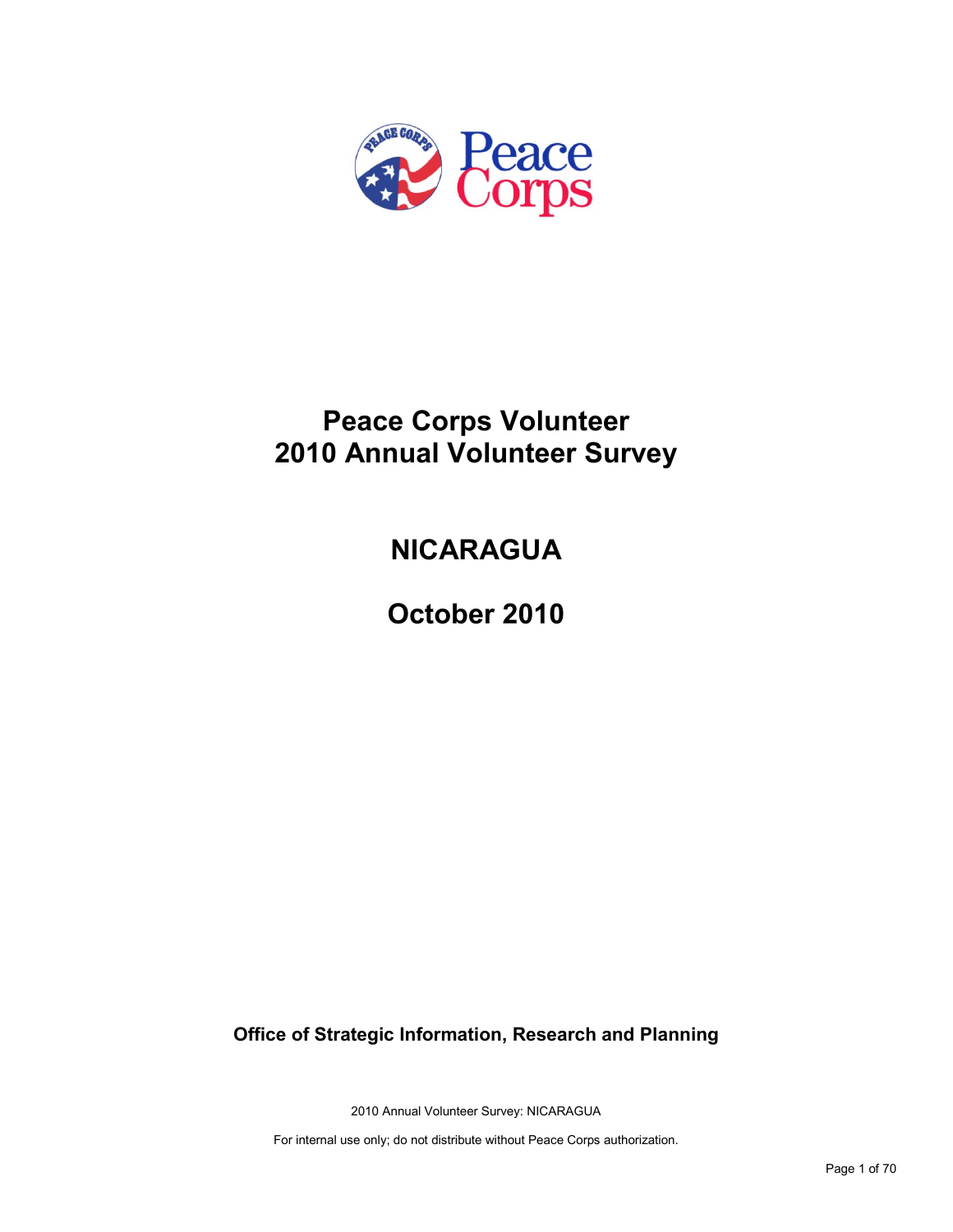# Peace Corps Volunteer
# 2010 Annual Volunteer Survey

## NICARAGUA

## October 2010

**Office of Strategic Information, Research and Planning**

2010 Annual Volunteer Survey: NICARAGUA

For internal use only; do not distribute without Peace Corps authorization.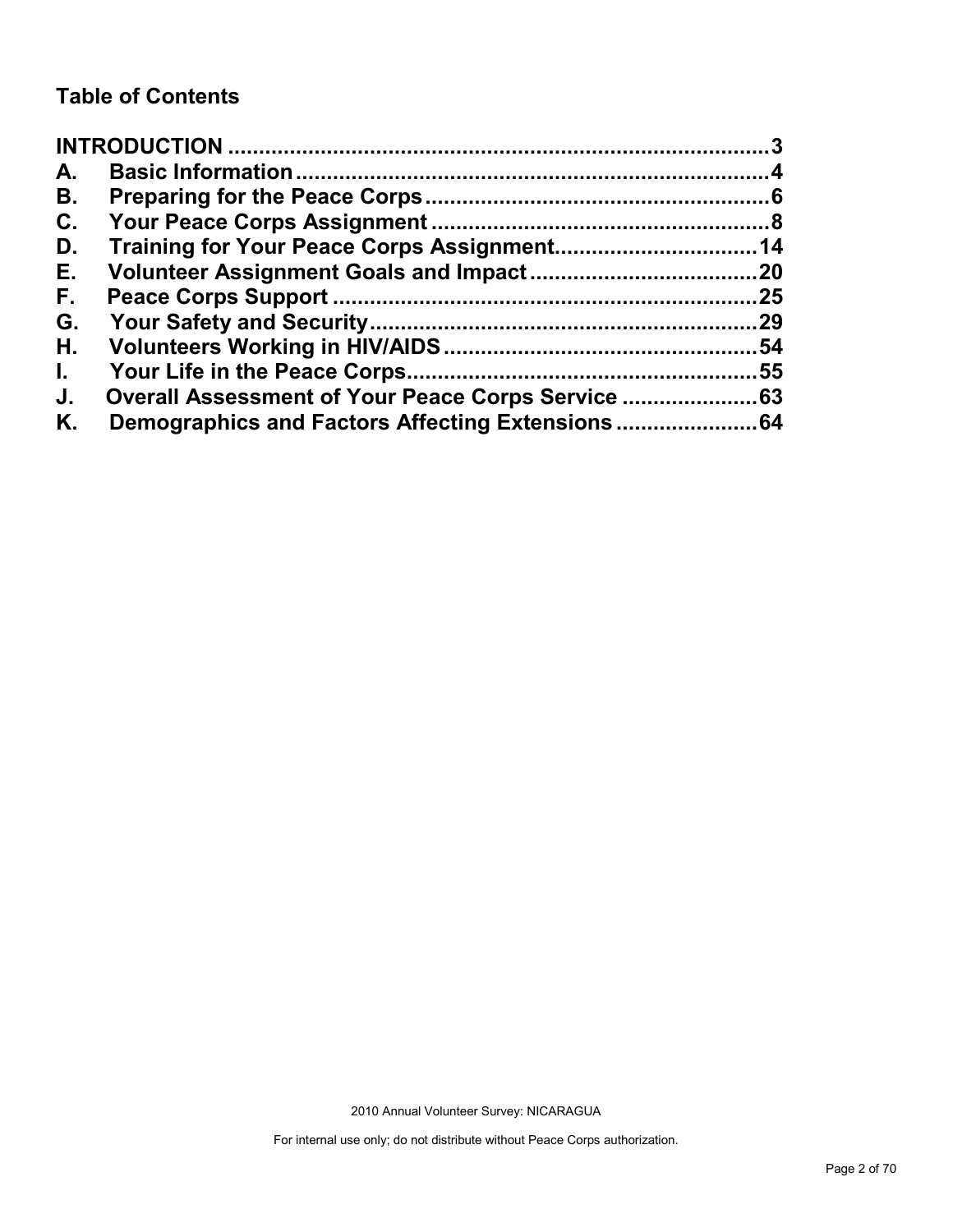## Table of Contents

INTRODUCTION ........................................................................... 3
A. Basic Information ........................................................................... 4
B. Preparing for the Peace Corps ........................................................................... 6
C. Your Peace Corps Assignment ........................................................................... 8
D. Training for Your Peace Corps Assignment ........................................................................... 14
E. Volunteer Assignment Goals and Impact ........................................................................... 20
F. Peace Corps Support ........................................................................... 25
G. Your Safety and Security ........................................................................... 29
H. Volunteers Working in HIV/AIDS ........................................................................... 54
I. Your Life in the Peace Corps ........................................................................... 55
J. Overall Assessment of Your Peace Corps Service ........................................................................... 63
K. Demographics and Factors Affecting Extensions ........................................................................... 64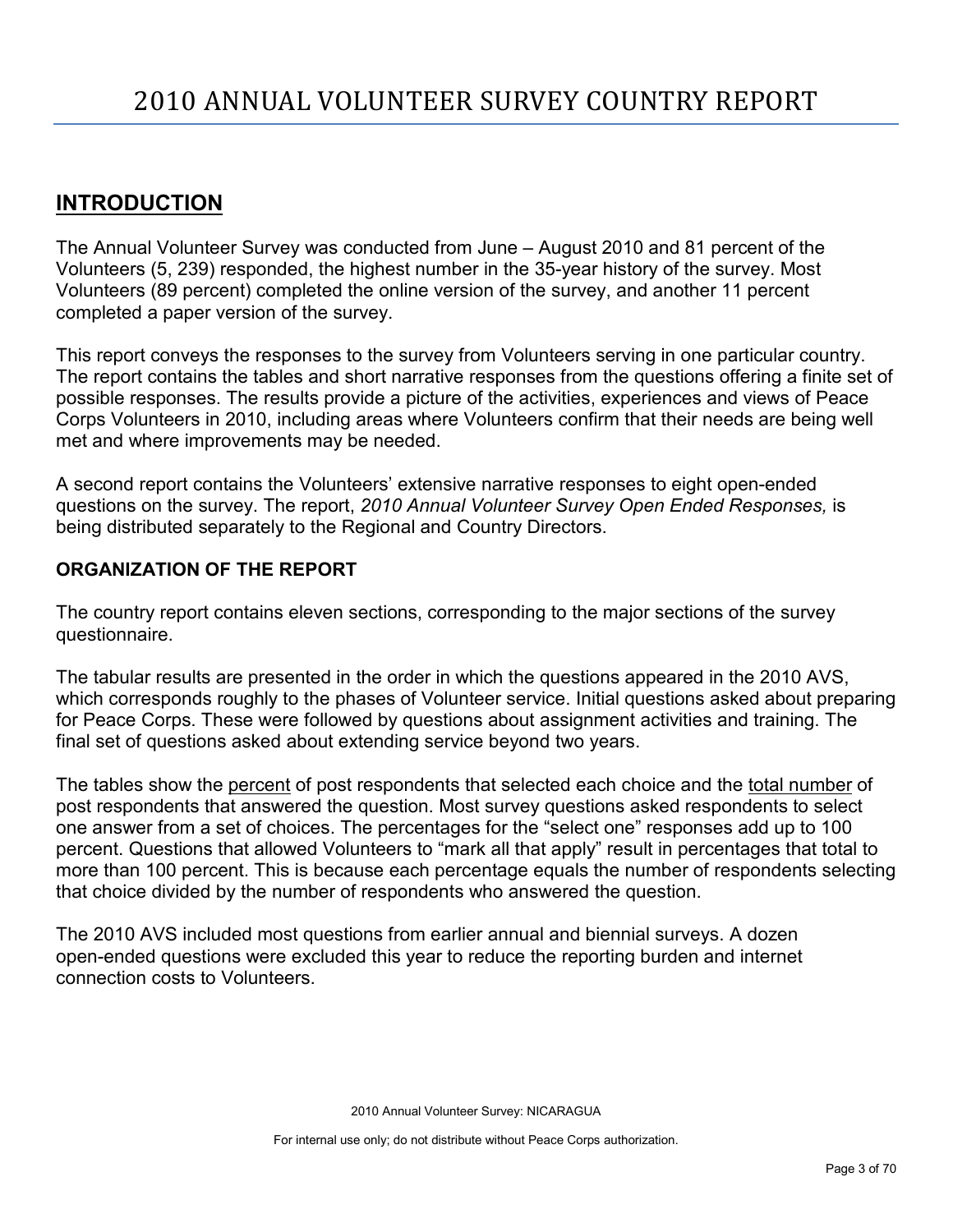# 2010 ANNUAL VOLUNTEER SURVEY COUNTRY REPORT

## INTRODUCTION

The Annual Volunteer Survey was conducted from June – August 2010 and 81 percent of the Volunteers (5, 239) responded, the highest number in the 35-year history of the survey. Most Volunteers (89 percent) completed the online version of the survey, and another 11 percent completed a paper version of the survey.

This report conveys the responses to the survey from Volunteers serving in one particular country. The report contains the tables and short narrative responses from the questions offering a finite set of possible responses. The results provide a picture of the activities, experiences and views of Peace Corps Volunteers in 2010, including areas where Volunteers confirm that their needs are being well met and where improvements may be needed.

A second report contains the Volunteers' extensive narrative responses to eight open-ended questions on the survey. The report, *2010 Annual Volunteer Survey Open Ended Responses,* is being distributed separately to the Regional and Country Directors.

### ORGANIZATION OF THE REPORT

The country report contains eleven sections, corresponding to the major sections of the survey questionnaire.

The tabular results are presented in the order in which the questions appeared in the 2010 AVS, which corresponds roughly to the phases of Volunteer service. Initial questions asked about preparing for Peace Corps. These were followed by questions about assignment activities and training. The final set of questions asked about extending service beyond two years.

The tables show the percent of post respondents that selected each choice and the total number of post respondents that answered the question. Most survey questions asked respondents to select one answer from a set of choices. The percentages for the "select one" responses add up to 100 percent. Questions that allowed Volunteers to "mark all that apply" result in percentages that total to more than 100 percent. This is because each percentage equals the number of respondents selecting that choice divided by the number of respondents who answered the question.

The 2010 AVS included most questions from earlier annual and biennial surveys. A dozen open-ended questions were excluded this year to reduce the reporting burden and internet connection costs to Volunteers.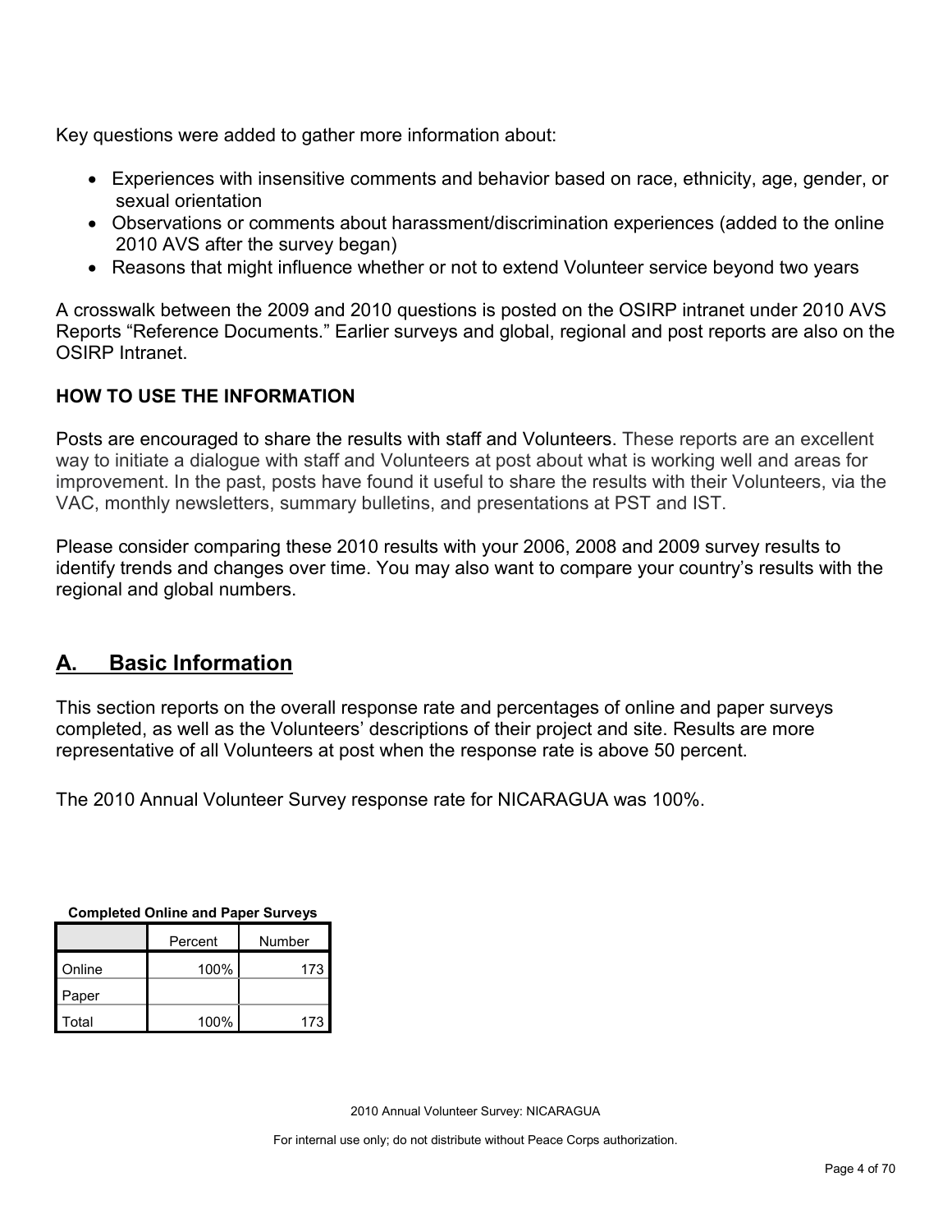Key questions were added to gather more information about:

- Experiences with insensitive comments and behavior based on race, ethnicity, age, gender, or sexual orientation
- Observations or comments about harassment/discrimination experiences (added to the online 2010 AVS after the survey began)
- Reasons that might influence whether or not to extend Volunteer service beyond two years

A crosswalk between the 2009 and 2010 questions is posted on the OSIRP intranet under 2010 AVS Reports "Reference Documents." Earlier surveys and global, regional and post reports are also on the OSIRP Intranet.

**HOW TO USE THE INFORMATION**

Posts are encouraged to share the results with staff and Volunteers. These reports are an excellent way to initiate a dialogue with staff and Volunteers at post about what is working well and areas for improvement. In the past, posts have found it useful to share the results with their Volunteers, via the VAC, monthly newsletters, summary bulletins, and presentations at PST and IST.

Please consider comparing these 2010 results with your 2006, 2008 and 2009 survey results to identify trends and changes over time. You may also want to compare your country's results with the regional and global numbers.

## A. Basic Information

This section reports on the overall response rate and percentages of online and paper surveys completed, as well as the Volunteers' descriptions of their project and site. Results are more representative of all Volunteers at post when the response rate is above 50 percent.

The 2010 Annual Volunteer Survey response rate for NICARAGUA was 100%.

**Completed Online and Paper Surveys**

| | Percent | Number |
|---|---|---|
| Online | 100% | 173 |
| Paper | | |
| Total | 100% | 173 |

2010 Annual Volunteer Survey: NICARAGUA

For internal use only; do not distribute without Peace Corps authorization.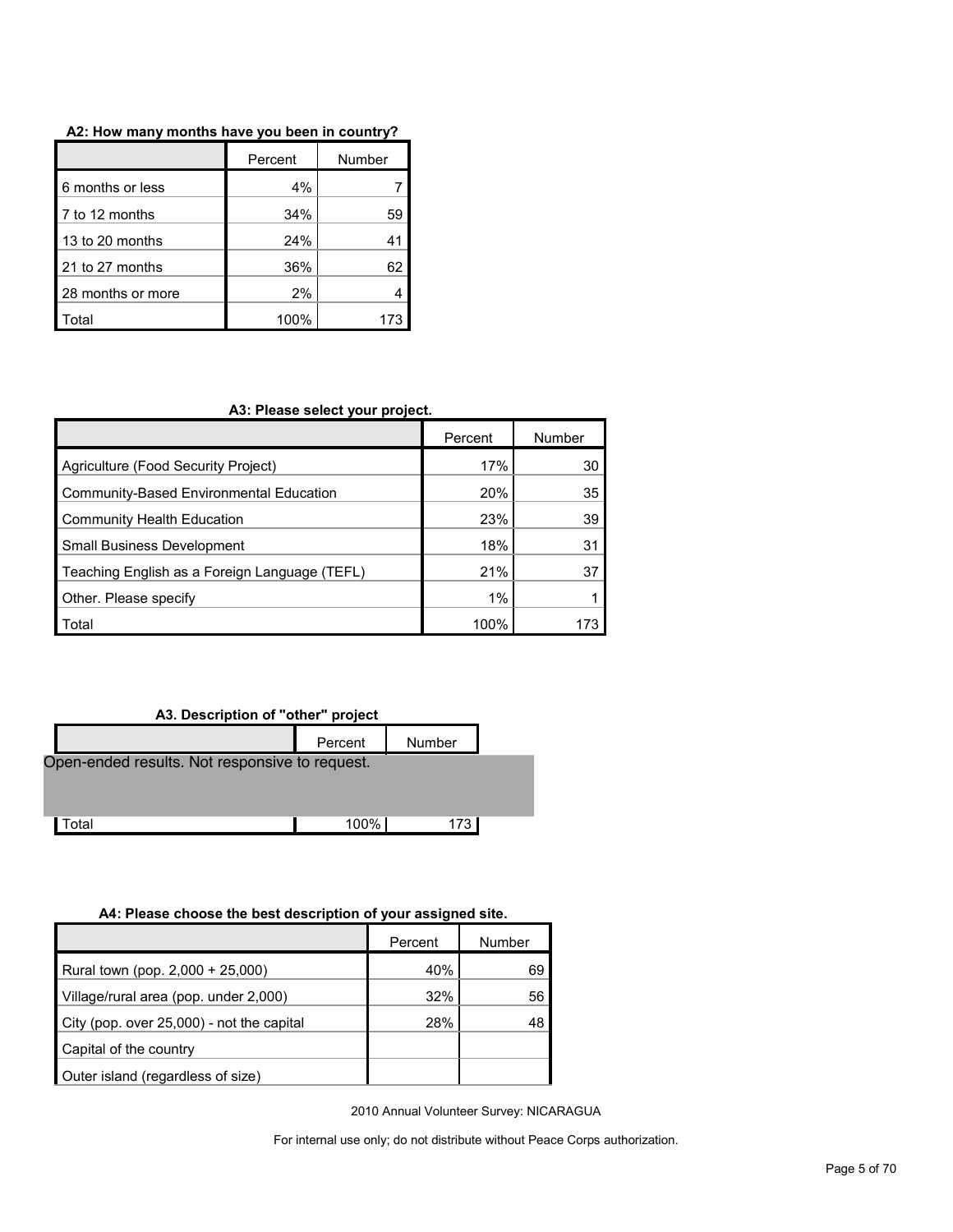**A2: How many months have you been in country?**

| | Percent | Number |
|---|---|---|
| 6 months or less | 4% | 7 |
| 7 to 12 months | 34% | 59 |
| 13 to 20 months | 24% | 41 |
| 21 to 27 months | 36% | 62 |
| 28 months or more | 2% | 4 |
| Total | 100% | 173 |

**A3: Please select your project.**

| | Percent | Number |
|---|---|---|
| Agriculture (Food Security Project) | 17% | 30 |
| Community-Based Environmental Education | 20% | 35 |
| Community Health Education | 23% | 39 |
| Small Business Development | 18% | 31 |
| Teaching English as a Foreign Language (TEFL) | 21% | 37 |
| Other. Please specify | 1% | 1 |
| Total | 100% | 173 |

**A3. Description of "other" project**

| | Percent | Number |
|---|---|---|
| Open-ended results. Not responsive to request. | | |
| Total | 100% | 173 |

**A4: Please choose the best description of your assigned site.**

| | Percent | Number |
|---|---|---|
| Rural town (pop. 2,000 + 25,000) | 40% | 69 |
| Village/rural area (pop. under 2,000) | 32% | 56 |
| City (pop. over 25,000) - not the capital | 28% | 48 |
| Capital of the country | | |
| Outer island (regardless of size) | | |

2010 Annual Volunteer Survey: NICARAGUA

For internal use only; do not distribute without Peace Corps authorization.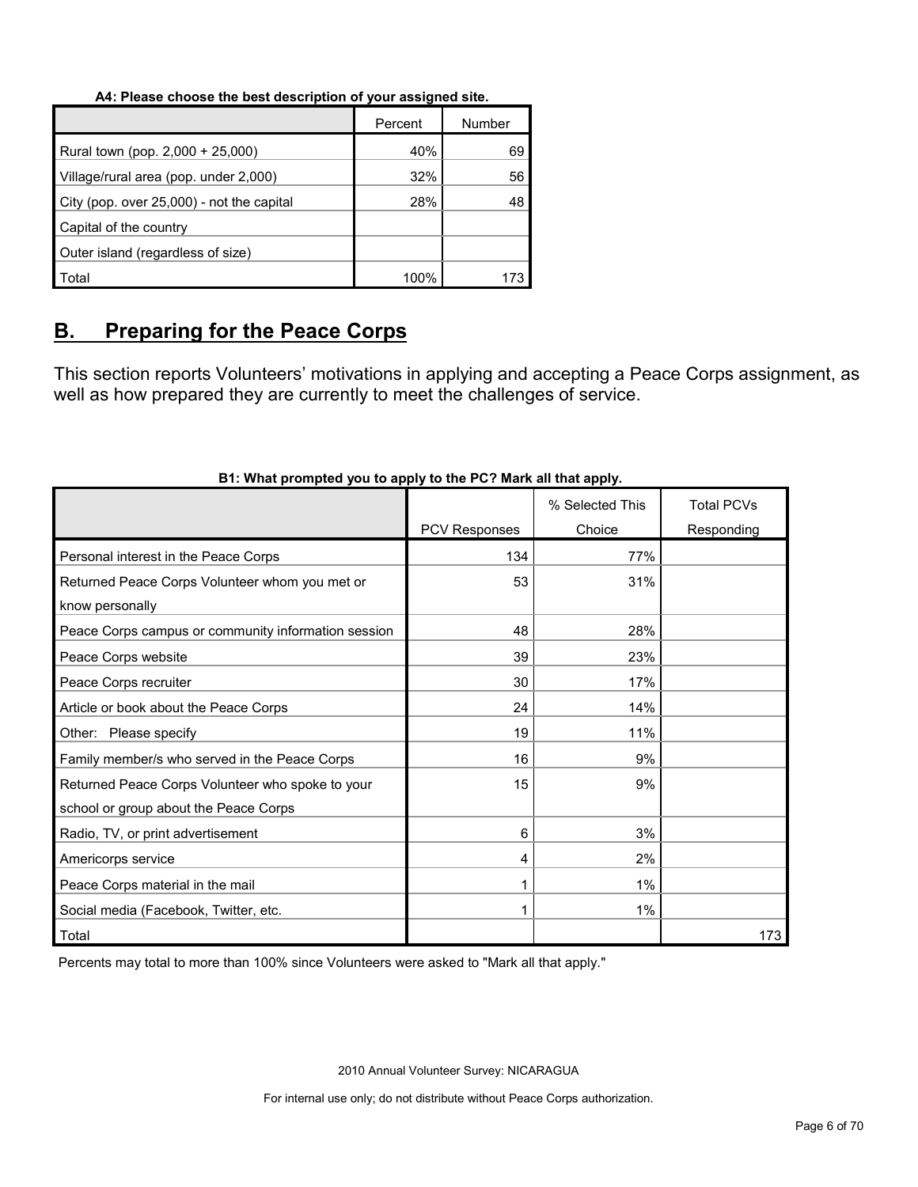**A4: Please choose the best description of your assigned site.**

| | Percent | Number |
|---|---|---|
| Rural town (pop. 2,000 + 25,000) | 40% | 69 |
| Village/rural area (pop. under 2,000) | 32% | 56 |
| City (pop. over 25,000) - not the capital | 28% | 48 |
| Capital of the country | | |
| Outer island (regardless of size) | | |
| Total | 100% | 173 |

## B. Preparing for the Peace Corps

This section reports Volunteers' motivations in applying and accepting a Peace Corps assignment, as well as how prepared they are currently to meet the challenges of service.

**B1: What prompted you to apply to the PC? Mark all that apply.**

| | PCV Responses | % Selected This Choice | Total PCVs Responding |
|---|---|---|---|
| Personal interest in the Peace Corps | 134 | 77% | |
| Returned Peace Corps Volunteer whom you met or know personally | 53 | 31% | |
| Peace Corps campus or community information session | 48 | 28% | |
| Peace Corps website | 39 | 23% | |
| Peace Corps recruiter | 30 | 17% | |
| Article or book about the Peace Corps | 24 | 14% | |
| Other: Please specify | 19 | 11% | |
| Family member/s who served in the Peace Corps | 16 | 9% | |
| Returned Peace Corps Volunteer who spoke to your school or group about the Peace Corps | 15 | 9% | |
| Radio, TV, or print advertisement | 6 | 3% | |
| Americorps service | 4 | 2% | |
| Peace Corps material in the mail | 1 | 1% | |
| Social media (Facebook, Twitter, etc. | 1 | 1% | |
| Total | | | 173 |

Percents may total to more than 100% since Volunteers were asked to "Mark all that apply."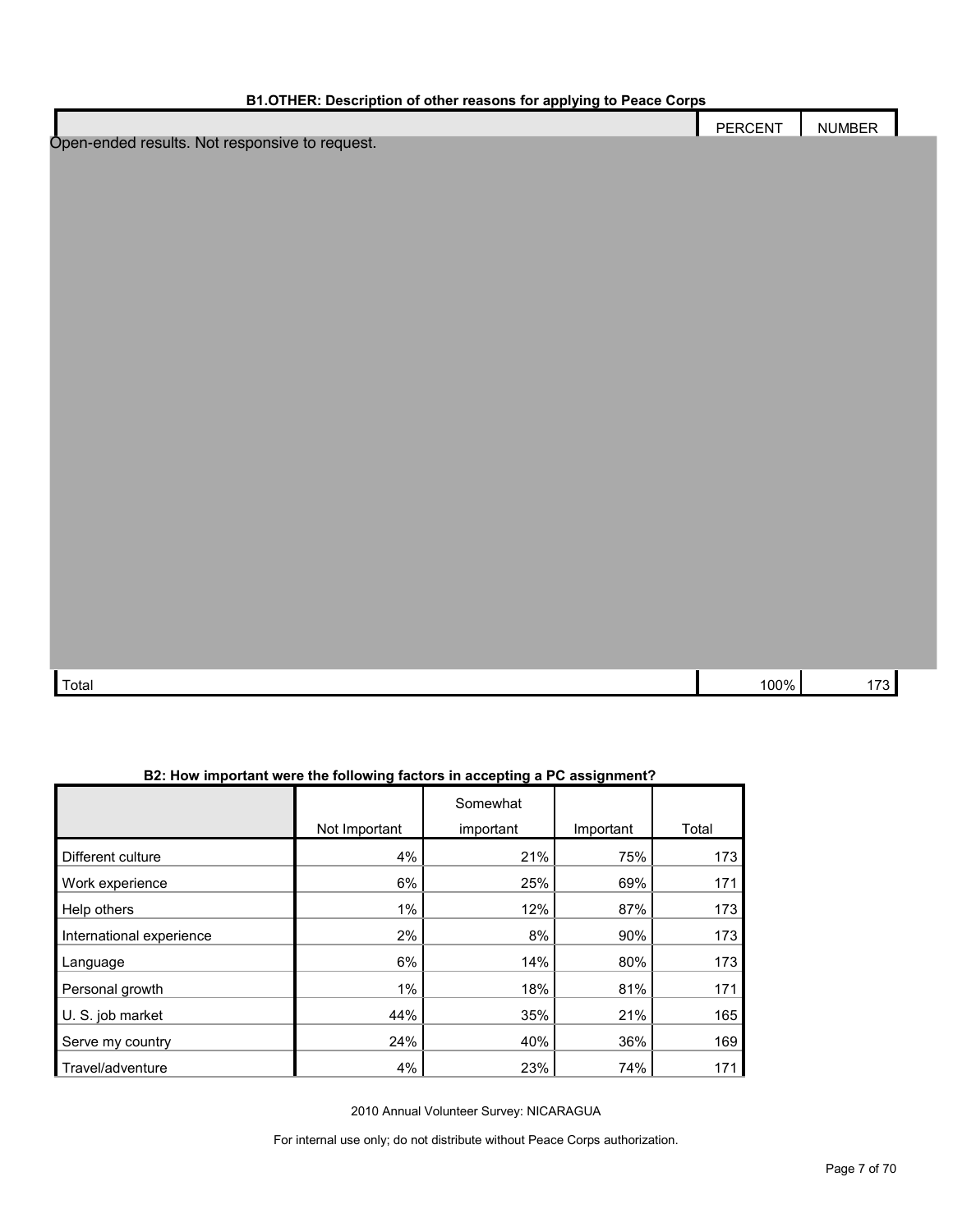**B1.OTHER: Description of other reasons for applying to Peace Corps**

| | PERCENT | NUMBER |
|---|---|---|
| Open-ended results. Not responsive to request. | | |
| Total | 100% | 173 |

**B2: How important were the following factors in accepting a PC assignment?**

| | Not Important | Somewhat important | Important | Total |
|---|---|---|---|---|
| Different culture | 4% | 21% | 75% | 173 |
| Work experience | 6% | 25% | 69% | 171 |
| Help others | 1% | 12% | 87% | 173 |
| International experience | 2% | 8% | 90% | 173 |
| Language | 6% | 14% | 80% | 173 |
| Personal growth | 1% | 18% | 81% | 171 |
| U. S. job market | 44% | 35% | 21% | 165 |
| Serve my country | 24% | 40% | 36% | 169 |
| Travel/adventure | 4% | 23% | 74% | 171 |

2010 Annual Volunteer Survey: NICARAGUA

For internal use only; do not distribute without Peace Corps authorization.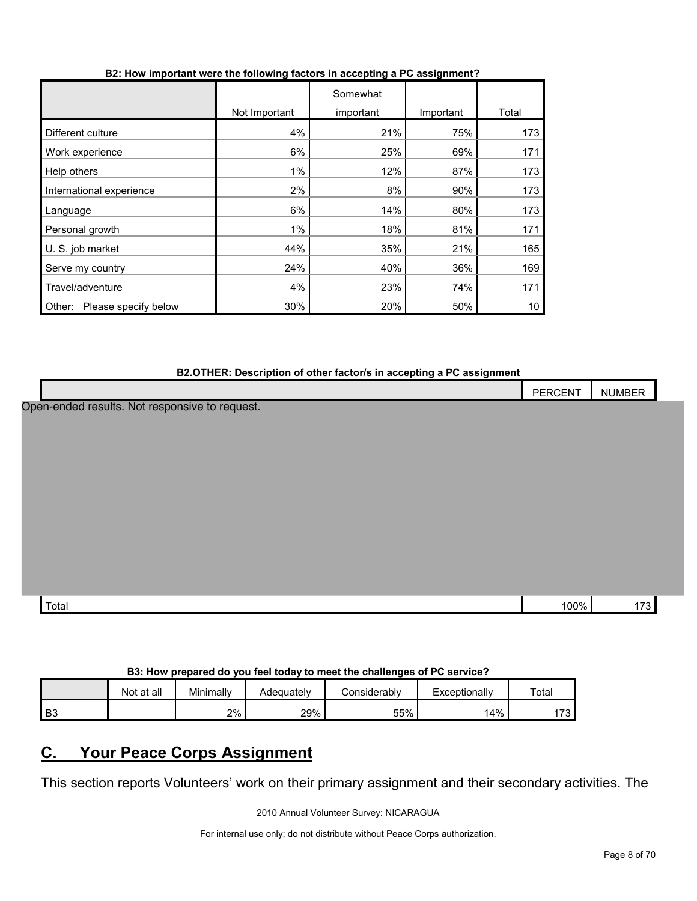**B2: How important were the following factors in accepting a PC assignment?**

| | Not Important | Somewhat important | Important | Total |
|---|---|---|---|---|
| Different culture | 4% | 21% | 75% | 173 |
| Work experience | 6% | 25% | 69% | 171 |
| Help others | 1% | 12% | 87% | 173 |
| International experience | 2% | 8% | 90% | 173 |
| Language | 6% | 14% | 80% | 173 |
| Personal growth | 1% | 18% | 81% | 171 |
| U. S. job market | 44% | 35% | 21% | 165 |
| Serve my country | 24% | 40% | 36% | 169 |
| Travel/adventure | 4% | 23% | 74% | 171 |
| Other: Please specify below | 30% | 20% | 50% | 10 |

**B2.OTHER: Description of other factor/s in accepting a PC assignment**

| | PERCENT | NUMBER |
|---|---|---|
| Open-ended results. Not responsive to request. | | |
| Total | 100% | 173 |

**B3: How prepared do you feel today to meet the challenges of PC service?**

| | Not at all | Minimally | Adequately | Considerably | Exceptionally | Total |
|---|---|---|---|---|---|---|
| B3 | | 2% | 29% | 55% | 14% | 173 |

## C. Your Peace Corps Assignment

This section reports Volunteers' work on their primary assignment and their secondary activities. The

2010 Annual Volunteer Survey: NICARAGUA

For internal use only; do not distribute without Peace Corps authorization.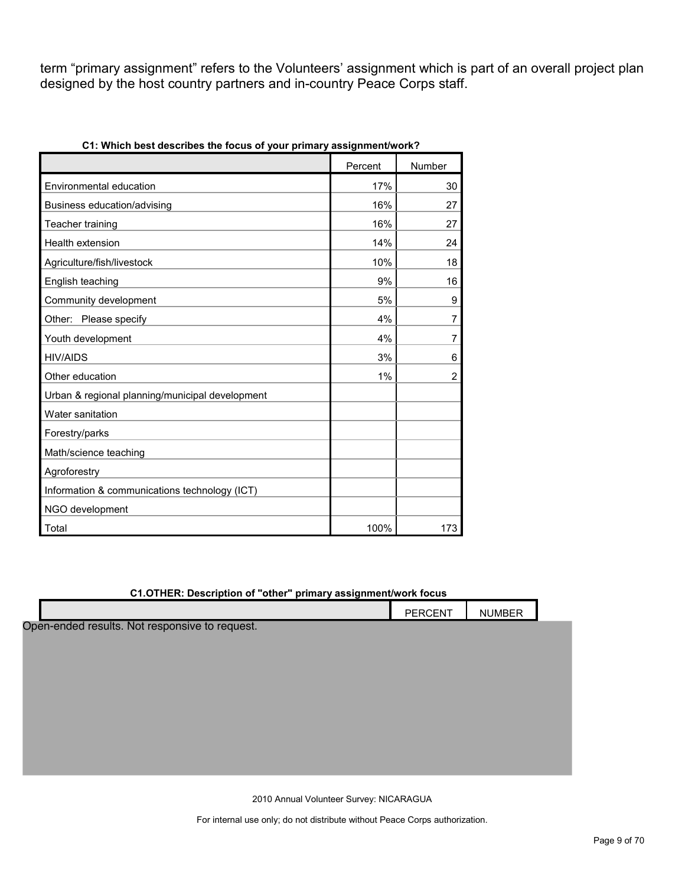term "primary assignment" refers to the Volunteers' assignment which is part of an overall project plan designed by the host country partners and in-country Peace Corps staff.

**C1: Which best describes the focus of your primary assignment/work?**

| | Percent | Number |
|---|---|---|
| Environmental education | 17% | 30 |
| Business education/advising | 16% | 27 |
| Teacher training | 16% | 27 |
| Health extension | 14% | 24 |
| Agriculture/fish/livestock | 10% | 18 |
| English teaching | 9% | 16 |
| Community development | 5% | 9 |
| Other: Please specify | 4% | 7 |
| Youth development | 4% | 7 |
| HIV/AIDS | 3% | 6 |
| Other education | 1% | 2 |
| Urban & regional planning/municipal development | | |
| Water sanitation | | |
| Forestry/parks | | |
| Math/science teaching | | |
| Agroforestry | | |
| Information & communications technology (ICT) | | |
| NGO development | | |
| Total | 100% | 173 |

**C1.OTHER: Description of "other" primary assignment/work focus**

| | PERCENT | NUMBER |
|---|---|---|

Open-ended results. Not responsive to request.

2010 Annual Volunteer Survey: NICARAGUA

For internal use only; do not distribute without Peace Corps authorization.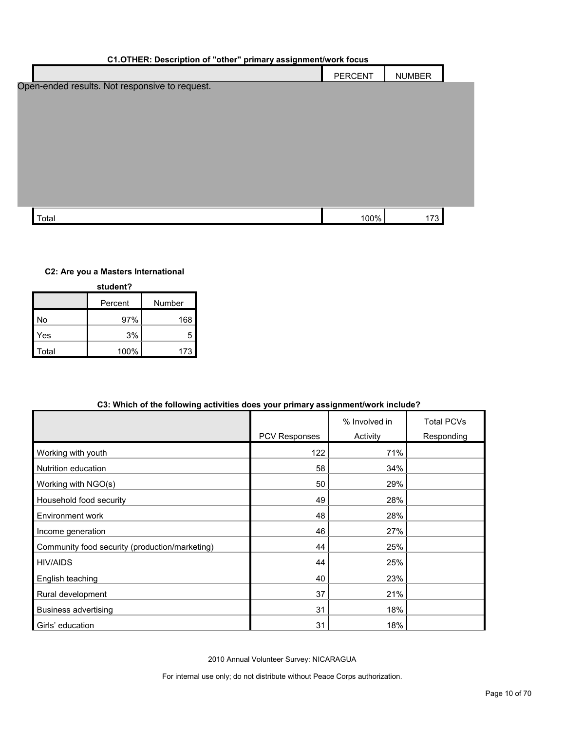**C1.OTHER: Description of "other" primary assignment/work focus**

| | PERCENT | NUMBER |
|---|---|---|
| Open-ended results. Not responsive to request. | | |
| Total | 100% | 173 |

**C2: Are you a Masters International student?**

| | Percent | Number |
|---|---|---|
| No | 97% | 168 |
| Yes | 3% | 5 |
| Total | 100% | 173 |

**C3: Which of the following activities does your primary assignment/work include?**

| | PCV Responses | % Involved in Activity | Total PCVs Responding |
|---|---|---|---|
| Working with youth | 122 | 71% | |
| Nutrition education | 58 | 34% | |
| Working with NGO(s) | 50 | 29% | |
| Household food security | 49 | 28% | |
| Environment work | 48 | 28% | |
| Income generation | 46 | 27% | |
| Community food security (production/marketing) | 44 | 25% | |
| HIV/AIDS | 44 | 25% | |
| English teaching | 40 | 23% | |
| Rural development | 37 | 21% | |
| Business advertising | 31 | 18% | |
| Girls' education | 31 | 18% | |

2010 Annual Volunteer Survey: NICARAGUA

For internal use only; do not distribute without Peace Corps authorization.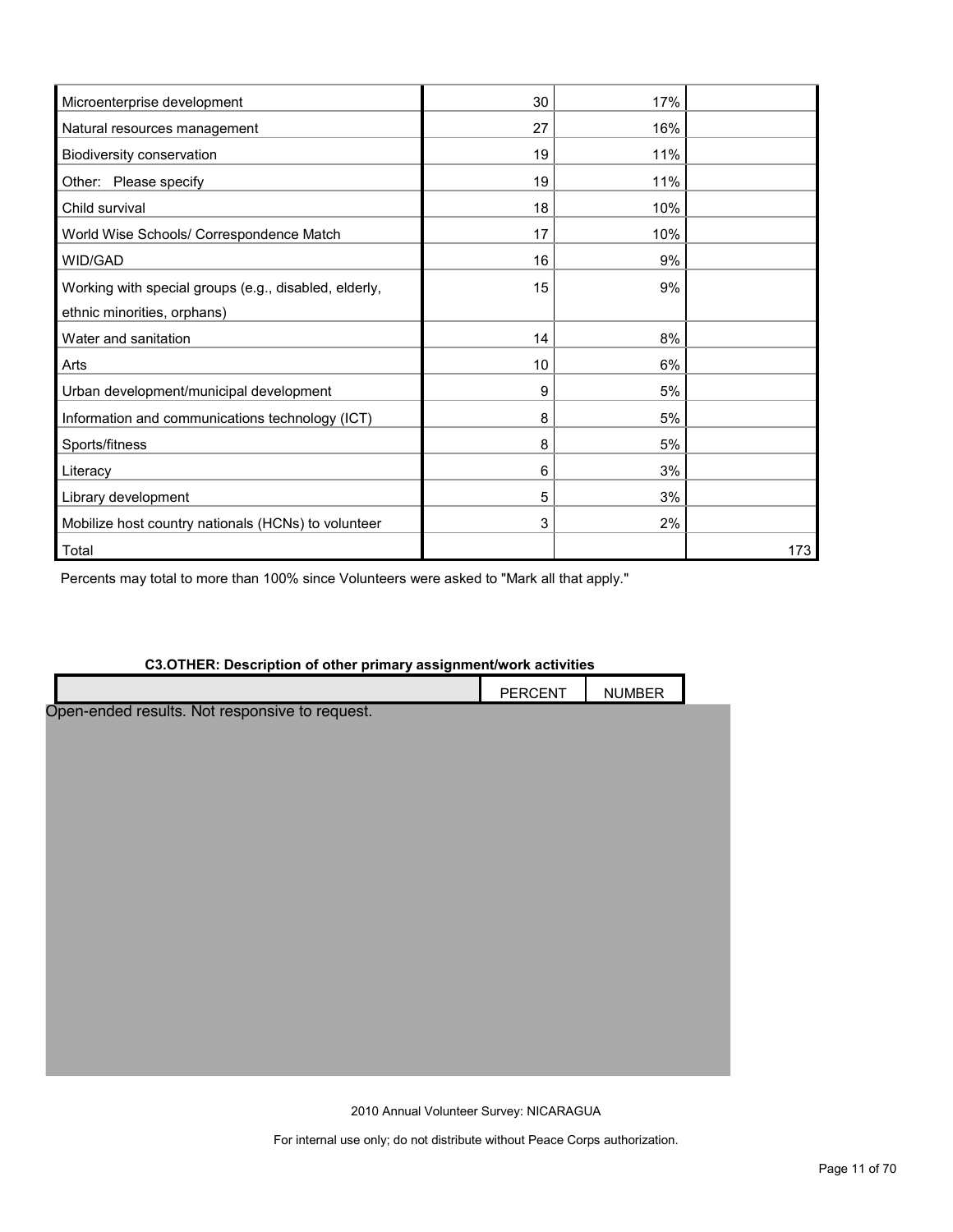| | | | |
|---|---|---|---|
| Microenterprise development | 30 | 17% | |
| Natural resources management | 27 | 16% | |
| Biodiversity conservation | 19 | 11% | |
| Other: Please specify | 19 | 11% | |
| Child survival | 18 | 10% | |
| World Wise Schools/ Correspondence Match | 17 | 10% | |
| WID/GAD | 16 | 9% | |
| Working with special groups (e.g., disabled, elderly, ethnic minorities, orphans) | 15 | 9% | |
| Water and sanitation | 14 | 8% | |
| Arts | 10 | 6% | |
| Urban development/municipal development | 9 | 5% | |
| Information and communications technology (ICT) | 8 | 5% | |
| Sports/fitness | 8 | 5% | |
| Literacy | 6 | 3% | |
| Library development | 5 | 3% | |
| Mobilize host country nationals (HCNs) to volunteer | 3 | 2% | |
| Total | | | 173 |

Percents may total to more than 100% since Volunteers were asked to "Mark all that apply."

**C3.OTHER: Description of other primary assignment/work activities**

| | PERCENT | NUMBER |
|---|---|---|

Open-ended results. Not responsive to request.

2010 Annual Volunteer Survey: NICARAGUA

For internal use only; do not distribute without Peace Corps authorization.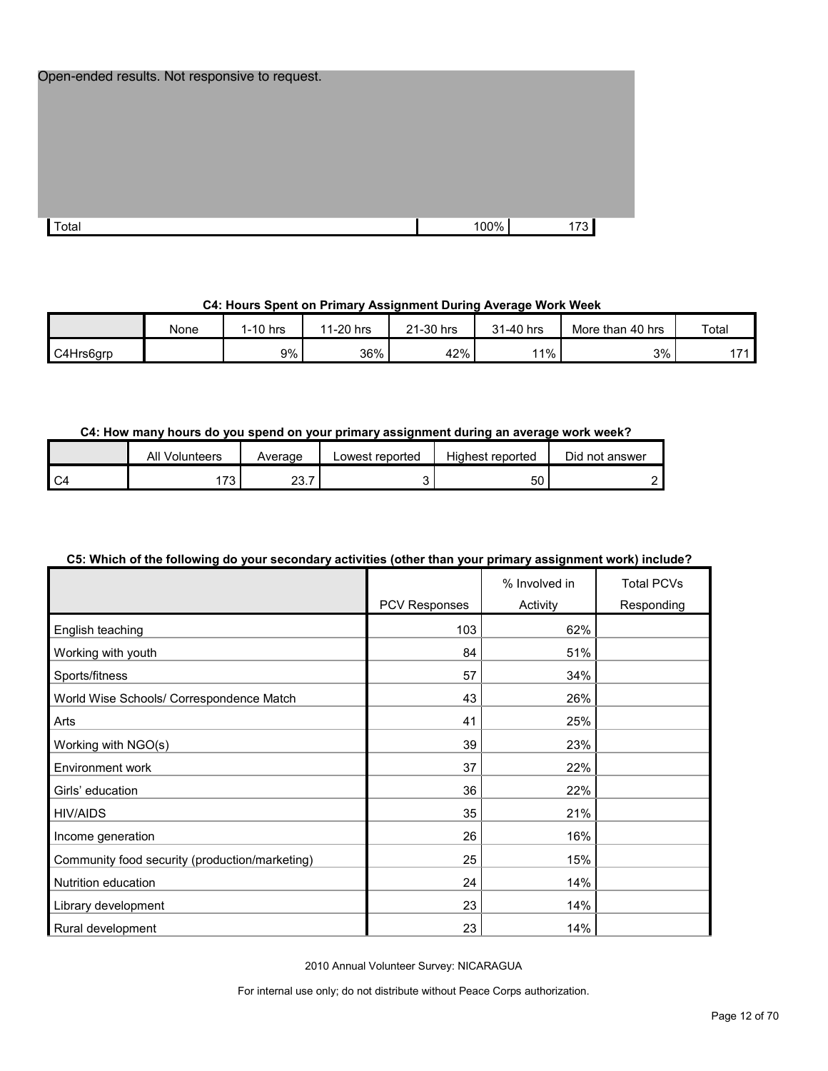Open-ended results. Not responsive to request.

| | | |
|---|---|---|
| Total | 100% | 173 |

**C4: Hours Spent on Primary Assignment During Average Work Week**

| | None | 1-10 hrs | 11-20 hrs | 21-30 hrs | 31-40 hrs | More than 40 hrs | Total |
|---|---|---|---|---|---|---|---|
| C4Hrs6grp | | 9% | 36% | 42% | 11% | 3% | 171 |

**C4: How many hours do you spend on your primary assignment during an average work week?**

| | All Volunteers | Average | Lowest reported | Highest reported | Did not answer |
|---|---|---|---|---|---|
| C4 | 173 | 23.7 | 3 | 50 | 2 |

**C5: Which of the following do your secondary activities (other than your primary assignment work) include?**

| | PCV Responses | % Involved in Activity | Total PCVs Responding |
|---|---|---|---|
| English teaching | 103 | 62% | |
| Working with youth | 84 | 51% | |
| Sports/fitness | 57 | 34% | |
| World Wise Schools/ Correspondence Match | 43 | 26% | |
| Arts | 41 | 25% | |
| Working with NGO(s) | 39 | 23% | |
| Environment work | 37 | 22% | |
| Girls' education | 36 | 22% | |
| HIV/AIDS | 35 | 21% | |
| Income generation | 26 | 16% | |
| Community food security (production/marketing) | 25 | 15% | |
| Nutrition education | 24 | 14% | |
| Library development | 23 | 14% | |
| Rural development | 23 | 14% | |

2010 Annual Volunteer Survey: NICARAGUA

For internal use only; do not distribute without Peace Corps authorization.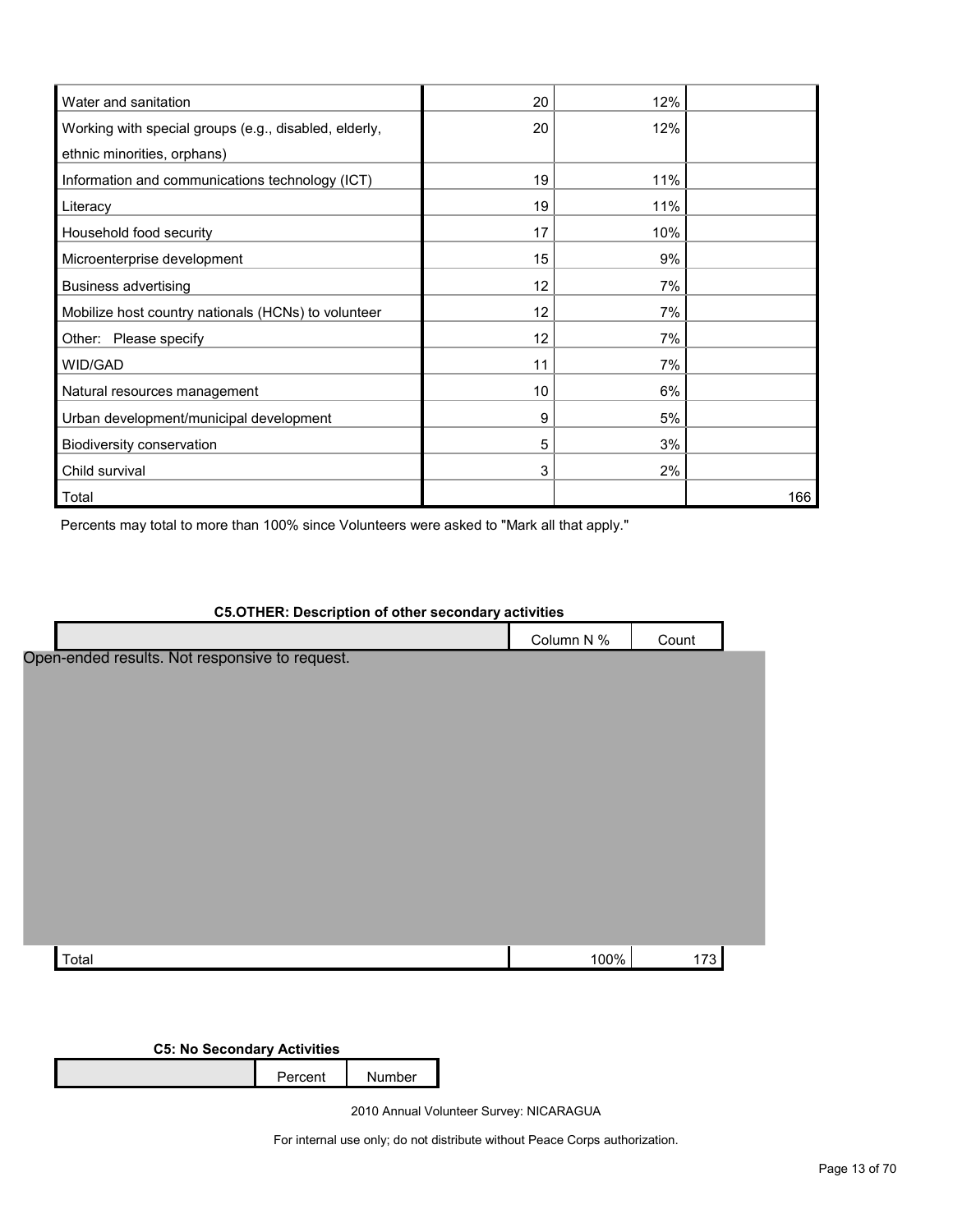| | | | |
|---|---|---|---|
| Water and sanitation | 20 | 12% | |
| Working with special groups (e.g., disabled, elderly, ethnic minorities, orphans) | 20 | 12% | |
| Information and communications technology (ICT) | 19 | 11% | |
| Literacy | 19 | 11% | |
| Household food security | 17 | 10% | |
| Microenterprise development | 15 | 9% | |
| Business advertising | 12 | 7% | |
| Mobilize host country nationals (HCNs) to volunteer | 12 | 7% | |
| Other: Please specify | 12 | 7% | |
| WID/GAD | 11 | 7% | |
| Natural resources management | 10 | 6% | |
| Urban development/municipal development | 9 | 5% | |
| Biodiversity conservation | 5 | 3% | |
| Child survival | 3 | 2% | |
| Total | | | 166 |

Percents may total to more than 100% since Volunteers were asked to "Mark all that apply."

**C5.OTHER: Description of other secondary activities**

| | Column N % | Count |
|---|---|---|
| Open-ended results. Not responsive to request. | | |
| Total | 100% | 173 |

**C5: No Secondary Activities**

| | Percent | Number |
|---|---|---|

2010 Annual Volunteer Survey: NICARAGUA

For internal use only; do not distribute without Peace Corps authorization.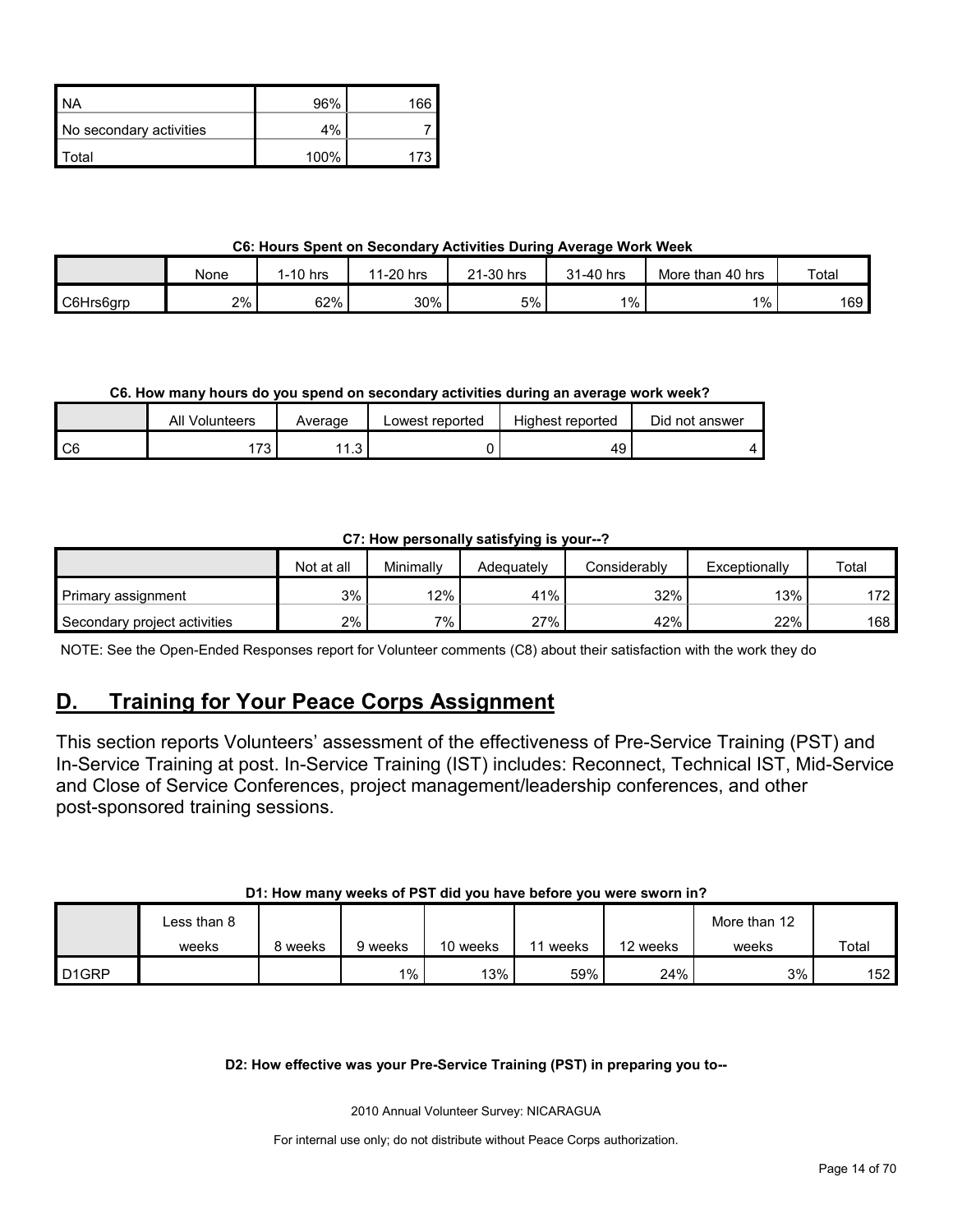| NA | 96% | 166 |
| --- | --- | --- |
| No secondary activities | 4% | 7 |
| Total | 100% | 173 |

**C6: Hours Spent on Secondary Activities During Average Work Week**

| | None | 1-10 hrs | 11-20 hrs | 21-30 hrs | 31-40 hrs | More than 40 hrs | Total |
| --- | --- | --- | --- | --- | --- | --- | --- |
| C6Hrs6grp | 2% | 62% | 30% | 5% | 1% | 1% | 169 |

**C6. How many hours do you spend on secondary activities during an average work week?**

| | All Volunteers | Average | Lowest reported | Highest reported | Did not answer |
| --- | --- | --- | --- | --- | --- |
| C6 | 173 | 11.3 | 0 | 49 | 4 |

**C7: How personally satisfying is your--?**

| | Not at all | Minimally | Adequately | Considerably | Exceptionally | Total |
| --- | --- | --- | --- | --- | --- | --- |
| Primary assignment | 3% | 12% | 41% | 32% | 13% | 172 |
| Secondary project activities | 2% | 7% | 27% | 42% | 22% | 168 |

NOTE: See the Open-Ended Responses report for Volunteer comments (C8) about their satisfaction with the work they do

## D. Training for Your Peace Corps Assignment

This section reports Volunteers' assessment of the effectiveness of Pre-Service Training (PST) and In-Service Training at post. In-Service Training (IST) includes: Reconnect, Technical IST, Mid-Service and Close of Service Conferences, project management/leadership conferences, and other post-sponsored training sessions.

**D1: How many weeks of PST did you have before you were sworn in?**

| | Less than 8 weeks | 8 weeks | 9 weeks | 10 weeks | 11 weeks | 12 weeks | More than 12 weeks | Total |
| --- | --- | --- | --- | --- | --- | --- | --- | --- |
| D1GRP | | | 1% | 13% | 59% | 24% | 3% | 152 |

**D2: How effective was your Pre-Service Training (PST) in preparing you to--**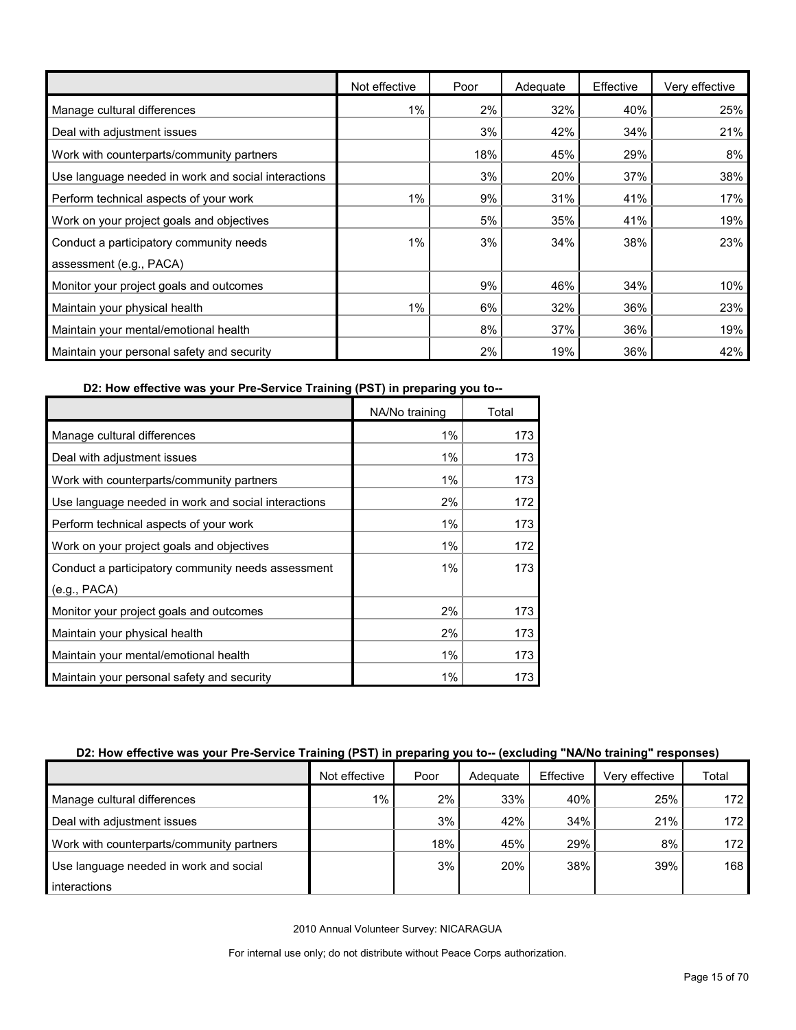| | Not effective | Poor | Adequate | Effective | Very effective |
|---|---|---|---|---|---|
| Manage cultural differences | 1% | 2% | 32% | 40% | 25% |
| Deal with adjustment issues | | 3% | 42% | 34% | 21% |
| Work with counterparts/community partners | | 18% | 45% | 29% | 8% |
| Use language needed in work and social interactions | | 3% | 20% | 37% | 38% |
| Perform technical aspects of your work | 1% | 9% | 31% | 41% | 17% |
| Work on your project goals and objectives | | 5% | 35% | 41% | 19% |
| Conduct a participatory community needs assessment (e.g., PACA) | 1% | 3% | 34% | 38% | 23% |
| Monitor your project goals and outcomes | | 9% | 46% | 34% | 10% |
| Maintain your physical health | 1% | 6% | 32% | 36% | 23% |
| Maintain your mental/emotional health | | 8% | 37% | 36% | 19% |
| Maintain your personal safety and security | | 2% | 19% | 36% | 42% |

**D2: How effective was your Pre-Service Training (PST) in preparing you to--**

| | NA/No training | Total |
|---|---|---|
| Manage cultural differences | 1% | 173 |
| Deal with adjustment issues | 1% | 173 |
| Work with counterparts/community partners | 1% | 173 |
| Use language needed in work and social interactions | 2% | 172 |
| Perform technical aspects of your work | 1% | 173 |
| Work on your project goals and objectives | 1% | 172 |
| Conduct a participatory community needs assessment (e.g., PACA) | 1% | 173 |
| Monitor your project goals and outcomes | 2% | 173 |
| Maintain your physical health | 2% | 173 |
| Maintain your mental/emotional health | 1% | 173 |
| Maintain your personal safety and security | 1% | 173 |

**D2: How effective was your Pre-Service Training (PST) in preparing you to-- (excluding "NA/No training" responses)**

| | Not effective | Poor | Adequate | Effective | Very effective | Total |
|---|---|---|---|---|---|---|
| Manage cultural differences | 1% | 2% | 33% | 40% | 25% | 172 |
| Deal with adjustment issues | | 3% | 42% | 34% | 21% | 172 |
| Work with counterparts/community partners | | 18% | 45% | 29% | 8% | 172 |
| Use language needed in work and social interactions | | 3% | 20% | 38% | 39% | 168 |

2010 Annual Volunteer Survey: NICARAGUA

For internal use only; do not distribute without Peace Corps authorization.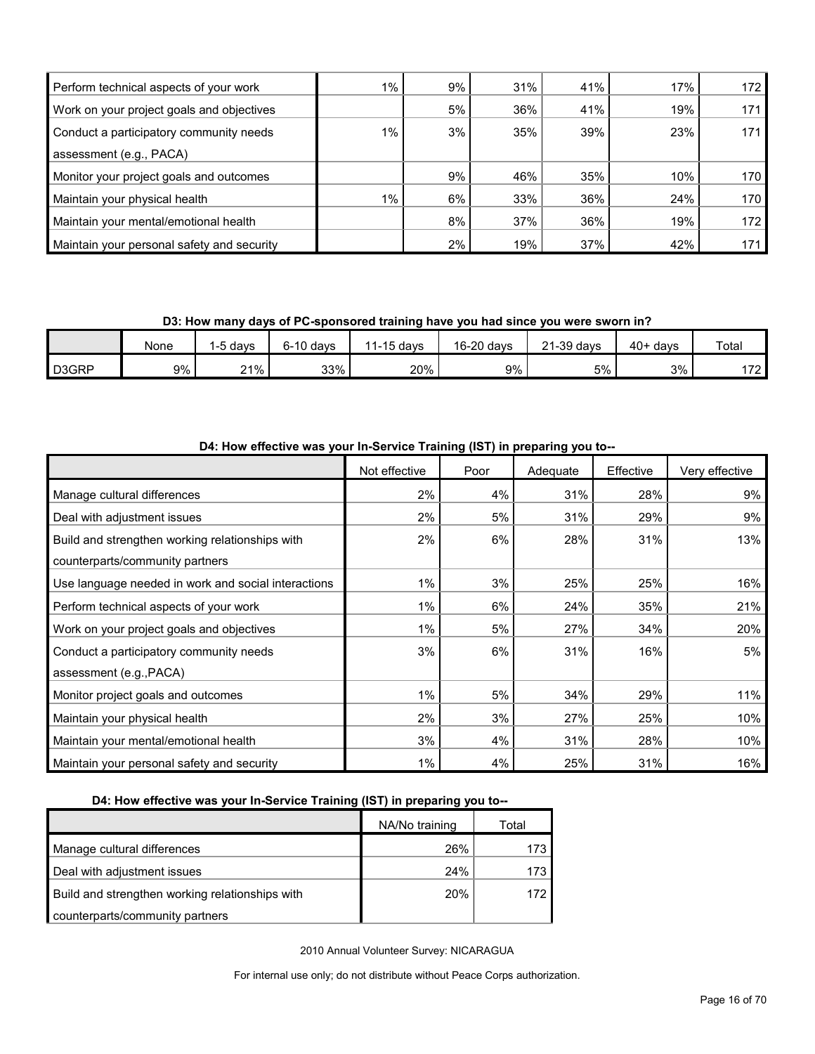| | | | | | | |
|---|---|---|---|---|---|---|
| Perform technical aspects of your work | 1% | 9% | 31% | 41% | 17% | 172 |
| Work on your project goals and objectives | | 5% | 36% | 41% | 19% | 171 |
| Conduct a participatory community needs assessment (e.g., PACA) | 1% | 3% | 35% | 39% | 23% | 171 |
| Monitor your project goals and outcomes | | 9% | 46% | 35% | 10% | 170 |
| Maintain your physical health | 1% | 6% | 33% | 36% | 24% | 170 |
| Maintain your mental/emotional health | | 8% | 37% | 36% | 19% | 172 |
| Maintain your personal safety and security | | 2% | 19% | 37% | 42% | 171 |

**D3: How many days of PC-sponsored training have you had since you were sworn in?**

| | None | 1-5 days | 6-10 days | 11-15 days | 16-20 days | 21-39 days | 40+ days | Total |
|---|---|---|---|---|---|---|---|---|
| D3GRP | 9% | 21% | 33% | 20% | 9% | 5% | 3% | 172 |

**D4: How effective was your In-Service Training (IST) in preparing you to--**

| | Not effective | Poor | Adequate | Effective | Very effective |
|---|---|---|---|---|---|
| Manage cultural differences | 2% | 4% | 31% | 28% | 9% |
| Deal with adjustment issues | 2% | 5% | 31% | 29% | 9% |
| Build and strengthen working relationships with counterparts/community partners | 2% | 6% | 28% | 31% | 13% |
| Use language needed in work and social interactions | 1% | 3% | 25% | 25% | 16% |
| Perform technical aspects of your work | 1% | 6% | 24% | 35% | 21% |
| Work on your project goals and objectives | 1% | 5% | 27% | 34% | 20% |
| Conduct a participatory community needs assessment (e.g.,PACA) | 3% | 6% | 31% | 16% | 5% |
| Monitor project goals and outcomes | 1% | 5% | 34% | 29% | 11% |
| Maintain your physical health | 2% | 3% | 27% | 25% | 10% |
| Maintain your mental/emotional health | 3% | 4% | 31% | 28% | 10% |
| Maintain your personal safety and security | 1% | 4% | 25% | 31% | 16% |

**D4: How effective was your In-Service Training (IST) in preparing you to--**

| | NA/No training | Total |
|---|---|---|
| Manage cultural differences | 26% | 173 |
| Deal with adjustment issues | 24% | 173 |
| Build and strengthen working relationships with counterparts/community partners | 20% | 172 |

2010 Annual Volunteer Survey: NICARAGUA

For internal use only; do not distribute without Peace Corps authorization.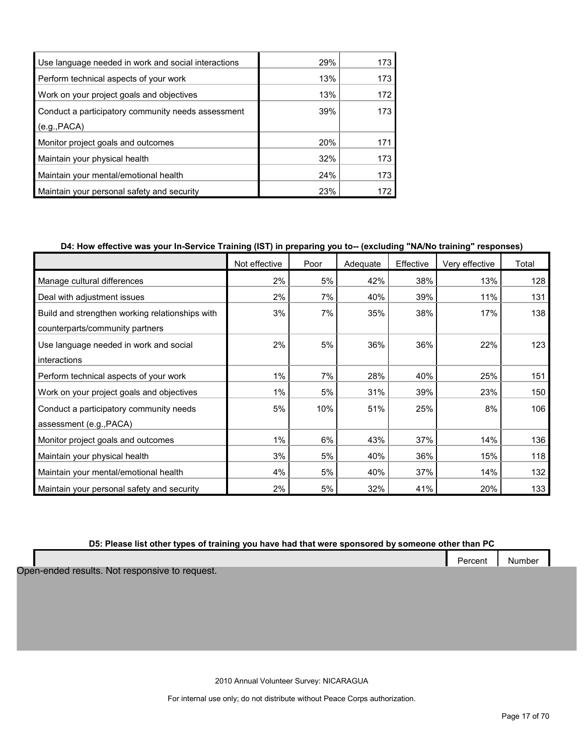| | | |
|---|---|---|
| Use language needed in work and social interactions | 29% | 173 |
| Perform technical aspects of your work | 13% | 173 |
| Work on your project goals and objectives | 13% | 172 |
| Conduct a participatory community needs assessment (e.g.,PACA) | 39% | 173 |
| Monitor project goals and outcomes | 20% | 171 |
| Maintain your physical health | 32% | 173 |
| Maintain your mental/emotional health | 24% | 173 |
| Maintain your personal safety and security | 23% | 172 |

**D4: How effective was your In-Service Training (IST) in preparing you to-- (excluding "NA/No training" responses)**

| | Not effective | Poor | Adequate | Effective | Very effective | Total |
|---|---|---|---|---|---|---|
| Manage cultural differences | 2% | 5% | 42% | 38% | 13% | 128 |
| Deal with adjustment issues | 2% | 7% | 40% | 39% | 11% | 131 |
| Build and strengthen working relationships with counterparts/community partners | 3% | 7% | 35% | 38% | 17% | 138 |
| Use language needed in work and social interactions | 2% | 5% | 36% | 36% | 22% | 123 |
| Perform technical aspects of your work | 1% | 7% | 28% | 40% | 25% | 151 |
| Work on your project goals and objectives | 1% | 5% | 31% | 39% | 23% | 150 |
| Conduct a participatory community needs assessment (e.g.,PACA) | 5% | 10% | 51% | 25% | 8% | 106 |
| Monitor project goals and outcomes | 1% | 6% | 43% | 37% | 14% | 136 |
| Maintain your physical health | 3% | 5% | 40% | 36% | 15% | 118 |
| Maintain your mental/emotional health | 4% | 5% | 40% | 37% | 14% | 132 |
| Maintain your personal safety and security | 2% | 5% | 32% | 41% | 20% | 133 |

**D5: Please list other types of training you have had that were sponsored by someone other than PC**

| | Percent | Number |
|---|---|---|

Open-ended results. Not responsive to request.

2010 Annual Volunteer Survey: NICARAGUA

For internal use only; do not distribute without Peace Corps authorization.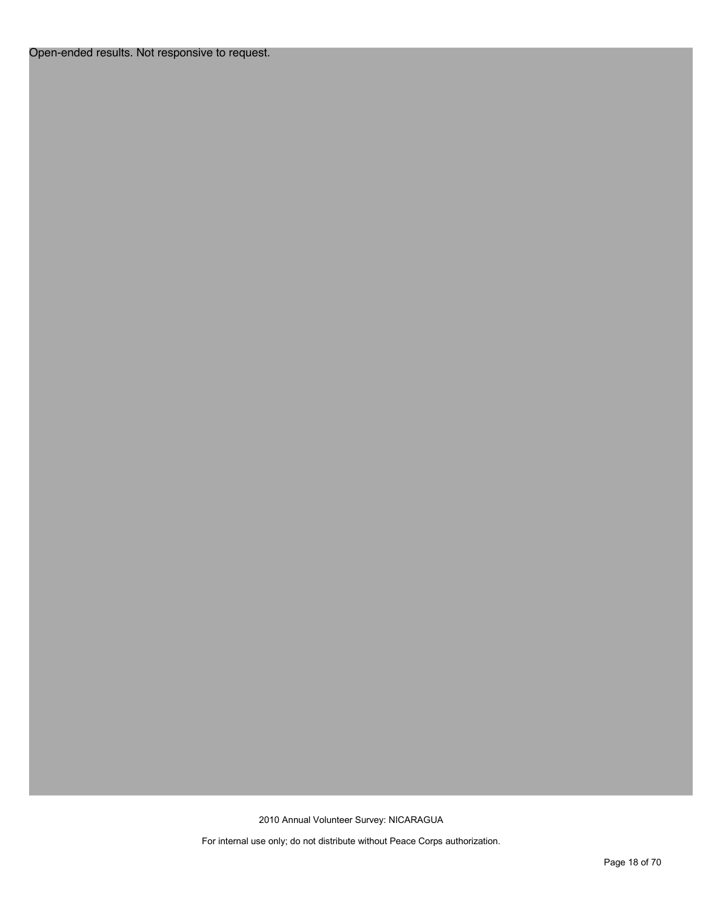Open-ended results. Not responsive to request.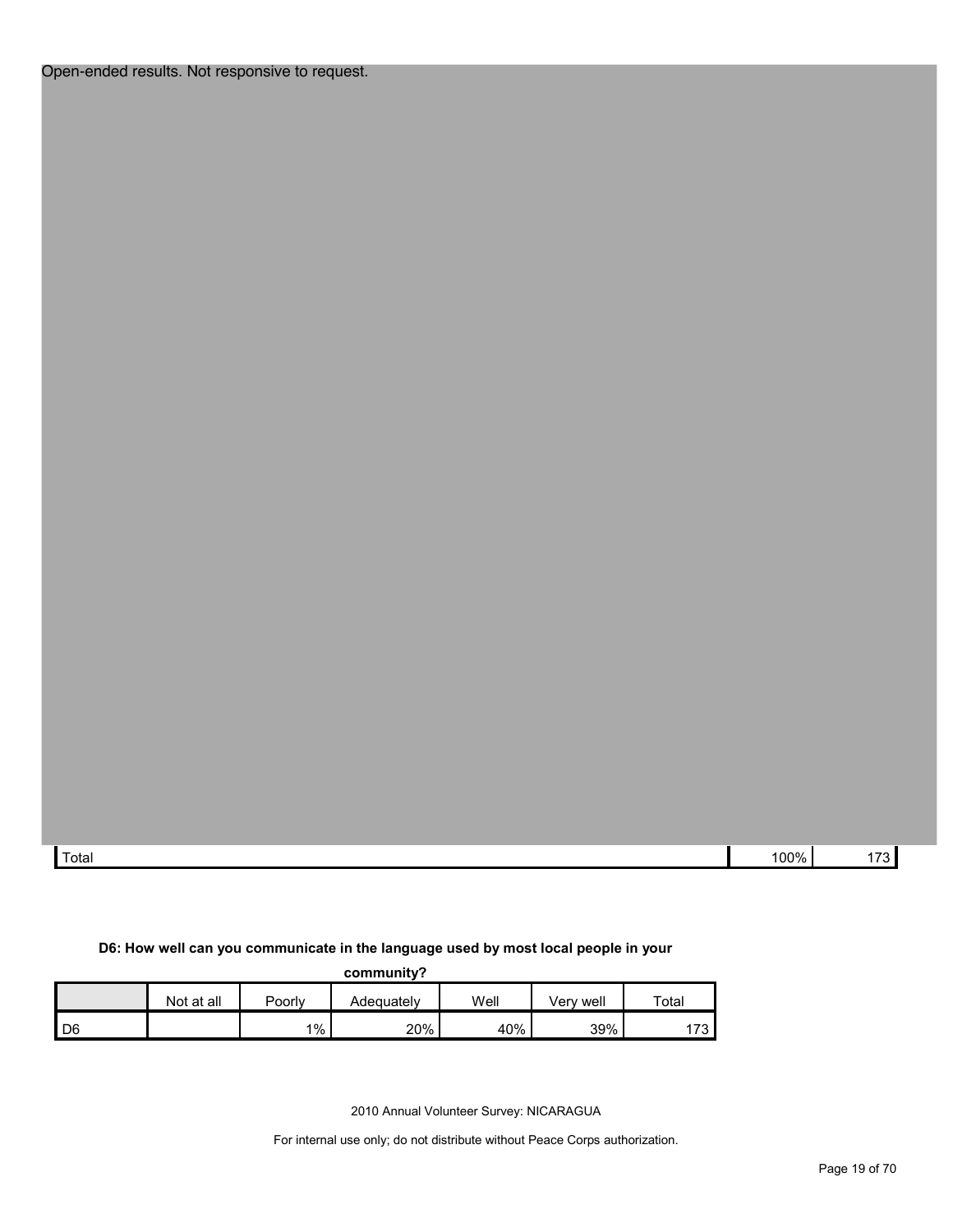Open-ended results. Not responsive to request.

| Total | 100% | 173 |
|---|---|---|

**D6: How well can you communicate in the language used by most local people in your community?**

| | Not at all | Poorly | Adequately | Well | Very well | Total |
|---|---|---|---|---|---|---|
| D6 | | 1% | 20% | 40% | 39% | 173 |

2010 Annual Volunteer Survey: NICARAGUA

For internal use only; do not distribute without Peace Corps authorization.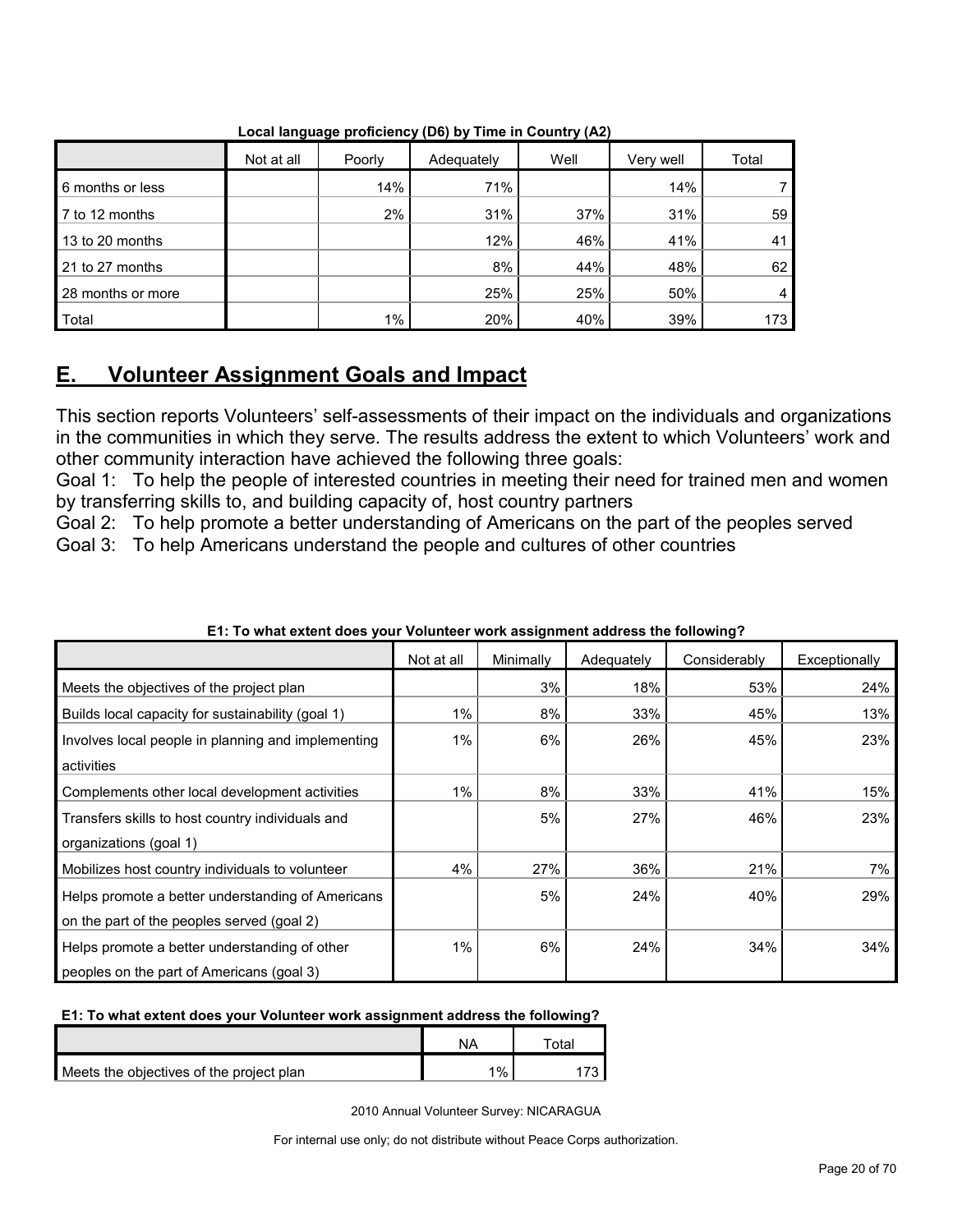**Local language proficiency (D6) by Time in Country (A2)**

| | Not at all | Poorly | Adequately | Well | Very well | Total |
|---|---|---|---|---|---|---|
| 6 months or less | | 14% | 71% | | 14% | 7 |
| 7 to 12 months | | 2% | 31% | 37% | 31% | 59 |
| 13 to 20 months | | | 12% | 46% | 41% | 41 |
| 21 to 27 months | | | 8% | 44% | 48% | 62 |
| 28 months or more | | | 25% | 25% | 50% | 4 |
| Total | | 1% | 20% | 40% | 39% | 173 |

## E. Volunteer Assignment Goals and Impact

This section reports Volunteers' self-assessments of their impact on the individuals and organizations in the communities in which they serve. The results address the extent to which Volunteers' work and other community interaction have achieved the following three goals:

Goal 1: To help the people of interested countries in meeting their need for trained men and women by transferring skills to, and building capacity of, host country partners

Goal 2: To help promote a better understanding of Americans on the part of the peoples served

Goal 3: To help Americans understand the people and cultures of other countries

**E1: To what extent does your Volunteer work assignment address the following?**

| | Not at all | Minimally | Adequately | Considerably | Exceptionally |
|---|---|---|---|---|---|
| Meets the objectives of the project plan | | 3% | 18% | 53% | 24% |
| Builds local capacity for sustainability (goal 1) | 1% | 8% | 33% | 45% | 13% |
| Involves local people in planning and implementing activities | 1% | 6% | 26% | 45% | 23% |
| Complements other local development activities | 1% | 8% | 33% | 41% | 15% |
| Transfers skills to host country individuals and organizations (goal 1) | | 5% | 27% | 46% | 23% |
| Mobilizes host country individuals to volunteer | 4% | 27% | 36% | 21% | 7% |
| Helps promote a better understanding of Americans on the part of the peoples served (goal 2) | | 5% | 24% | 40% | 29% |
| Helps promote a better understanding of other peoples on the part of Americans (goal 3) | 1% | 6% | 24% | 34% | 34% |

**E1: To what extent does your Volunteer work assignment address the following?**

| | NA | Total |
|---|---|---|
| Meets the objectives of the project plan | 1% | 173 |

2010 Annual Volunteer Survey: NICARAGUA

For internal use only; do not distribute without Peace Corps authorization.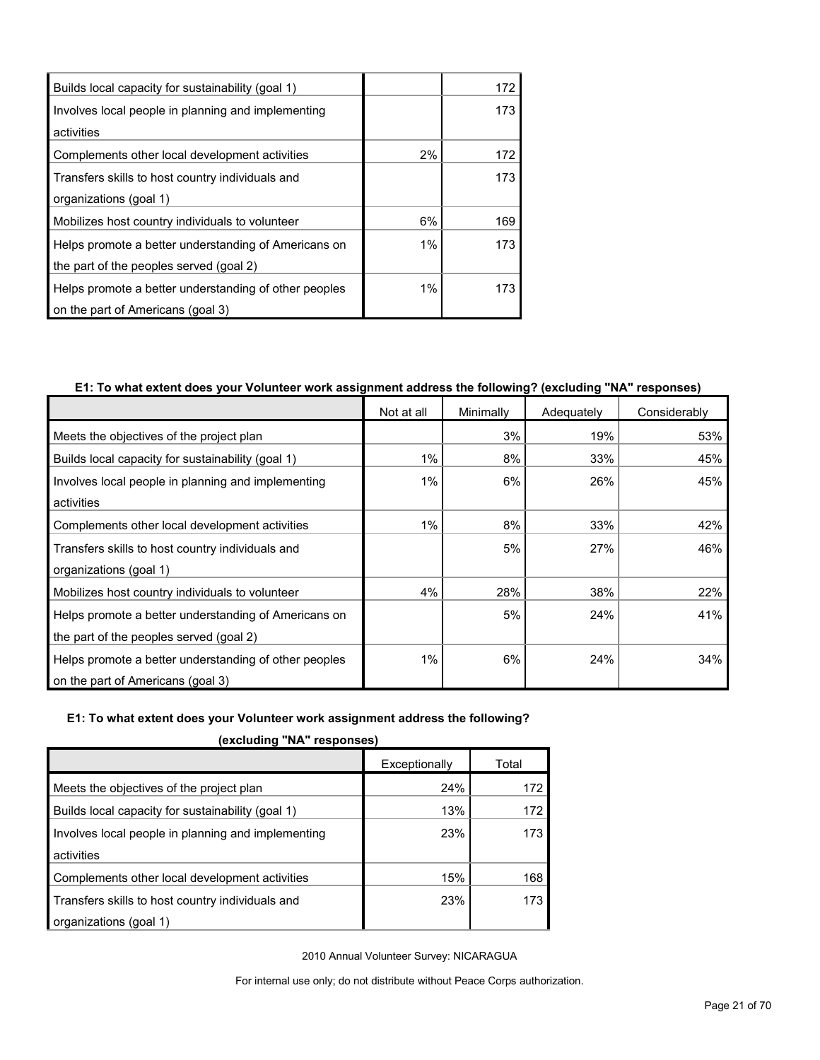| | | |
|---|---|---|
| Builds local capacity for sustainability (goal 1) | | 172 |
| Involves local people in planning and implementing activities | | 173 |
| Complements other local development activities | 2% | 172 |
| Transfers skills to host country individuals and organizations (goal 1) | | 173 |
| Mobilizes host country individuals to volunteer | 6% | 169 |
| Helps promote a better understanding of Americans on the part of the peoples served (goal 2) | 1% | 173 |
| Helps promote a better understanding of other peoples on the part of Americans (goal 3) | 1% | 173 |

**E1: To what extent does your Volunteer work assignment address the following? (excluding "NA" responses)**

| | Not at all | Minimally | Adequately | Considerably |
|---|---|---|---|---|
| Meets the objectives of the project plan | | 3% | 19% | 53% |
| Builds local capacity for sustainability (goal 1) | 1% | 8% | 33% | 45% |
| Involves local people in planning and implementing activities | 1% | 6% | 26% | 45% |
| Complements other local development activities | 1% | 8% | 33% | 42% |
| Transfers skills to host country individuals and organizations (goal 1) | | 5% | 27% | 46% |
| Mobilizes host country individuals to volunteer | 4% | 28% | 38% | 22% |
| Helps promote a better understanding of Americans on the part of the peoples served (goal 2) | | 5% | 24% | 41% |
| Helps promote a better understanding of other peoples on the part of Americans (goal 3) | 1% | 6% | 24% | 34% |

**E1: To what extent does your Volunteer work assignment address the following? (excluding "NA" responses)**

| | Exceptionally | Total |
|---|---|---|
| Meets the objectives of the project plan | 24% | 172 |
| Builds local capacity for sustainability (goal 1) | 13% | 172 |
| Involves local people in planning and implementing activities | 23% | 173 |
| Complements other local development activities | 15% | 168 |
| Transfers skills to host country individuals and organizations (goal 1) | 23% | 173 |

2010 Annual Volunteer Survey: NICARAGUA

For internal use only; do not distribute without Peace Corps authorization.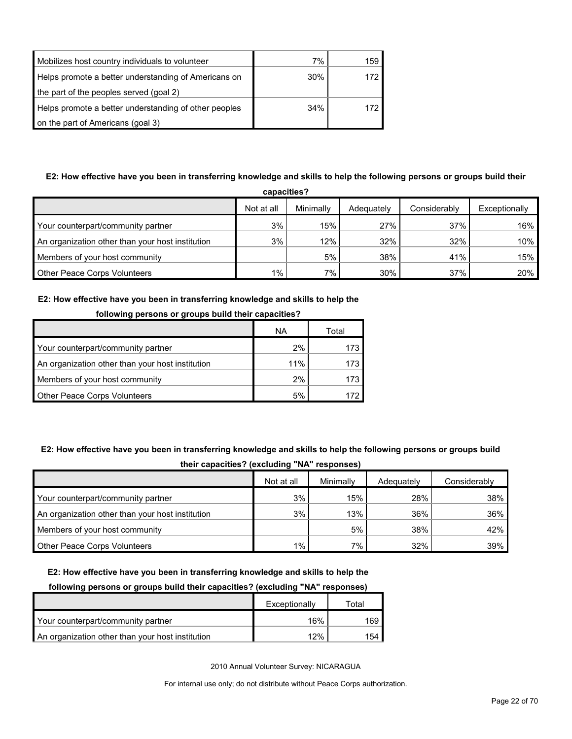| | | |
|---|---|---|
| Mobilizes host country individuals to volunteer | 7% | 159 |
| Helps promote a better understanding of Americans on the part of the peoples served (goal 2) | 30% | 172 |
| Helps promote a better understanding of other peoples on the part of Americans (goal 3) | 34% | 172 |

**E2: How effective have you been in transferring knowledge and skills to help the following persons or groups build their capacities?**

| | Not at all | Minimally | Adequately | Considerably | Exceptionally |
|---|---|---|---|---|---|
| Your counterpart/community partner | 3% | 15% | 27% | 37% | 16% |
| An organization other than your host institution | 3% | 12% | 32% | 32% | 10% |
| Members of your host community | | 5% | 38% | 41% | 15% |
| Other Peace Corps Volunteers | 1% | 7% | 30% | 37% | 20% |

**E2: How effective have you been in transferring knowledge and skills to help the following persons or groups build their capacities?**

| | NA | Total |
|---|---|---|
| Your counterpart/community partner | 2% | 173 |
| An organization other than your host institution | 11% | 173 |
| Members of your host community | 2% | 173 |
| Other Peace Corps Volunteers | 5% | 172 |

**E2: How effective have you been in transferring knowledge and skills to help the following persons or groups build their capacities? (excluding "NA" responses)**

| | Not at all | Minimally | Adequately | Considerably |
|---|---|---|---|---|
| Your counterpart/community partner | 3% | 15% | 28% | 38% |
| An organization other than your host institution | 3% | 13% | 36% | 36% |
| Members of your host community | | 5% | 38% | 42% |
| Other Peace Corps Volunteers | 1% | 7% | 32% | 39% |

**E2: How effective have you been in transferring knowledge and skills to help the following persons or groups build their capacities? (excluding "NA" responses)**

| | Exceptionally | Total |
|---|---|---|
| Your counterpart/community partner | 16% | 169 |
| An organization other than your host institution | 12% | 154 |

2010 Annual Volunteer Survey: NICARAGUA

For internal use only; do not distribute without Peace Corps authorization.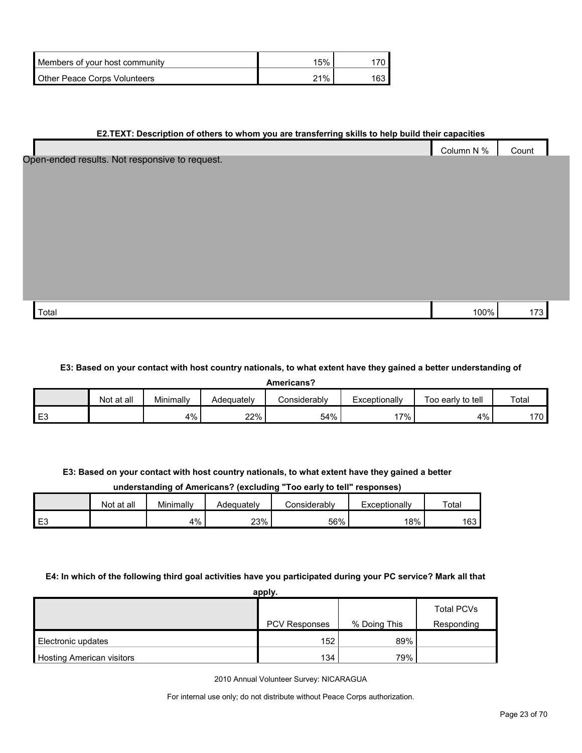| | | |
|---|---|---|
| Members of your host community | 15% | 170 |
| Other Peace Corps Volunteers | 21% | 163 |

**E2.TEXT: Description of others to whom you are transferring skills to help build their capacities**

| | Column N % | Count |
|---|---|---|
| Open-ended results. Not responsive to request. | | |
| Total | 100% | 173 |

**E3: Based on your contact with host country nationals, to what extent have they gained a better understanding of Americans?**

| | Not at all | Minimally | Adequately | Considerably | Exceptionally | Too early to tell | Total |
|---|---|---|---|---|---|---|---|
| E3 | | 4% | 22% | 54% | 17% | 4% | 170 |

**E3: Based on your contact with host country nationals, to what extent have they gained a better understanding of Americans? (excluding "Too early to tell" responses)**

| | Not at all | Minimally | Adequately | Considerably | Exceptionally | Total |
|---|---|---|---|---|---|---|
| E3 | | 4% | 23% | 56% | 18% | 163 |

**E4: In which of the following third goal activities have you participated during your PC service? Mark all that apply.**

| | PCV Responses | % Doing This | Total PCVs Responding |
|---|---|---|---|
| Electronic updates | 152 | 89% | |
| Hosting American visitors | 134 | 79% | |

2010 Annual Volunteer Survey: NICARAGUA

For internal use only; do not distribute without Peace Corps authorization.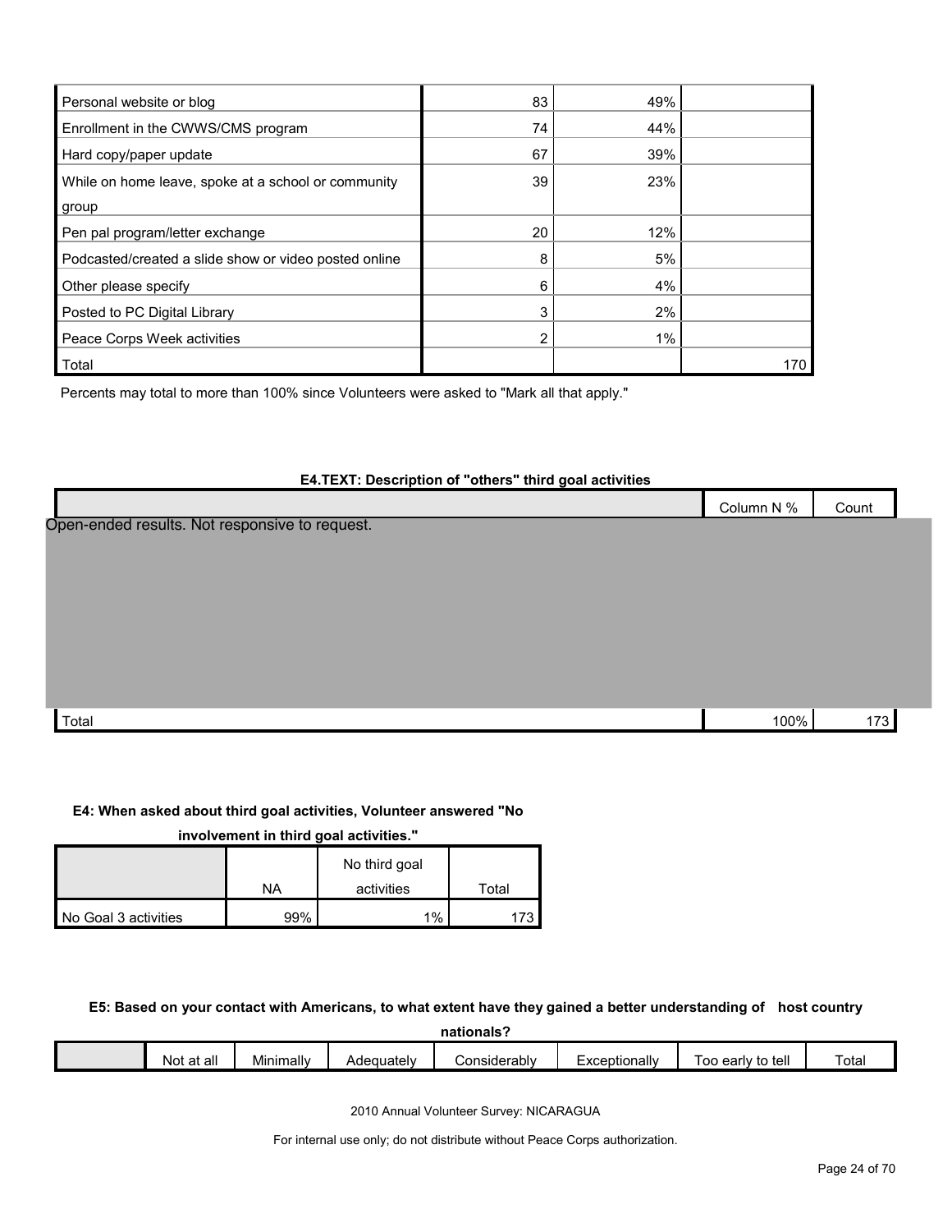| | | | |
|---|---|---|---|
| Personal website or blog | 83 | 49% | |
| Enrollment in the CWWS/CMS program | 74 | 44% | |
| Hard copy/paper update | 67 | 39% | |
| While on home leave, spoke at a school or community group | 39 | 23% | |
| Pen pal program/letter exchange | 20 | 12% | |
| Podcasted/created a slide show or video posted online | 8 | 5% | |
| Other please specify | 6 | 4% | |
| Posted to PC Digital Library | 3 | 2% | |
| Peace Corps Week activities | 2 | 1% | |
| Total | | | 170 |

Percents may total to more than 100% since Volunteers were asked to "Mark all that apply."

**E4.TEXT: Description of "others" third goal activities**

| | Column N % | Count |
|---|---|---|
| Open-ended results. Not responsive to request. | | |
| Total | 100% | 173 |

**E4: When asked about third goal activities, Volunteer answered "No involvement in third goal activities."**

| | NA | No third goal activities | Total |
|---|---|---|---|
| No Goal 3 activities | 99% | 1% | 173 |

**E5: Based on your contact with Americans, to what extent have they gained a better understanding of host country nationals?**

| | Not at all | Minimally | Adequately | Considerably | Exceptionally | Too early to tell | Total |
|---|---|---|---|---|---|---|---|

2010 Annual Volunteer Survey: NICARAGUA

For internal use only; do not distribute without Peace Corps authorization.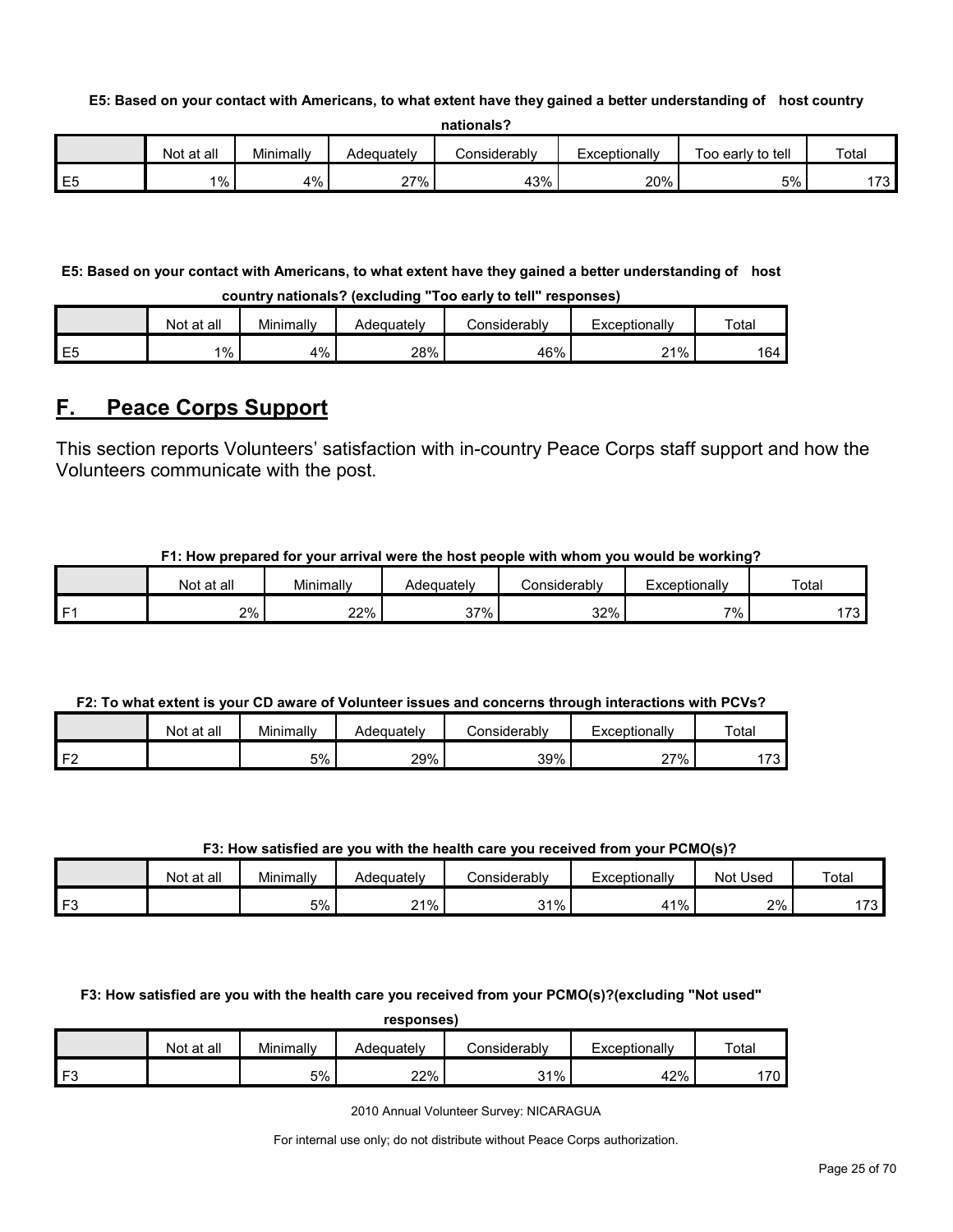**E5: Based on your contact with Americans, to what extent have they gained a better understanding of host country nationals?**

| | Not at all | Minimally | Adequately | Considerably | Exceptionally | Too early to tell | Total |
|---|---|---|---|---|---|---|---|
| E5 | 1% | 4% | 27% | 43% | 20% | 5% | 173 |

**E5: Based on your contact with Americans, to what extent have they gained a better understanding of host country nationals? (excluding "Too early to tell" responses)**

| | Not at all | Minimally | Adequately | Considerably | Exceptionally | Total |
|---|---|---|---|---|---|---|
| E5 | 1% | 4% | 28% | 46% | 21% | 164 |

## F. Peace Corps Support

This section reports Volunteers' satisfaction with in-country Peace Corps staff support and how the Volunteers communicate with the post.

**F1: How prepared for your arrival were the host people with whom you would be working?**

| | Not at all | Minimally | Adequately | Considerably | Exceptionally | Total |
|---|---|---|---|---|---|---|
| F1 | 2% | 22% | 37% | 32% | 7% | 173 |

**F2: To what extent is your CD aware of Volunteer issues and concerns through interactions with PCVs?**

| | Not at all | Minimally | Adequately | Considerably | Exceptionally | Total |
|---|---|---|---|---|---|---|
| F2 | | 5% | 29% | 39% | 27% | 173 |

**F3: How satisfied are you with the health care you received from your PCMO(s)?**

| | Not at all | Minimally | Adequately | Considerably | Exceptionally | Not Used | Total |
|---|---|---|---|---|---|---|---|
| F3 | | 5% | 21% | 31% | 41% | 2% | 173 |

**F3: How satisfied are you with the health care you received from your PCMO(s)?(excluding "Not used" responses)**

| | Not at all | Minimally | Adequately | Considerably | Exceptionally | Total |
|---|---|---|---|---|---|---|
| F3 | | 5% | 22% | 31% | 42% | 170 |

2010 Annual Volunteer Survey: NICARAGUA

For internal use only; do not distribute without Peace Corps authorization.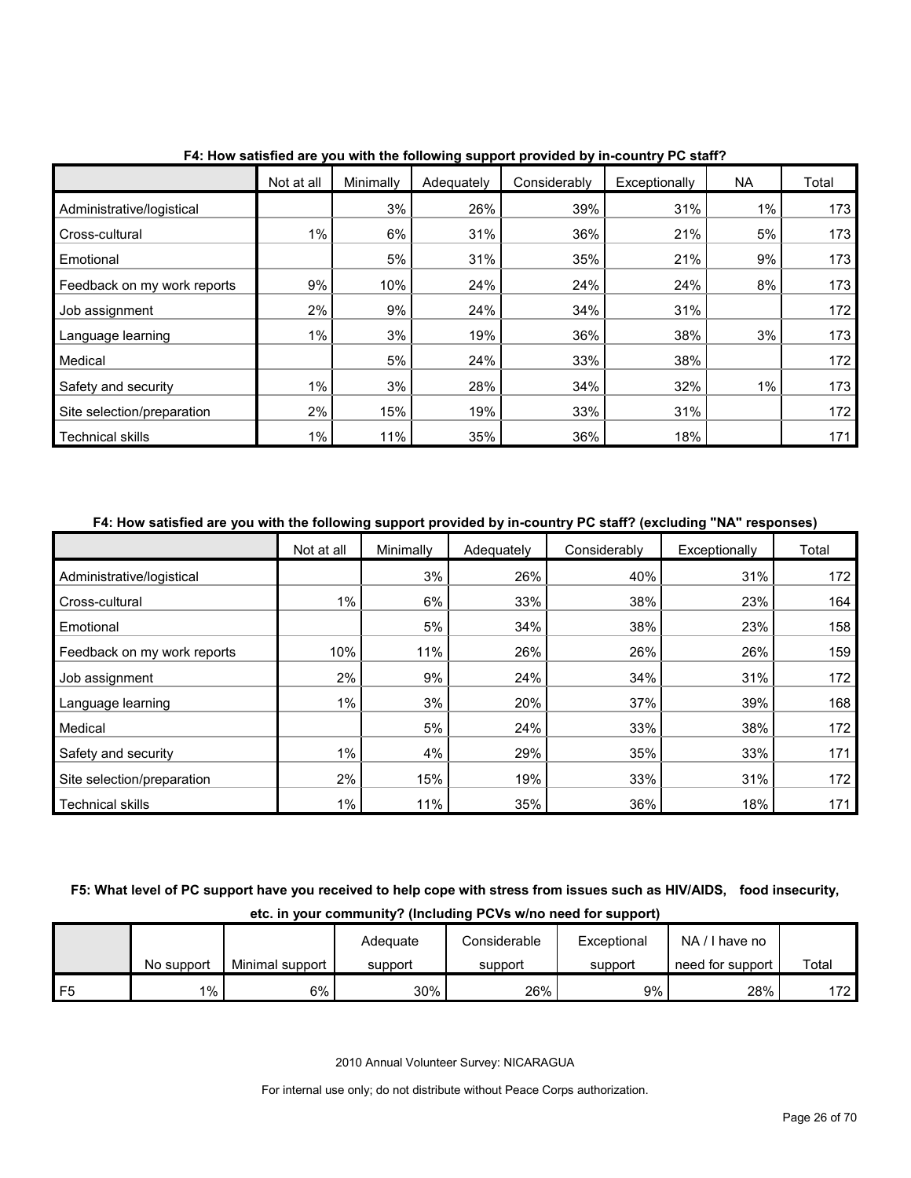**F4: How satisfied are you with the following support provided by in-country PC staff?**

| | Not at all | Minimally | Adequately | Considerably | Exceptionally | NA | Total |
|---|---|---|---|---|---|---|---|
| Administrative/logistical | | 3% | 26% | 39% | 31% | 1% | 173 |
| Cross-cultural | 1% | 6% | 31% | 36% | 21% | 5% | 173 |
| Emotional | | 5% | 31% | 35% | 21% | 9% | 173 |
| Feedback on my work reports | 9% | 10% | 24% | 24% | 24% | 8% | 173 |
| Job assignment | 2% | 9% | 24% | 34% | 31% | | 172 |
| Language learning | 1% | 3% | 19% | 36% | 38% | 3% | 173 |
| Medical | | 5% | 24% | 33% | 38% | | 172 |
| Safety and security | 1% | 3% | 28% | 34% | 32% | 1% | 173 |
| Site selection/preparation | 2% | 15% | 19% | 33% | 31% | | 172 |
| Technical skills | 1% | 11% | 35% | 36% | 18% | | 171 |

**F4: How satisfied are you with the following support provided by in-country PC staff? (excluding "NA" responses)**

| | Not at all | Minimally | Adequately | Considerably | Exceptionally | Total |
|---|---|---|---|---|---|---|
| Administrative/logistical | | 3% | 26% | 40% | 31% | 172 |
| Cross-cultural | 1% | 6% | 33% | 38% | 23% | 164 |
| Emotional | | 5% | 34% | 38% | 23% | 158 |
| Feedback on my work reports | 10% | 11% | 26% | 26% | 26% | 159 |
| Job assignment | 2% | 9% | 24% | 34% | 31% | 172 |
| Language learning | 1% | 3% | 20% | 37% | 39% | 168 |
| Medical | | 5% | 24% | 33% | 38% | 172 |
| Safety and security | 1% | 4% | 29% | 35% | 33% | 171 |
| Site selection/preparation | 2% | 15% | 19% | 33% | 31% | 172 |
| Technical skills | 1% | 11% | 35% | 36% | 18% | 171 |

**F5: What level of PC support have you received to help cope with stress from issues such as HIV/AIDS, food insecurity, etc. in your community? (Including PCVs w/no need for support)**

| | No support | Minimal support | Adequate support | Considerable support | Exceptional support | NA / I have no need for support | Total |
|---|---|---|---|---|---|---|---|
| F5 | 1% | 6% | 30% | 26% | 9% | 28% | 172 |

2010 Annual Volunteer Survey: NICARAGUA

For internal use only; do not distribute without Peace Corps authorization.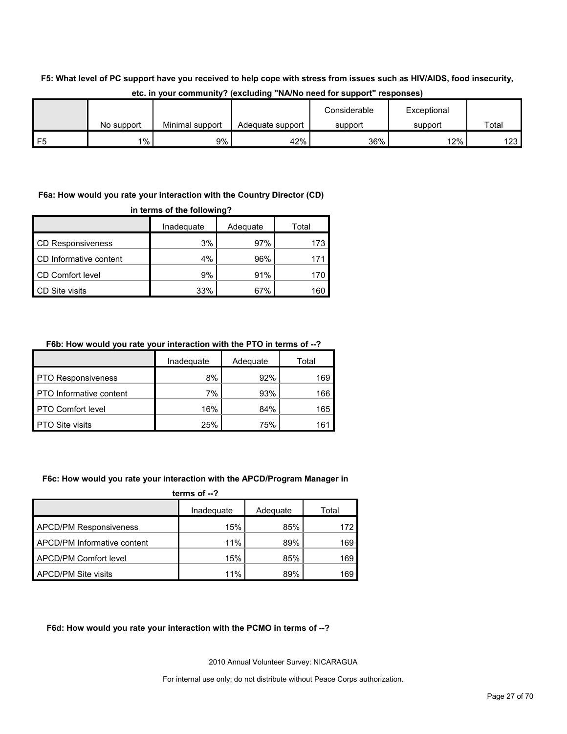**F5: What level of PC support have you received to help cope with stress from issues such as HIV/AIDS, food insecurity, etc. in your community? (excluding "NA/No need for support" responses)**

| | No support | Minimal support | Adequate support | Considerable support | Exceptional support | Total |
|---|---|---|---|---|---|---|
| F5 | 1% | 9% | 42% | 36% | 12% | 123 |

**F6a: How would you rate your interaction with the Country Director (CD) in terms of the following?**

| | Inadequate | Adequate | Total |
|---|---|---|---|
| CD Responsiveness | 3% | 97% | 173 |
| CD Informative content | 4% | 96% | 171 |
| CD Comfort level | 9% | 91% | 170 |
| CD Site visits | 33% | 67% | 160 |

**F6b: How would you rate your interaction with the PTO in terms of --?**

| | Inadequate | Adequate | Total |
|---|---|---|---|
| PTO Responsiveness | 8% | 92% | 169 |
| PTO Informative content | 7% | 93% | 166 |
| PTO Comfort level | 16% | 84% | 165 |
| PTO Site visits | 25% | 75% | 161 |

**F6c: How would you rate your interaction with the APCD/Program Manager in terms of --?**

| | Inadequate | Adequate | Total |
|---|---|---|---|
| APCD/PM Responsiveness | 15% | 85% | 172 |
| APCD/PM Informative content | 11% | 89% | 169 |
| APCD/PM Comfort level | 15% | 85% | 169 |
| APCD/PM Site visits | 11% | 89% | 169 |

**F6d: How would you rate your interaction with the PCMO in terms of --?**

2010 Annual Volunteer Survey: NICARAGUA

For internal use only; do not distribute without Peace Corps authorization.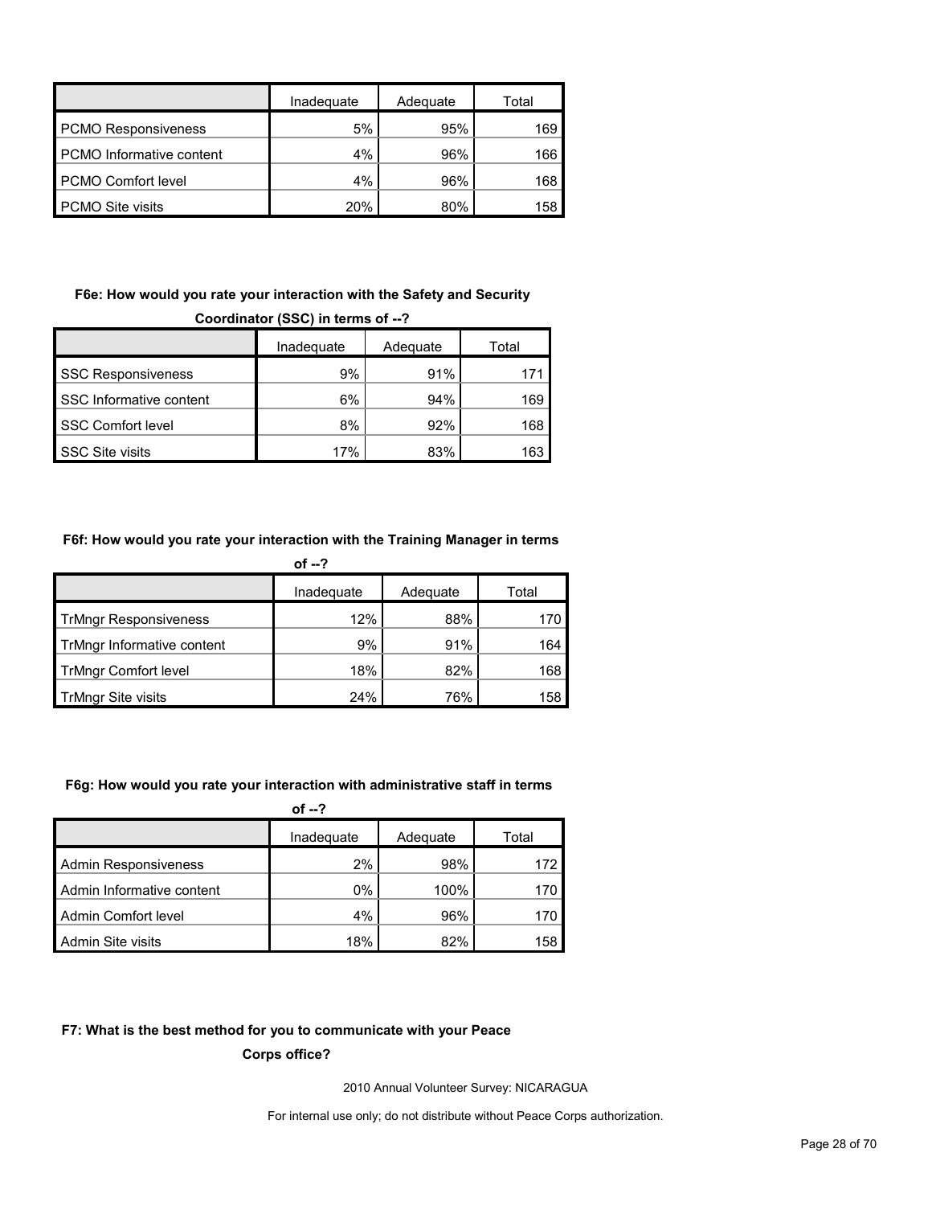| | Inadequate | Adequate | Total |
|---|---|---|---|
| PCMO Responsiveness | 5% | 95% | 169 |
| PCMO Informative content | 4% | 96% | 166 |
| PCMO Comfort level | 4% | 96% | 168 |
| PCMO Site visits | 20% | 80% | 158 |

**F6e: How would you rate your interaction with the Safety and Security Coordinator (SSC) in terms of --?**

| | Inadequate | Adequate | Total |
|---|---|---|---|
| SSC Responsiveness | 9% | 91% | 171 |
| SSC Informative content | 6% | 94% | 169 |
| SSC Comfort level | 8% | 92% | 168 |
| SSC Site visits | 17% | 83% | 163 |

**F6f: How would you rate your interaction with the Training Manager in terms of --?**

| | Inadequate | Adequate | Total |
|---|---|---|---|
| TrMngr Responsiveness | 12% | 88% | 170 |
| TrMngr Informative content | 9% | 91% | 164 |
| TrMngr Comfort level | 18% | 82% | 168 |
| TrMngr Site visits | 24% | 76% | 158 |

**F6g: How would you rate your interaction with administrative staff in terms of --?**

| | Inadequate | Adequate | Total |
|---|---|---|---|
| Admin Responsiveness | 2% | 98% | 172 |
| Admin Informative content | 0% | 100% | 170 |
| Admin Comfort level | 4% | 96% | 170 |
| Admin Site visits | 18% | 82% | 158 |

**F7: What is the best method for you to communicate with your Peace Corps office?**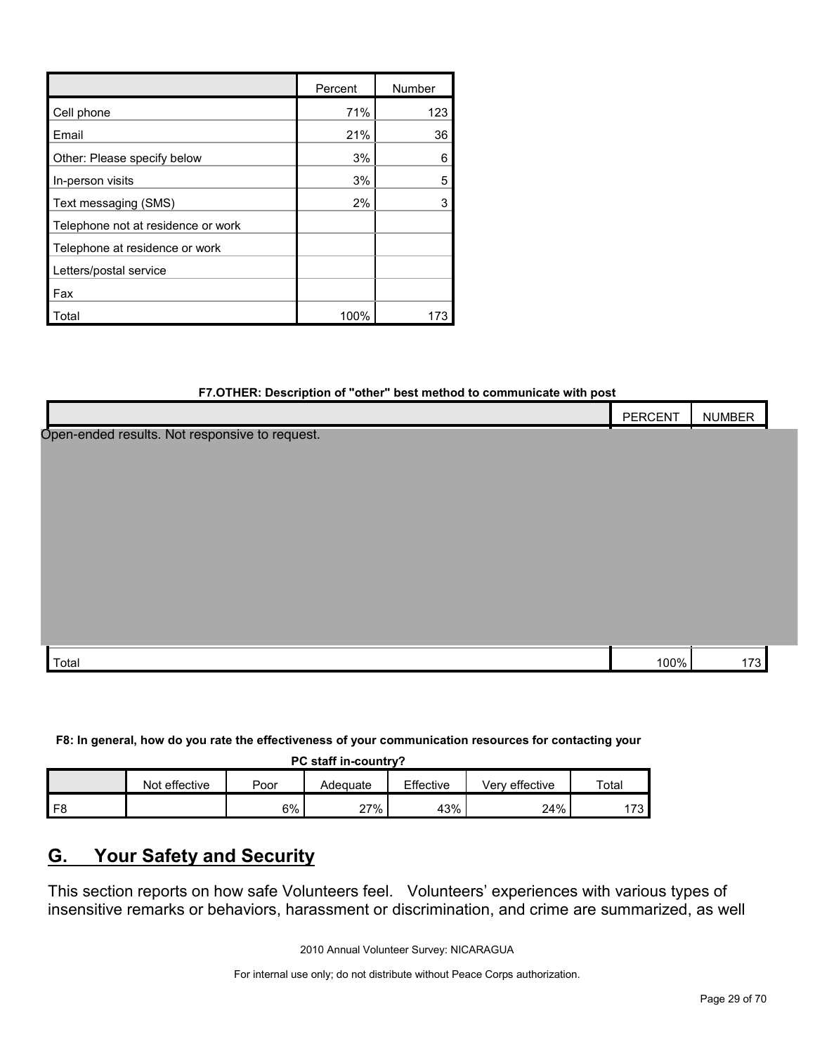| | Percent | Number |
|---|---|---|
| Cell phone | 71% | 123 |
| Email | 21% | 36 |
| Other: Please specify below | 3% | 6 |
| In-person visits | 3% | 5 |
| Text messaging (SMS) | 2% | 3 |
| Telephone not at residence or work | | |
| Telephone at residence or work | | |
| Letters/postal service | | |
| Fax | | |
| Total | 100% | 173 |

**F7.OTHER: Description of "other" best method to communicate with post**

| | PERCENT | NUMBER |
|---|---|---|
| Open-ended results. Not responsive to request. | | |
| Total | 100% | 173 |

**F8: In general, how do you rate the effectiveness of your communication resources for contacting your PC staff in-country?**

| | Not effective | Poor | Adequate | Effective | Very effective | Total |
|---|---|---|---|---|---|---|
| F8 | | 6% | 27% | 43% | 24% | 173 |

## G. Your Safety and Security

This section reports on how safe Volunteers feel. Volunteers' experiences with various types of insensitive remarks or behaviors, harassment or discrimination, and crime are summarized, as well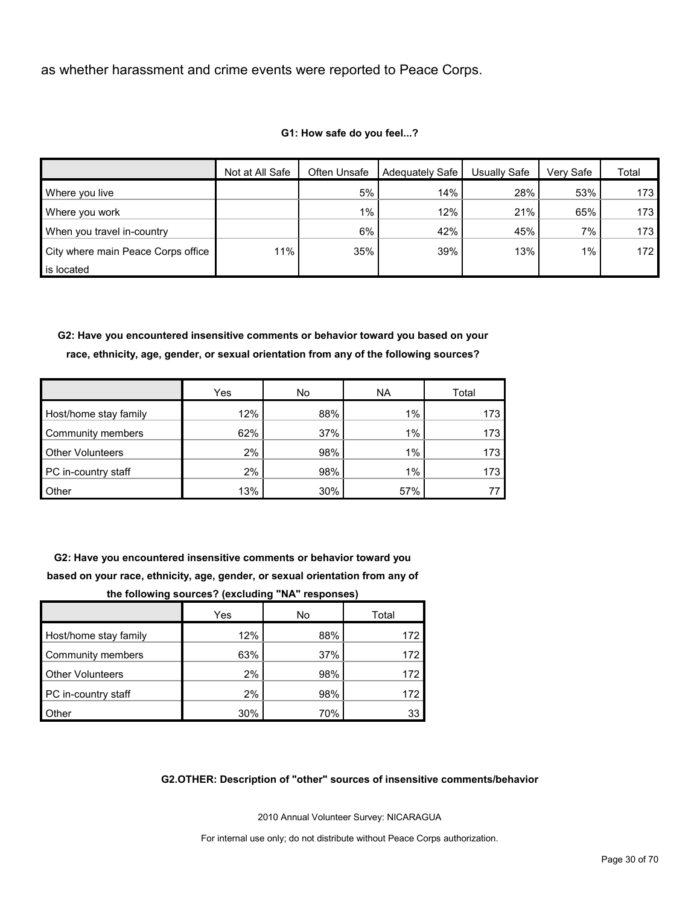as whether harassment and crime events were reported to Peace Corps.

**G1: How safe do you feel...?**

| | Not at All Safe | Often Unsafe | Adequately Safe | Usually Safe | Very Safe | Total |
|---|---|---|---|---|---|---|
| Where you live | | 5% | 14% | 28% | 53% | 173 |
| Where you work | | 1% | 12% | 21% | 65% | 173 |
| When you travel in-country | | 6% | 42% | 45% | 7% | 173 |
| City where main Peace Corps office is located | 11% | 35% | 39% | 13% | 1% | 172 |

**G2: Have you encountered insensitive comments or behavior toward you based on your race, ethnicity, age, gender, or sexual orientation from any of the following sources?**

| | Yes | No | NA | Total |
|---|---|---|---|---|
| Host/home stay family | 12% | 88% | 1% | 173 |
| Community members | 62% | 37% | 1% | 173 |
| Other Volunteers | 2% | 98% | 1% | 173 |
| PC in-country staff | 2% | 98% | 1% | 173 |
| Other | 13% | 30% | 57% | 77 |

**G2: Have you encountered insensitive comments or behavior toward you based on your race, ethnicity, age, gender, or sexual orientation from any of the following sources? (excluding "NA" responses)**

| | Yes | No | Total |
|---|---|---|---|
| Host/home stay family | 12% | 88% | 172 |
| Community members | 63% | 37% | 172 |
| Other Volunteers | 2% | 98% | 172 |
| PC in-country staff | 2% | 98% | 172 |
| Other | 30% | 70% | 33 |

**G2.OTHER: Description of "other" sources of insensitive comments/behavior**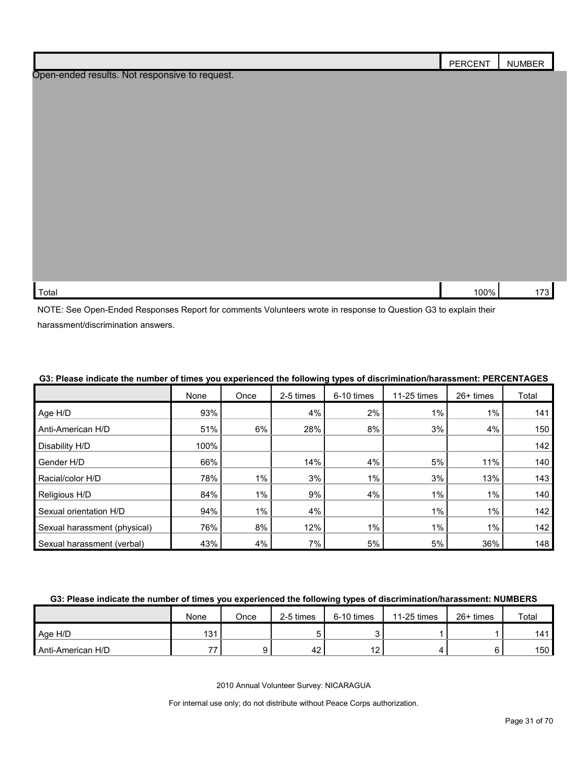| | PERCENT | NUMBER |
|---|---|---|
| Open-ended results. Not responsive to request. | | |
| Total | 100% | 173 |

NOTE: See Open-Ended Responses Report for comments Volunteers wrote in response to Question G3 to explain their harassment/discrimination answers.

**G3: Please indicate the number of times you experienced the following types of discrimination/harassment: PERCENTAGES**

| | None | Once | 2-5 times | 6-10 times | 11-25 times | 26+ times | Total |
|---|---|---|---|---|---|---|---|
| Age H/D | 93% | | 4% | 2% | 1% | 1% | 141 |
| Anti-American H/D | 51% | 6% | 28% | 8% | 3% | 4% | 150 |
| Disability H/D | 100% | | | | | | 142 |
| Gender H/D | 66% | | 14% | 4% | 5% | 11% | 140 |
| Racial/color H/D | 78% | 1% | 3% | 1% | 3% | 13% | 143 |
| Religious H/D | 84% | 1% | 9% | 4% | 1% | 1% | 140 |
| Sexual orientation H/D | 94% | 1% | 4% | | 1% | 1% | 142 |
| Sexual harassment (physical) | 76% | 8% | 12% | 1% | 1% | 1% | 142 |
| Sexual harassment (verbal) | 43% | 4% | 7% | 5% | 5% | 36% | 148 |

**G3: Please indicate the number of times you experienced the following types of discrimination/harassment: NUMBERS**

| | None | Once | 2-5 times | 6-10 times | 11-25 times | 26+ times | Total |
|---|---|---|---|---|---|---|---|
| Age H/D | 131 | | 5 | 3 | 1 | 1 | 141 |
| Anti-American H/D | 77 | 9 | 42 | 12 | 4 | 6 | 150 |

2010 Annual Volunteer Survey: NICARAGUA

For internal use only; do not distribute without Peace Corps authorization.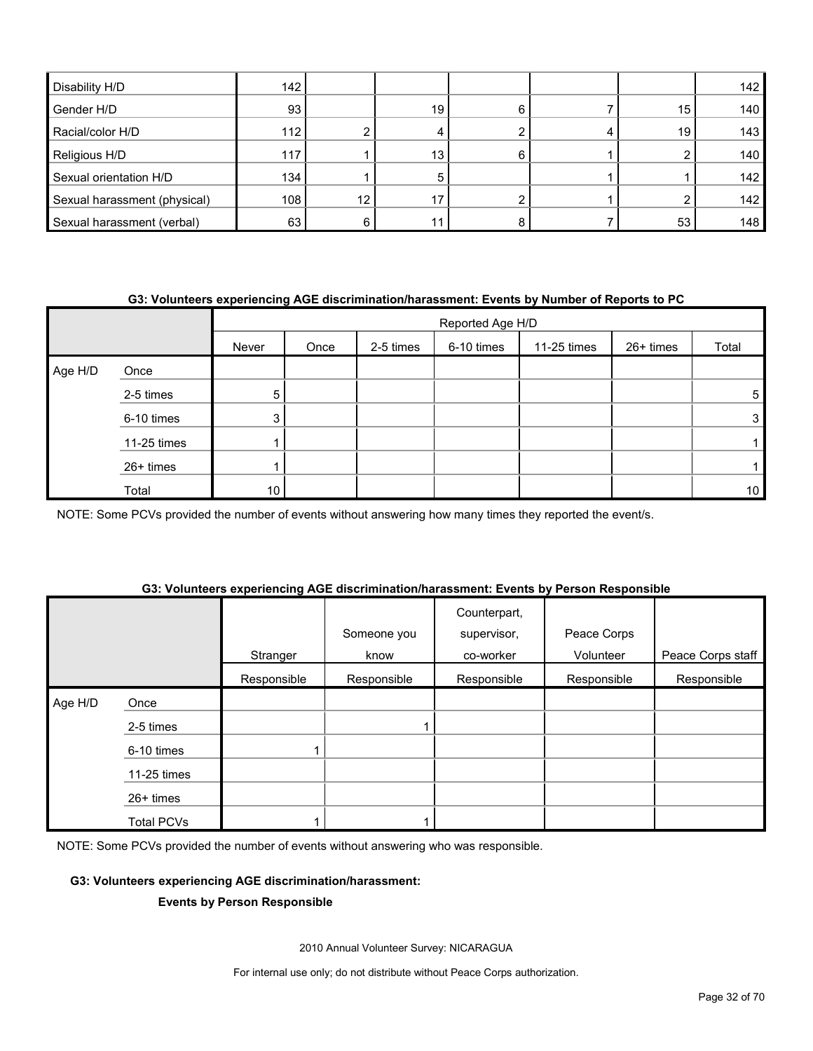| | | | | | | | |
|---|---|---|---|---|---|---|---|
| Disability H/D | 142 | | | | | | 142 |
| Gender H/D | 93 | | 19 | 6 | 7 | 15 | 140 |
| Racial/color H/D | 112 | 2 | 4 | 2 | 4 | 19 | 143 |
| Religious H/D | 117 | 1 | 13 | 6 | 1 | 2 | 140 |
| Sexual orientation H/D | 134 | 1 | 5 | | 1 | 1 | 142 |
| Sexual harassment (physical) | 108 | 12 | 17 | 2 | 1 | 2 | 142 |
| Sexual harassment (verbal) | 63 | 6 | 11 | 8 | 7 | 53 | 148 |

**G3: Volunteers experiencing AGE discrimination/harassment: Events by Number of Reports to PC**

| | | Reported Age H/D | | | | | | |
|---|---|---|---|---|---|---|---|---|
| | | Never | Once | 2-5 times | 6-10 times | 11-25 times | 26+ times | Total |
| Age H/D | Once | | | | | | | |
| | 2-5 times | 5 | | | | | | 5 |
| | 6-10 times | 3 | | | | | | 3 |
| | 11-25 times | 1 | | | | | | 1 |
| | 26+ times | 1 | | | | | | 1 |
| | Total | 10 | | | | | | 10 |

NOTE: Some PCVs provided the number of events without answering how many times they reported the event/s.

**G3: Volunteers experiencing AGE discrimination/harassment: Events by Person Responsible**

| | | Stranger | Someone you know | Counterpart, supervisor, co-worker | Peace Corps Volunteer | Peace Corps staff |
|---|---|---|---|---|---|---|
| | | Responsible | Responsible | Responsible | Responsible | Responsible |
| Age H/D | Once | | | | | |
| | 2-5 times | | 1 | | | |
| | 6-10 times | 1 | | | | |
| | 11-25 times | | | | | |
| | 26+ times | | | | | |
| | Total PCVs | 1 | 1 | | | |

NOTE: Some PCVs provided the number of events without answering who was responsible.

**G3: Volunteers experiencing AGE discrimination/harassment:**

**Events by Person Responsible**

2010 Annual Volunteer Survey: NICARAGUA

For internal use only; do not distribute without Peace Corps authorization.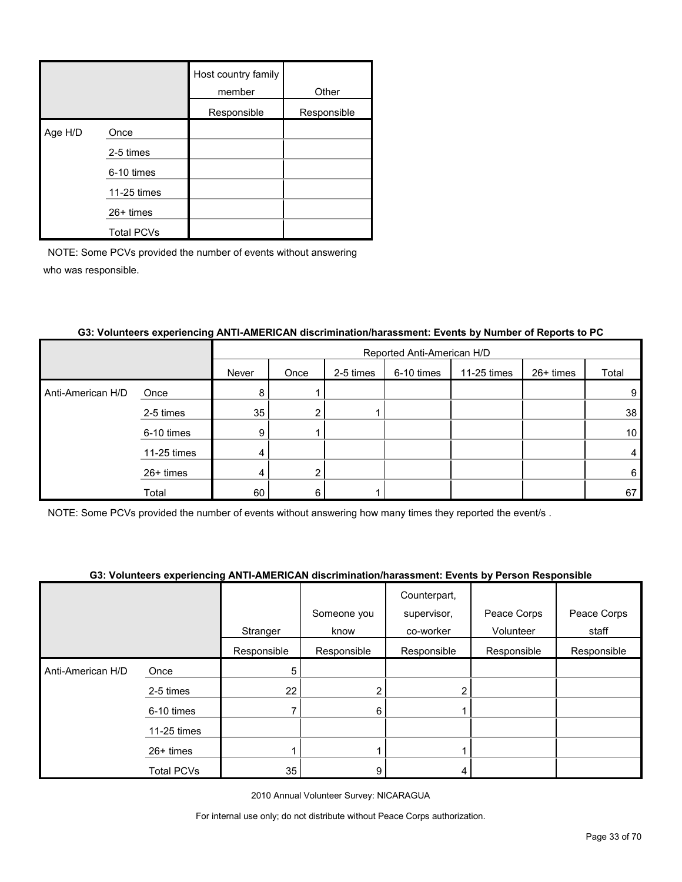| | | Host country family member | Other |
|---|---|---|---|
| | | Responsible | Responsible |
| Age H/D | Once | | |
| | 2-5 times | | |
| | 6-10 times | | |
| | 11-25 times | | |
| | 26+ times | | |
| | Total PCVs | | |

NOTE: Some PCVs provided the number of events without answering who was responsible.

#### G3: Volunteers experiencing ANTI-AMERICAN discrimination/harassment: Events by Number of Reports to PC

| | | Reported Anti-American H/D | | | | | | |
|---|---|---|---|---|---|---|---|---|
| | | Never | Once | 2-5 times | 6-10 times | 11-25 times | 26+ times | Total |
| Anti-American H/D | Once | 8 | 1 | | | | | 9 |
| | 2-5 times | 35 | 2 | 1 | | | | 38 |
| | 6-10 times | 9 | 1 | | | | | 10 |
| | 11-25 times | 4 | | | | | | 4 |
| | 26+ times | 4 | 2 | | | | | 6 |
| | Total | 60 | 6 | 1 | | | | 67 |

NOTE: Some PCVs provided the number of events without answering how many times they reported the event/s .

#### G3: Volunteers experiencing ANTI-AMERICAN discrimination/harassment: Events by Person Responsible

| | | Stranger | Someone you know | Counterpart, supervisor, co-worker | Peace Corps Volunteer | Peace Corps staff |
|---|---|---|---|---|---|---|
| | | Responsible | Responsible | Responsible | Responsible | Responsible |
| Anti-American H/D | Once | 5 | | | | |
| | 2-5 times | 22 | 2 | 2 | | |
| | 6-10 times | 7 | 6 | 1 | | |
| | 11-25 times | | | | | |
| | 26+ times | 1 | 1 | 1 | | |
| | Total PCVs | 35 | 9 | 4 | | |

2010 Annual Volunteer Survey: NICARAGUA

For internal use only; do not distribute without Peace Corps authorization.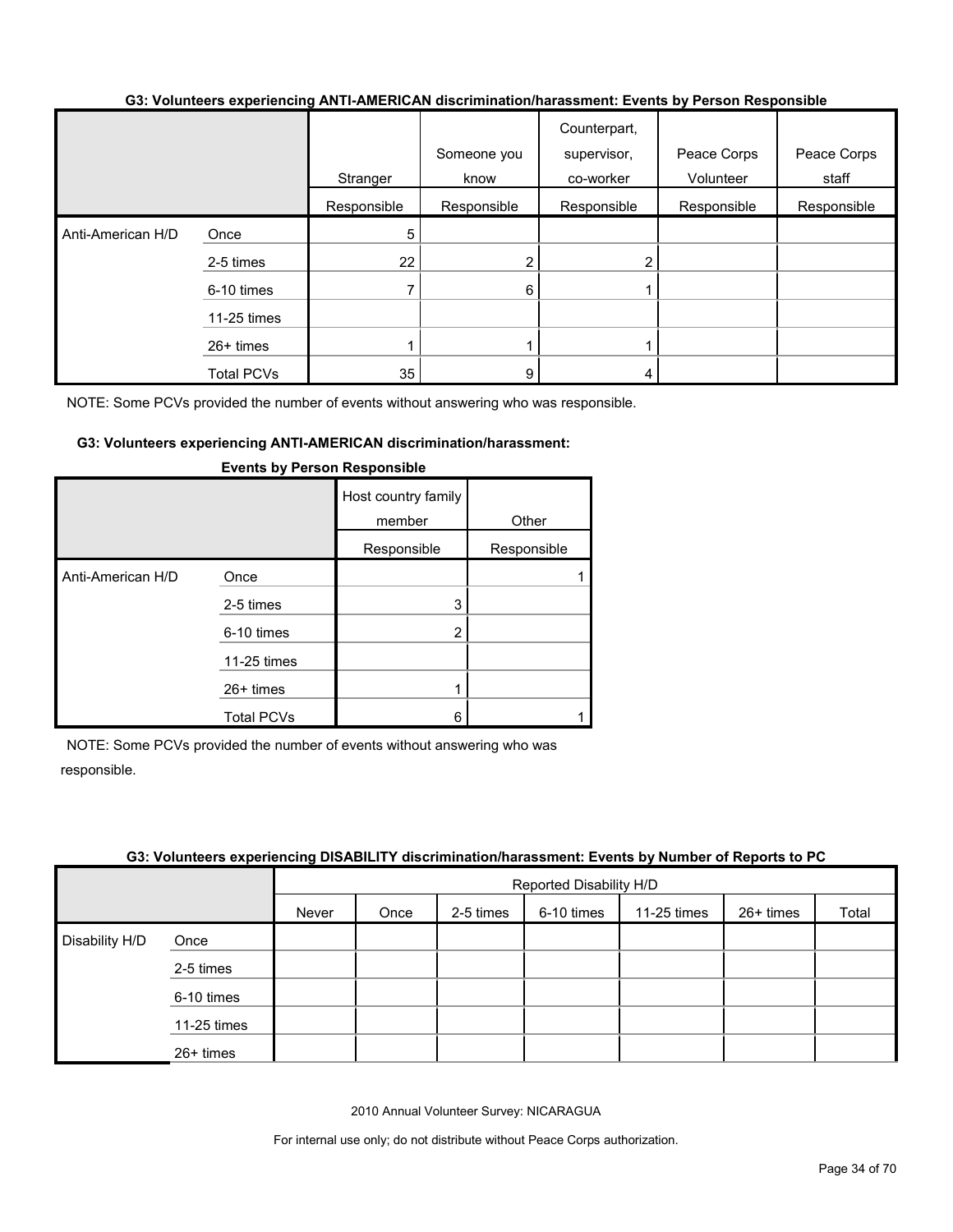### G3: Volunteers experiencing ANTI-AMERICAN discrimination/harassment: Events by Person Responsible

| | | Stranger | Someone you know | Counterpart, supervisor, co-worker | Peace Corps Volunteer | Peace Corps staff |
|---|---|---|---|---|---|---|
| | | Responsible | Responsible | Responsible | Responsible | Responsible |
| Anti-American H/D | Once | 5 | | | | |
| | 2-5 times | 22 | 2 | 2 | | |
| | 6-10 times | 7 | 6 | 1 | | |
| | 11-25 times | | | | | |
| | 26+ times | 1 | 1 | 1 | | |
| | Total PCVs | 35 | 9 | 4 | | |

NOTE: Some PCVs provided the number of events without answering who was responsible.

### G3: Volunteers experiencing ANTI-AMERICAN discrimination/harassment: Events by Person Responsible

| | | Host country family member | Other |
|---|---|---|---|
| | | Responsible | Responsible |
| Anti-American H/D | Once | | 1 |
| | 2-5 times | 3 | |
| | 6-10 times | 2 | |
| | 11-25 times | | |
| | 26+ times | 1 | |
| | Total PCVs | 6 | 1 |

NOTE: Some PCVs provided the number of events without answering who was responsible.

### G3: Volunteers experiencing DISABILITY discrimination/harassment: Events by Number of Reports to PC

| | | Reported Disability H/D | | | | | | |
|---|---|---|---|---|---|---|---|---|
| | | Never | Once | 2-5 times | 6-10 times | 11-25 times | 26+ times | Total |
| Disability H/D | Once | | | | | | | |
| | 2-5 times | | | | | | | |
| | 6-10 times | | | | | | | |
| | 11-25 times | | | | | | | |
| | 26+ times | | | | | | | |

2010 Annual Volunteer Survey: NICARAGUA

For internal use only; do not distribute without Peace Corps authorization.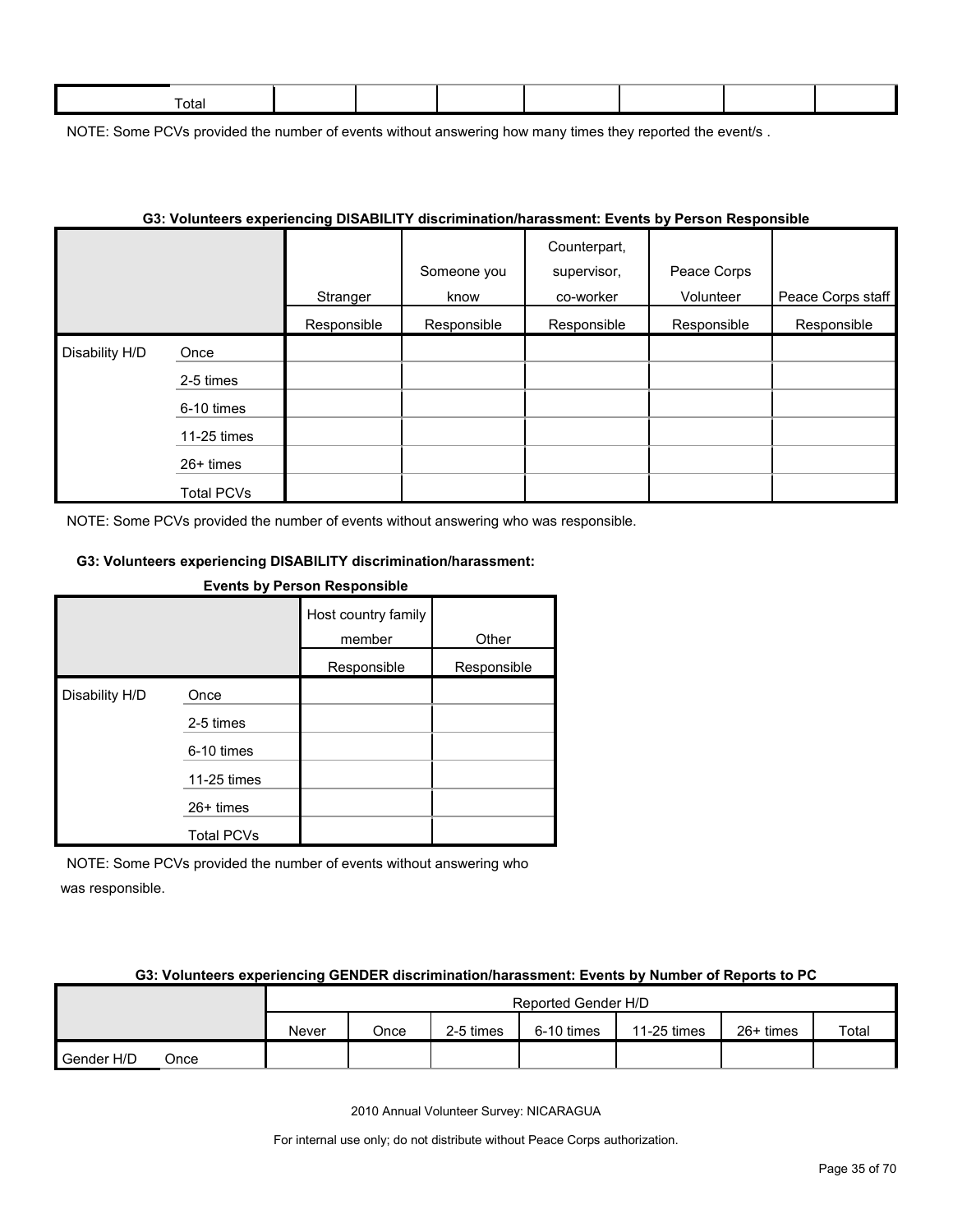| Total | | | | | | | |
|---|---|---|---|---|---|---|---|

NOTE: Some PCVs provided the number of events without answering how many times they reported the event/s .

**G3: Volunteers experiencing DISABILITY discrimination/harassment: Events by Person Responsible**

| | | Stranger | Someone you know | Counterpart, supervisor, co-worker | Peace Corps Volunteer | Peace Corps staff |
|---|---|---|---|---|---|---|
| | | Responsible | Responsible | Responsible | Responsible | Responsible |
| Disability H/D | Once | | | | | |
| | 2-5 times | | | | | |
| | 6-10 times | | | | | |
| | 11-25 times | | | | | |
| | 26+ times | | | | | |
| | Total PCVs | | | | | |

NOTE: Some PCVs provided the number of events without answering who was responsible.

**G3: Volunteers experiencing DISABILITY discrimination/harassment: Events by Person Responsible**

| | | Host country family member | Other |
|---|---|---|---|
| | | Responsible | Responsible |
| Disability H/D | Once | | |
| | 2-5 times | | |
| | 6-10 times | | |
| | 11-25 times | | |
| | 26+ times | | |
| | Total PCVs | | |

NOTE: Some PCVs provided the number of events without answering who was responsible.

**G3: Volunteers experiencing GENDER discrimination/harassment: Events by Number of Reports to PC**

| | | Reported Gender H/D | | | | | | |
|---|---|---|---|---|---|---|---|---|
| | | Never | Once | 2-5 times | 6-10 times | 11-25 times | 26+ times | Total |
| Gender H/D | Once | | | | | | | |

2010 Annual Volunteer Survey: NICARAGUA

For internal use only; do not distribute without Peace Corps authorization.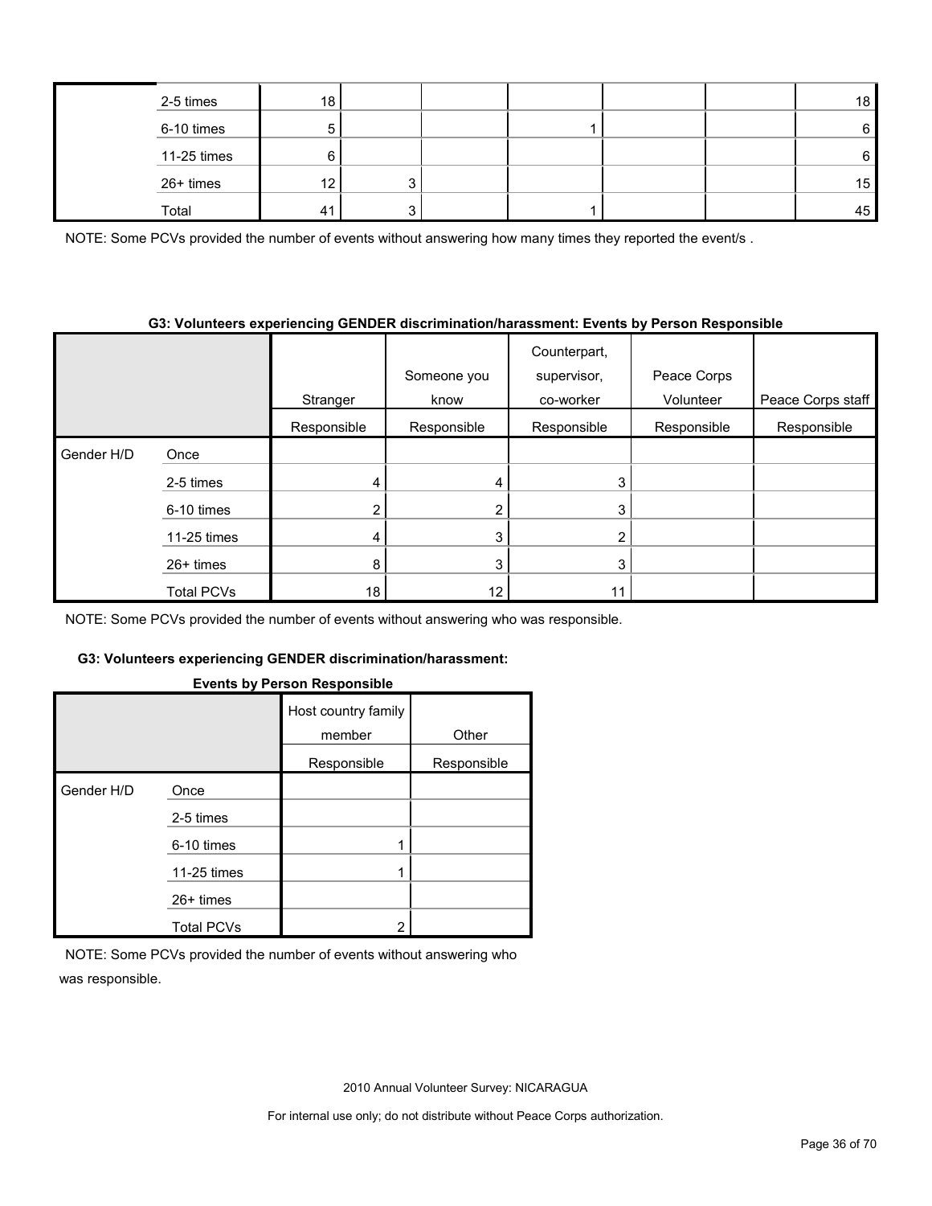| | | | | | | | | |
|---|---|---|---|---|---|---|---|---|
| | 2-5 times | 18 | | | | | | 18 |
| | 6-10 times | 5 | | | 1 | | | 6 |
| | 11-25 times | 6 | | | | | | 6 |
| | 26+ times | 12 | 3 | | | | | 15 |
| | Total | 41 | 3 | | 1 | | | 45 |

NOTE: Some PCVs provided the number of events without answering how many times they reported the event/s .

**G3: Volunteers experiencing GENDER discrimination/harassment: Events by Person Responsible**

| | | Stranger | Someone you know | Counterpart, supervisor, co-worker | Peace Corps Volunteer | Peace Corps staff |
|---|---|---|---|---|---|---|
| | | Responsible | Responsible | Responsible | Responsible | Responsible |
| Gender H/D | Once | | | | | |
| | 2-5 times | 4 | 4 | 3 | | |
| | 6-10 times | 2 | 2 | 3 | | |
| | 11-25 times | 4 | 3 | 2 | | |
| | 26+ times | 8 | 3 | 3 | | |
| | Total PCVs | 18 | 12 | 11 | | |

NOTE: Some PCVs provided the number of events without answering who was responsible.

**G3: Volunteers experiencing GENDER discrimination/harassment: Events by Person Responsible**

| | | Host country family member | Other |
|---|---|---|---|
| | | Responsible | Responsible |
| Gender H/D | Once | | |
| | 2-5 times | | |
| | 6-10 times | 1 | |
| | 11-25 times | 1 | |
| | 26+ times | | |
| | Total PCVs | 2 | |

NOTE: Some PCVs provided the number of events without answering who was responsible.

2010 Annual Volunteer Survey: NICARAGUA

For internal use only; do not distribute without Peace Corps authorization.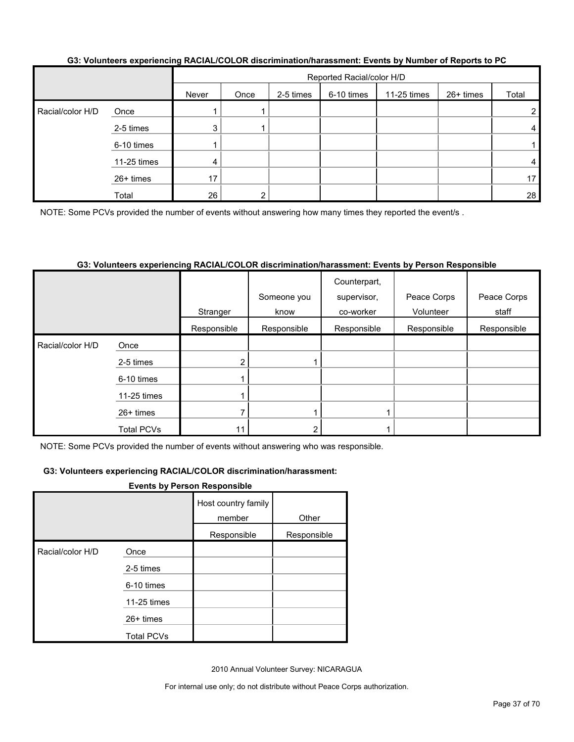**G3: Volunteers experiencing RACIAL/COLOR discrimination/harassment: Events by Number of Reports to PC**

| | | Reported Racial/color H/D | | | | | | |
|---|---|---|---|---|---|---|---|---|
| | | Never | Once | 2-5 times | 6-10 times | 11-25 times | 26+ times | Total |
| Racial/color H/D | Once | 1 | 1 | | | | | 2 |
| | 2-5 times | 3 | 1 | | | | | 4 |
| | 6-10 times | 1 | | | | | | 1 |
| | 11-25 times | 4 | | | | | | 4 |
| | 26+ times | 17 | | | | | | 17 |
| | Total | 26 | 2 | | | | | 28 |

NOTE: Some PCVs provided the number of events without answering how many times they reported the event/s .

**G3: Volunteers experiencing RACIAL/COLOR discrimination/harassment: Events by Person Responsible**

| | | Stranger | Someone you know | Counterpart, supervisor, co-worker | Peace Corps Volunteer | Peace Corps staff |
|---|---|---|---|---|---|---|
| | | Responsible | Responsible | Responsible | Responsible | Responsible |
| Racial/color H/D | Once | | | | | |
| | 2-5 times | 2 | 1 | | | |
| | 6-10 times | 1 | | | | |
| | 11-25 times | 1 | | | | |
| | 26+ times | 7 | 1 | 1 | | |
| | Total PCVs | 11 | 2 | 1 | | |

NOTE: Some PCVs provided the number of events without answering who was responsible.

**G3: Volunteers experiencing RACIAL/COLOR discrimination/harassment: Events by Person Responsible**

| | | Host country family member | Other |
|---|---|---|---|
| | | Responsible | Responsible |
| Racial/color H/D | Once | | |
| | 2-5 times | | |
| | 6-10 times | | |
| | 11-25 times | | |
| | 26+ times | | |
| | Total PCVs | | |

2010 Annual Volunteer Survey: NICARAGUA

For internal use only; do not distribute without Peace Corps authorization.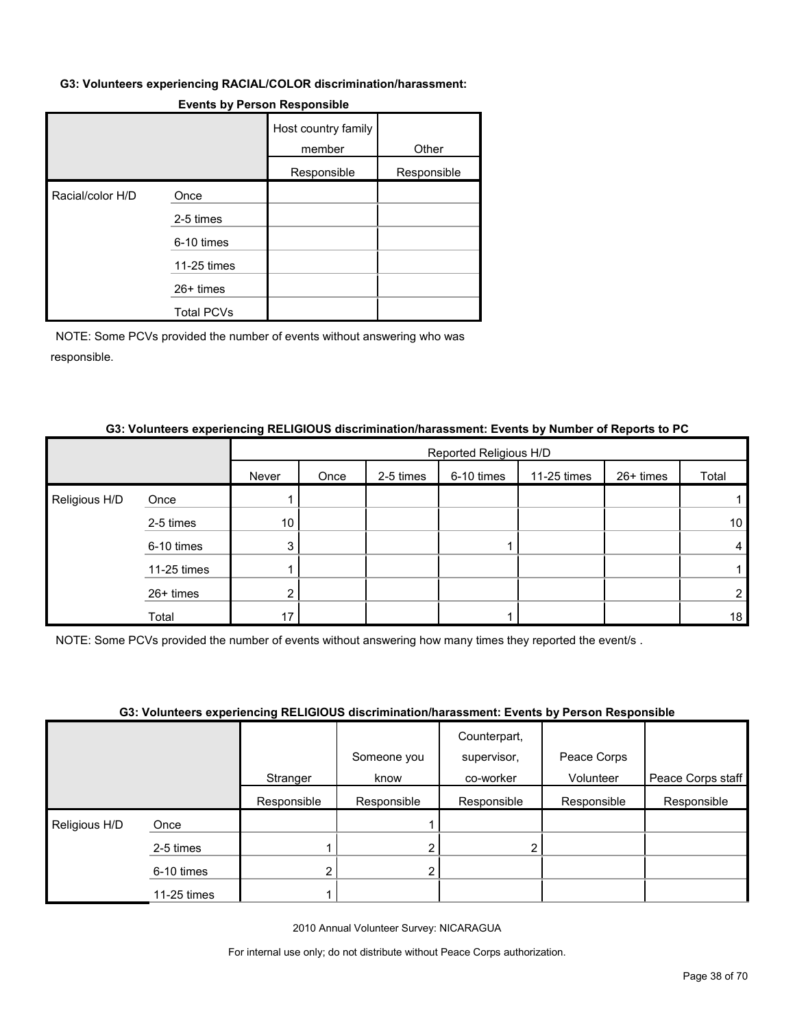**G3: Volunteers experiencing RACIAL/COLOR discrimination/harassment:**

**Events by Person Responsible**

| | | Host country family member | Other |
|---|---|---|---|
| | | Responsible | Responsible |
| Racial/color H/D | Once | | |
| | 2-5 times | | |
| | 6-10 times | | |
| | 11-25 times | | |
| | 26+ times | | |
| | Total PCVs | | |

NOTE: Some PCVs provided the number of events without answering who was responsible.

**G3: Volunteers experiencing RELIGIOUS discrimination/harassment: Events by Number of Reports to PC**

| | | Reported Religious H/D | | | | | | |
|---|---|---|---|---|---|---|---|---|
| | | Never | Once | 2-5 times | 6-10 times | 11-25 times | 26+ times | Total |
| Religious H/D | Once | 1 | | | | | | 1 |
| | 2-5 times | 10 | | | | | | 10 |
| | 6-10 times | 3 | | | 1 | | | 4 |
| | 11-25 times | 1 | | | | | | 1 |
| | 26+ times | 2 | | | | | | 2 |
| | Total | 17 | | | 1 | | | 18 |

NOTE: Some PCVs provided the number of events without answering how many times they reported the event/s .

**G3: Volunteers experiencing RELIGIOUS discrimination/harassment: Events by Person Responsible**

| | | Stranger | Someone you know | Counterpart, supervisor, co-worker | Peace Corps Volunteer | Peace Corps staff |
|---|---|---|---|---|---|---|
| | | Responsible | Responsible | Responsible | Responsible | Responsible |
| Religious H/D | Once | | 1 | | | |
| | 2-5 times | 1 | 2 | 2 | | |
| | 6-10 times | 2 | 2 | | | |
| | 11-25 times | 1 | | | | |

2010 Annual Volunteer Survey: NICARAGUA

For internal use only; do not distribute without Peace Corps authorization.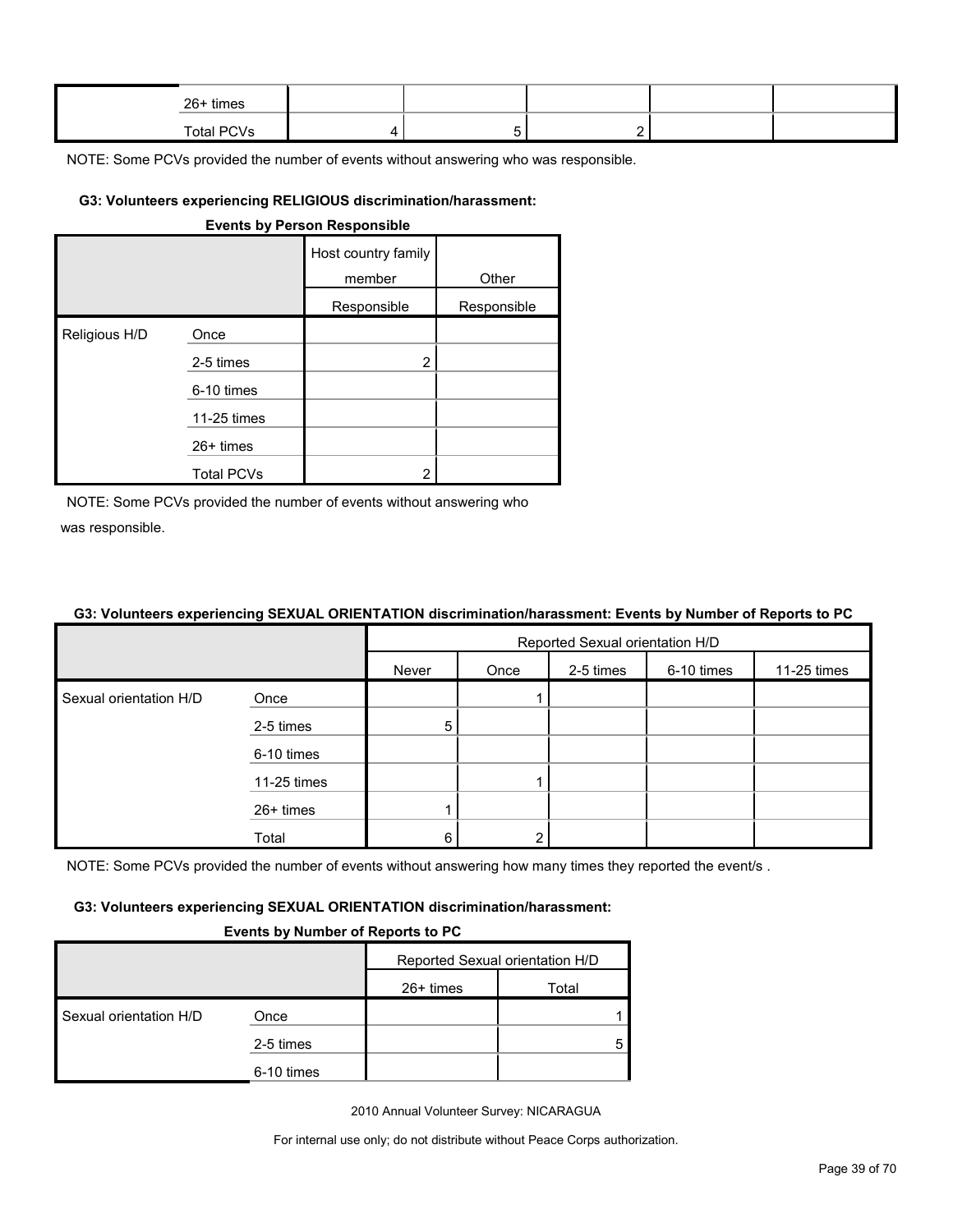| | | | | | | |
|---|---|---|---|---|---|---|
| | 26+ times | | | | | |
| | Total PCVs | 4 | 5 | 2 | | |

NOTE: Some PCVs provided the number of events without answering who was responsible.

#### G3: Volunteers experiencing RELIGIOUS discrimination/harassment:

**Events by Person Responsible**

| | | Host country family member Responsible | Other Responsible |
|---|---|---|---|
| Religious H/D | Once | | |
| | 2-5 times | 2 | |
| | 6-10 times | | |
| | 11-25 times | | |
| | 26+ times | | |
| | Total PCVs | 2 | |

NOTE: Some PCVs provided the number of events without answering who was responsible.

#### G3: Volunteers experiencing SEXUAL ORIENTATION discrimination/harassment: Events by Number of Reports to PC

| | | Reported Sexual orientation H/D | | | | |
|---|---|---|---|---|---|---|
| | | Never | Once | 2-5 times | 6-10 times | 11-25 times |
| Sexual orientation H/D | Once | | 1 | | | |
| | 2-5 times | 5 | | | | |
| | 6-10 times | | | | | |
| | 11-25 times | | 1 | | | |
| | 26+ times | 1 | | | | |
| | Total | 6 | 2 | | | |

NOTE: Some PCVs provided the number of events without answering how many times they reported the event/s .

#### G3: Volunteers experiencing SEXUAL ORIENTATION discrimination/harassment:

**Events by Number of Reports to PC**

| | | Reported Sexual orientation H/D | |
|---|---|---|---|
| | | 26+ times | Total |
| Sexual orientation H/D | Once | | 1 |
| | 2-5 times | | 5 |
| | 6-10 times | | |

2010 Annual Volunteer Survey: NICARAGUA

For internal use only; do not distribute without Peace Corps authorization.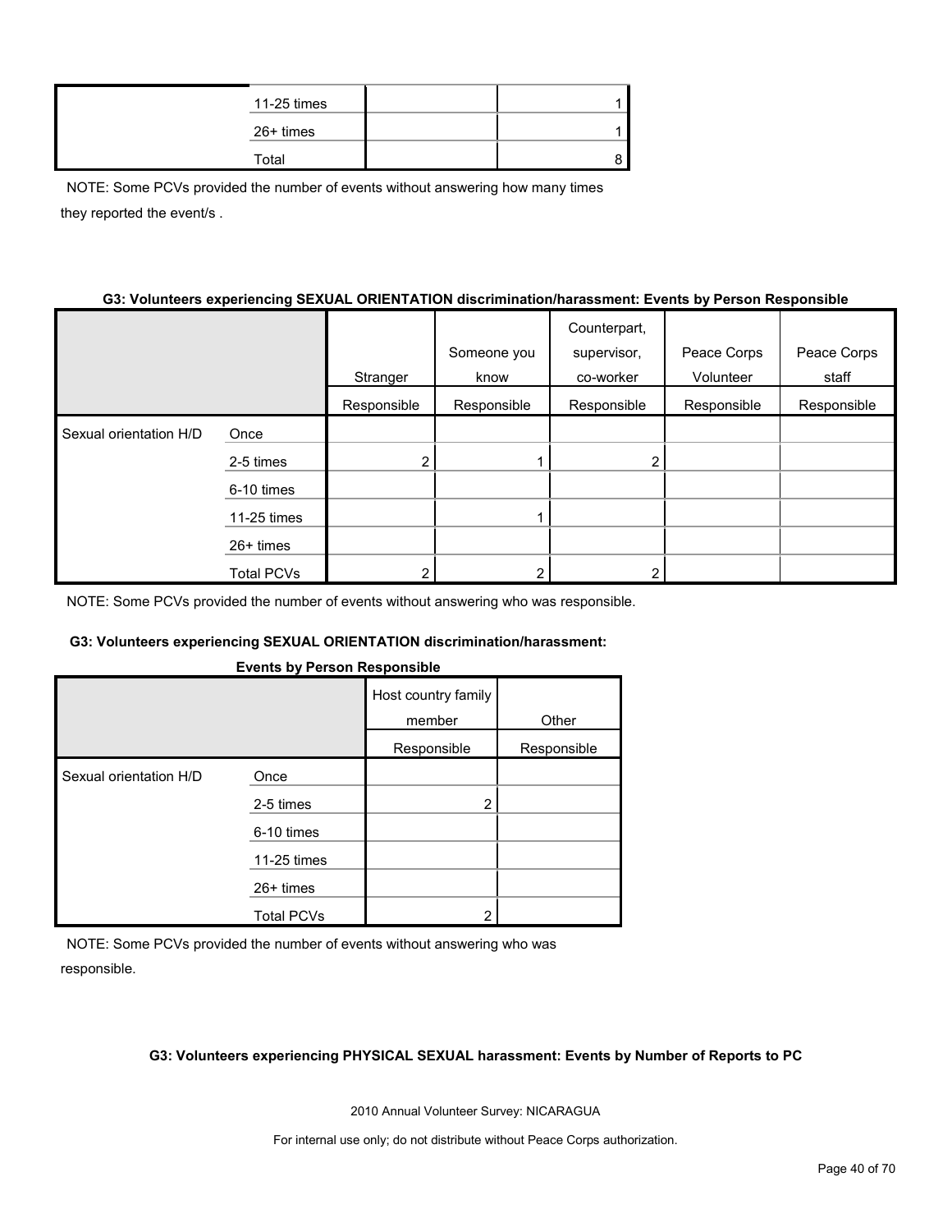| | | | |
|---|---|---|---|
| | 11-25 times | | 1 |
| | 26+ times | | 1 |
| | Total | | 8 |

NOTE: Some PCVs provided the number of events without answering how many times they reported the event/s .

**G3: Volunteers experiencing SEXUAL ORIENTATION discrimination/harassment: Events by Person Responsible**

| | | Stranger | Someone you know | Counterpart, supervisor, co-worker | Peace Corps Volunteer | Peace Corps staff |
|---|---|---|---|---|---|---|
| | | Responsible | Responsible | Responsible | Responsible | Responsible |
| Sexual orientation H/D | Once | | | | | |
| | 2-5 times | 2 | 1 | 2 | | |
| | 6-10 times | | | | | |
| | 11-25 times | | 1 | | | |
| | 26+ times | | | | | |
| | Total PCVs | 2 | 2 | 2 | | |

NOTE: Some PCVs provided the number of events without answering who was responsible.

**G3: Volunteers experiencing SEXUAL ORIENTATION discrimination/harassment: Events by Person Responsible**

| | | Host country family member | Other |
|---|---|---|---|
| | | Responsible | Responsible |
| Sexual orientation H/D | Once | | |
| | 2-5 times | 2 | |
| | 6-10 times | | |
| | 11-25 times | | |
| | 26+ times | | |
| | Total PCVs | 2 | |

NOTE: Some PCVs provided the number of events without answering who was responsible.

**G3: Volunteers experiencing PHYSICAL SEXUAL harassment: Events by Number of Reports to PC**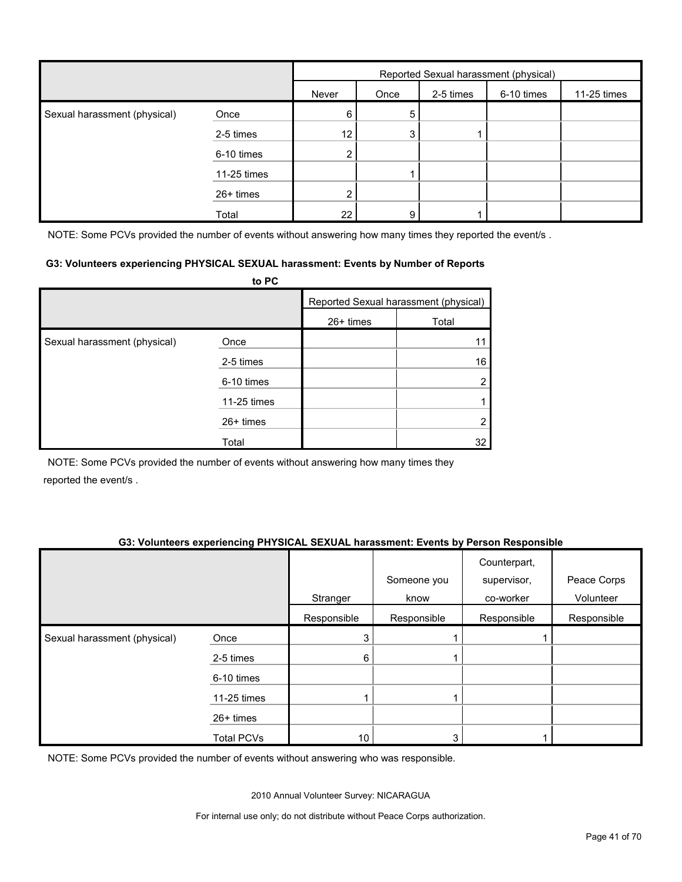| | | Reported Sexual harassment (physical) | | | | | |
|---|---|---|---|---|---|---|---|
| | | Never | Once | 2-5 times | 6-10 times | 11-25 times | 26+ times | Total |
| Sexual harassment (physical) | Once | 6 | 5 | | | | | 11 |
| | 2-5 times | 12 | 3 | 1 | | | | 16 |
| | 6-10 times | 2 | | | | | | 2 |
| | 11-25 times | | 1 | | | | | 1 |
| | 26+ times | 2 | | | | | | 2 |
| | Total | 22 | 9 | 1 | | | | 32 |

NOTE: Some PCVs provided the number of events without answering how many times they reported the event/s .

**G3: Volunteers experiencing PHYSICAL SEXUAL harassment: Events by Number of Reports to PC**

NOTE: Some PCVs provided the number of events without answering how many times they reported the event/s .

**G3: Volunteers experiencing PHYSICAL SEXUAL harassment: Events by Person Responsible**

| | | Stranger | Someone you know | Counterpart, supervisor, co-worker | Peace Corps Volunteer |
|---|---|---|---|---|---|
| | | Responsible | Responsible | Responsible | Responsible |
| Sexual harassment (physical) | Once | 3 | 1 | 1 | |
| | 2-5 times | 6 | 1 | | |
| | 6-10 times | | | | |
| | 11-25 times | 1 | 1 | | |
| | 26+ times | | | | |
| | Total PCVs | 10 | 3 | 1 | |

NOTE: Some PCVs provided the number of events without answering who was responsible.

2010 Annual Volunteer Survey: NICARAGUA

For internal use only; do not distribute without Peace Corps authorization.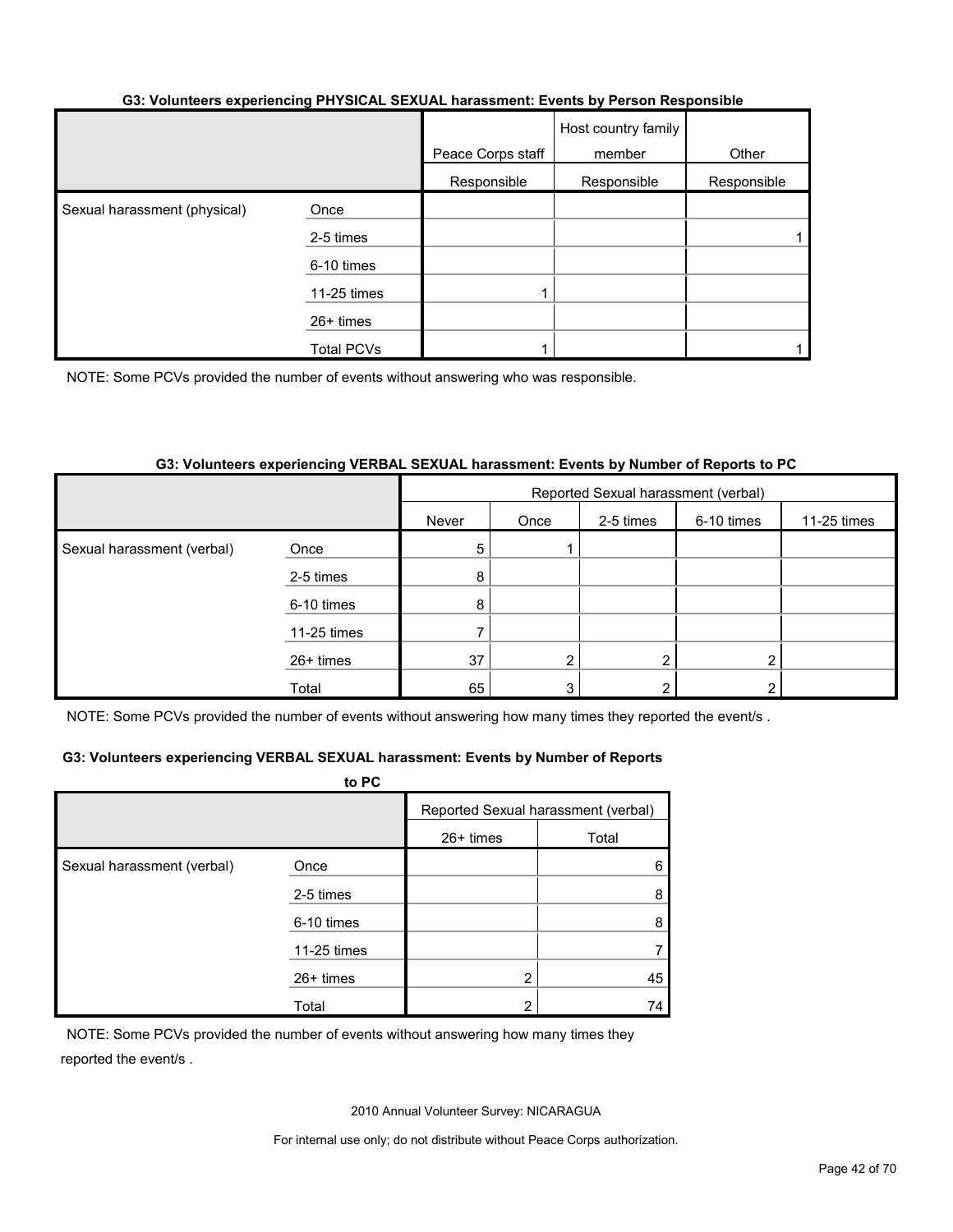#### G3: Volunteers experiencing PHYSICAL SEXUAL harassment: Events by Person Responsible

| | | Peace Corps staff | Host country family member | Other |
|---|---|---|---|---|
| | | Responsible | Responsible | Responsible |
| Sexual harassment (physical) | Once | | | |
| | 2-5 times | | | 1 |
| | 6-10 times | | | |
| | 11-25 times | 1 | | |
| | 26+ times | | | |
| | Total PCVs | 1 | | 1 |

NOTE: Some PCVs provided the number of events without answering who was responsible.

#### G3: Volunteers experiencing VERBAL SEXUAL harassment: Events by Number of Reports to PC

| | | Reported Sexual harassment (verbal) | | | | | | |
|---|---|---|---|---|---|---|---|---|
| | | Never | Once | 2-5 times | 6-10 times | 11-25 times | 26+ times | Total |
| Sexual harassment (verbal) | Once | 5 | 1 | | | | | 6 |
| | 2-5 times | 8 | | | | | | 8 |
| | 6-10 times | 8 | | | | | | 8 |
| | 11-25 times | 7 | | | | | | 7 |
| | 26+ times | 37 | 2 | 2 | 2 | | 2 | 45 |
| | Total | 65 | 3 | 2 | 2 | | 2 | 74 |

NOTE: Some PCVs provided the number of events without answering how many times they reported the event/s .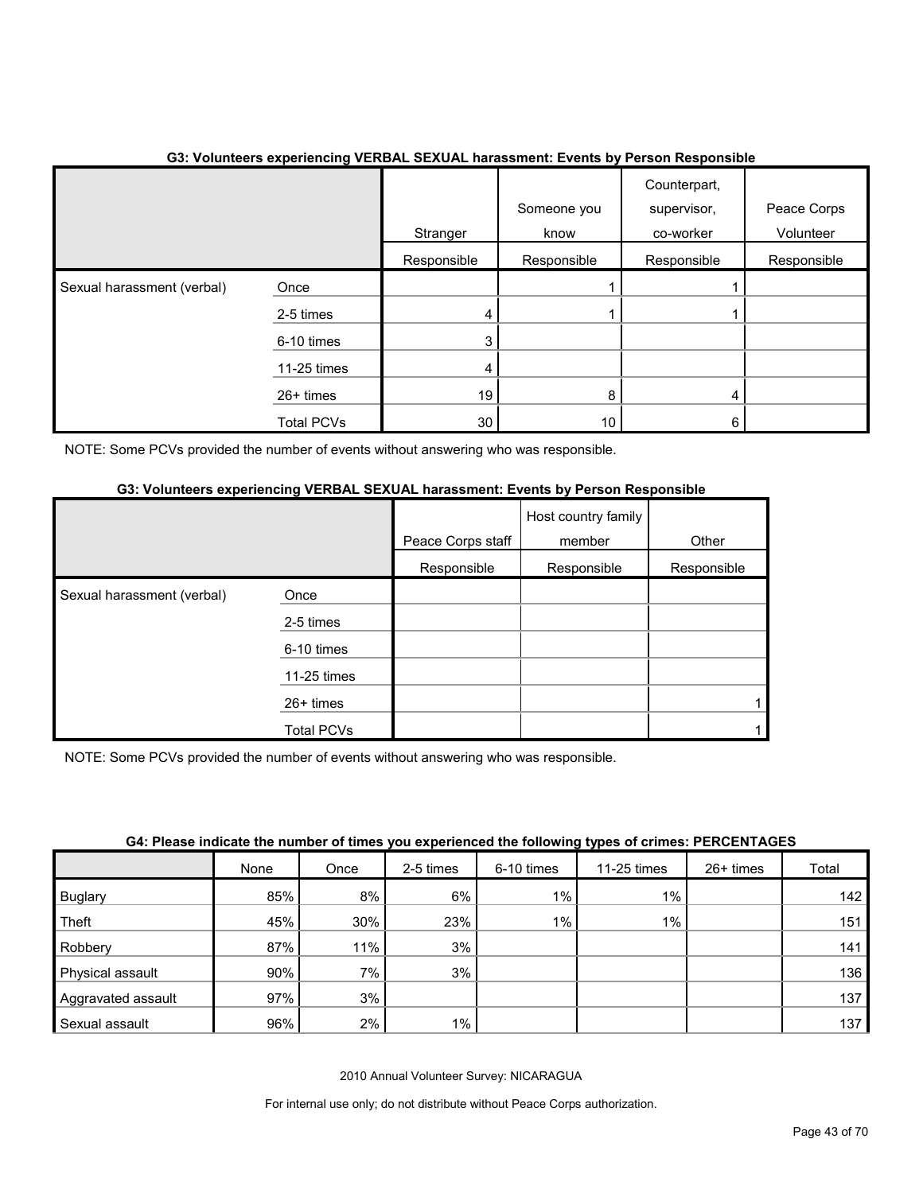**G3: Volunteers experiencing VERBAL SEXUAL harassment: Events by Person Responsible**

| | | Stranger Responsible | Someone you know Responsible | Counterpart, supervisor, co-worker Responsible | Peace Corps Volunteer Responsible |
|---|---|---|---|---|---|
| Sexual harassment (verbal) | Once | | 1 | 1 | |
| | 2-5 times | 4 | 1 | 1 | |
| | 6-10 times | 3 | | | |
| | 11-25 times | 4 | | | |
| | 26+ times | 19 | 8 | 4 | |
| | Total PCVs | 30 | 10 | 6 | |

NOTE: Some PCVs provided the number of events without answering who was responsible.

**G3: Volunteers experiencing VERBAL SEXUAL harassment: Events by Person Responsible**

| | | Peace Corps staff Responsible | Host country family member Responsible | Other Responsible |
|---|---|---|---|---|
| Sexual harassment (verbal) | Once | | | |
| | 2-5 times | | | |
| | 6-10 times | | | |
| | 11-25 times | | | |
| | 26+ times | | | 1 |
| | Total PCVs | | | 1 |

NOTE: Some PCVs provided the number of events without answering who was responsible.

**G4: Please indicate the number of times you experienced the following types of crimes: PERCENTAGES**

| | None | Once | 2-5 times | 6-10 times | 11-25 times | 26+ times | Total |
|---|---|---|---|---|---|---|---|
| Buglary | 85% | 8% | 6% | 1% | 1% | | 142 |
| Theft | 45% | 30% | 23% | 1% | 1% | | 151 |
| Robbery | 87% | 11% | 3% | | | | 141 |
| Physical assault | 90% | 7% | 3% | | | | 136 |
| Aggravated assault | 97% | 3% | | | | | 137 |
| Sexual assault | 96% | 2% | 1% | | | | 137 |

2010 Annual Volunteer Survey: NICARAGUA

For internal use only; do not distribute without Peace Corps authorization.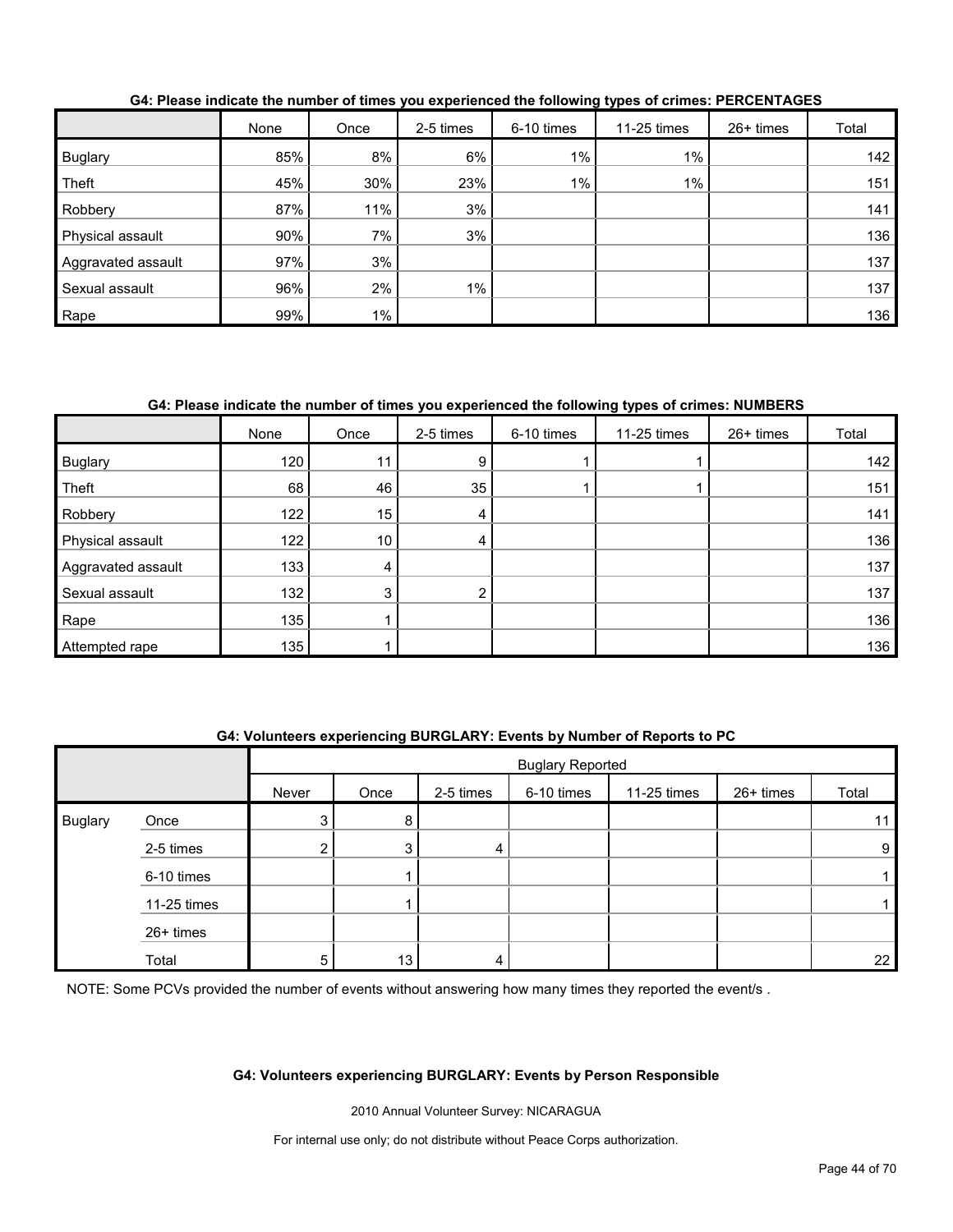**G4: Please indicate the number of times you experienced the following types of crimes: PERCENTAGES**

| | None | Once | 2-5 times | 6-10 times | 11-25 times | 26+ times | Total |
|---|---|---|---|---|---|---|---|
| Buglary | 85% | 8% | 6% | 1% | 1% | | 142 |
| Theft | 45% | 30% | 23% | 1% | 1% | | 151 |
| Robbery | 87% | 11% | 3% | | | | 141 |
| Physical assault | 90% | 7% | 3% | | | | 136 |
| Aggravated assault | 97% | 3% | | | | | 137 |
| Sexual assault | 96% | 2% | 1% | | | | 137 |
| Rape | 99% | 1% | | | | | 136 |

**G4: Please indicate the number of times you experienced the following types of crimes: NUMBERS**

| | None | Once | 2-5 times | 6-10 times | 11-25 times | 26+ times | Total |
|---|---|---|---|---|---|---|---|
| Buglary | 120 | 11 | 9 | 1 | 1 | | 142 |
| Theft | 68 | 46 | 35 | 1 | 1 | | 151 |
| Robbery | 122 | 15 | 4 | | | | 141 |
| Physical assault | 122 | 10 | 4 | | | | 136 |
| Aggravated assault | 133 | 4 | | | | | 137 |
| Sexual assault | 132 | 3 | 2 | | | | 137 |
| Rape | 135 | 1 | | | | | 136 |
| Attempted rape | 135 | 1 | | | | | 136 |

**G4: Volunteers experiencing BURGLARY: Events by Number of Reports to PC**

| | | Buglary Reported | | | | | | |
|---|---|---|---|---|---|---|---|---|
| | | Never | Once | 2-5 times | 6-10 times | 11-25 times | 26+ times | Total |
| Buglary | Once | 3 | 8 | | | | | 11 |
| | 2-5 times | 2 | 3 | 4 | | | | 9 |
| | 6-10 times | | 1 | | | | | 1 |
| | 11-25 times | | 1 | | | | | 1 |
| | 26+ times | | | | | | | |
| | Total | 5 | 13 | 4 | | | | 22 |

NOTE: Some PCVs provided the number of events without answering how many times they reported the event/s .

**G4: Volunteers experiencing BURGLARY: Events by Person Responsible**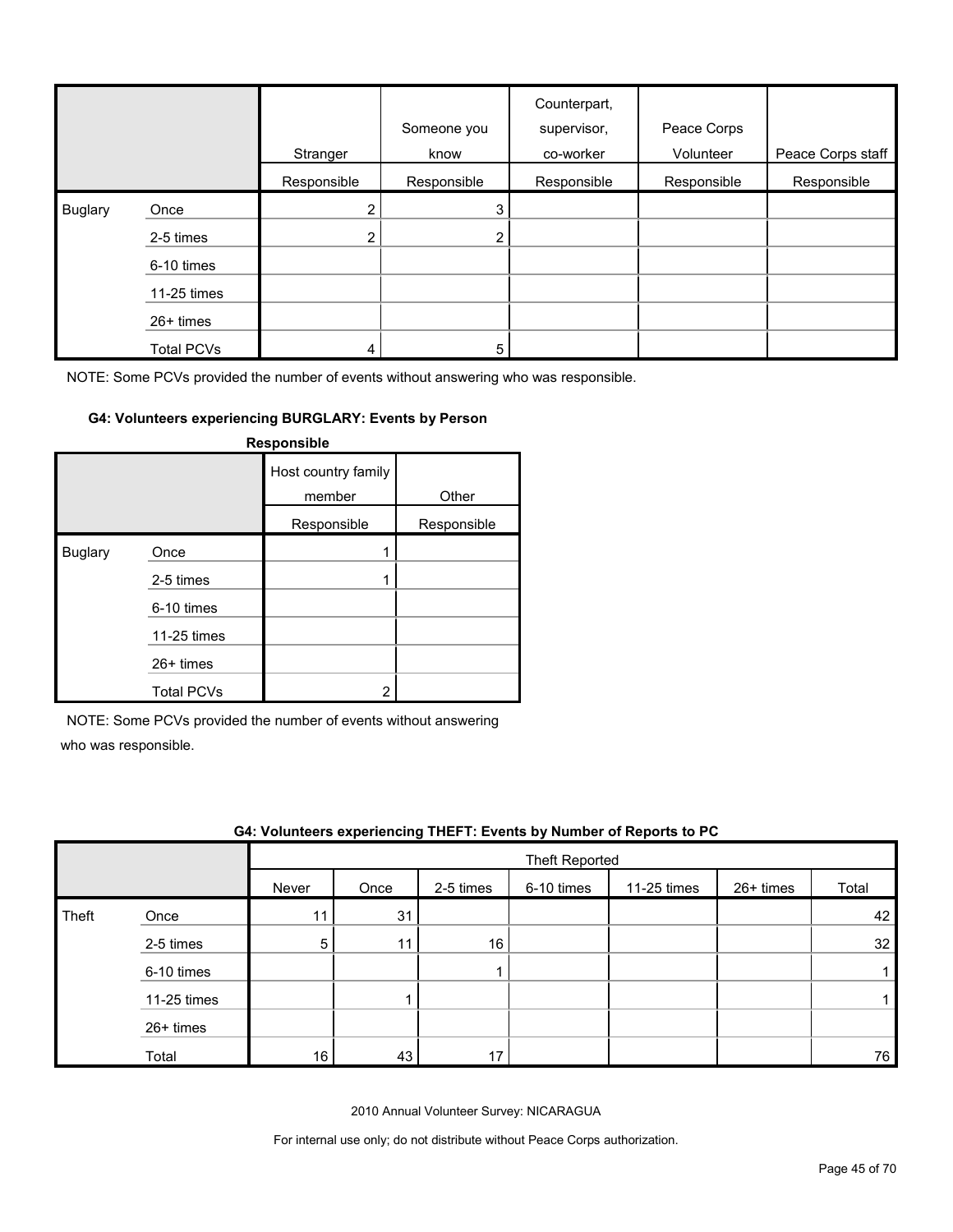| | | Stranger | Someone you know | Counterpart, supervisor, co-worker | Peace Corps Volunteer | Peace Corps staff |
|---|---|---|---|---|---|---|
| | | Responsible | Responsible | Responsible | Responsible | Responsible |
| Buglary | Once | 2 | 3 | | | |
| | 2-5 times | 2 | 2 | | | |
| | 6-10 times | | | | | |
| | 11-25 times | | | | | |
| | 26+ times | | | | | |
| | Total PCVs | 4 | 5 | | | |

NOTE: Some PCVs provided the number of events without answering who was responsible.

**G4: Volunteers experiencing BURGLARY: Events by Person Responsible**

| | | Host country family member | Other |
|---|---|---|---|
| | | Responsible | Responsible |
| Buglary | Once | 1 | |
| | 2-5 times | 1 | |
| | 6-10 times | | |
| | 11-25 times | | |
| | 26+ times | | |
| | Total PCVs | 2 | |

NOTE: Some PCVs provided the number of events without answering who was responsible.

**G4: Volunteers experiencing THEFT: Events by Number of Reports to PC**

| | | Theft Reported | | | | | | |
|---|---|---|---|---|---|---|---|---|
| | | Never | Once | 2-5 times | 6-10 times | 11-25 times | 26+ times | Total |
| Theft | Once | 11 | 31 | | | | | 42 |
| | 2-5 times | 5 | 11 | 16 | | | | 32 |
| | 6-10 times | | | 1 | | | | 1 |
| | 11-25 times | | 1 | | | | | 1 |
| | 26+ times | | | | | | | |
| | Total | 16 | 43 | 17 | | | | 76 |

2010 Annual Volunteer Survey: NICARAGUA

For internal use only; do not distribute without Peace Corps authorization.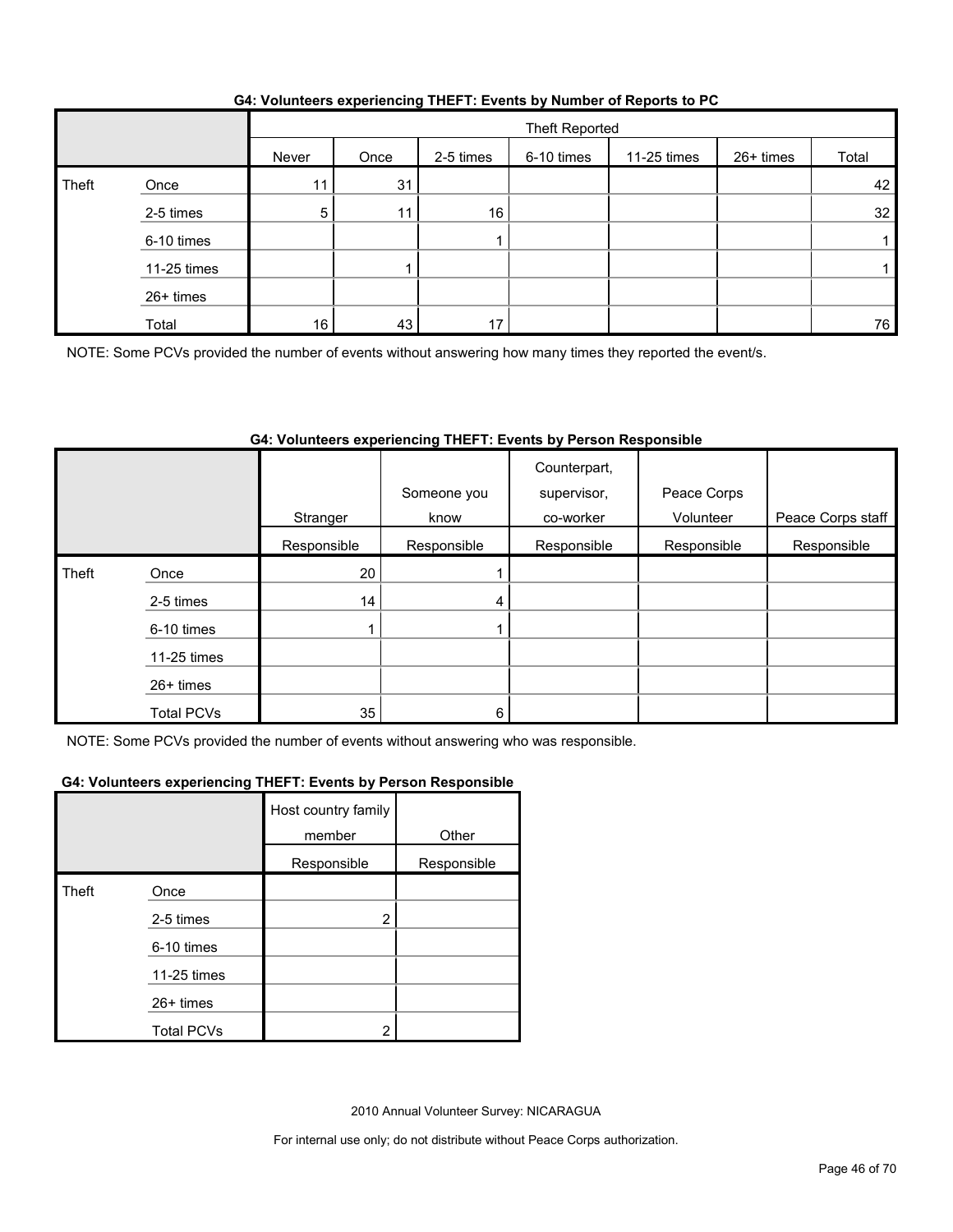**G4: Volunteers experiencing THEFT: Events by Number of Reports to PC**

| | | Theft Reported | | | | | | |
|---|---|---|---|---|---|---|---|---|
| | | Never | Once | 2-5 times | 6-10 times | 11-25 times | 26+ times | Total |
| Theft | Once | 11 | 31 | | | | | 42 |
| | 2-5 times | 5 | 11 | 16 | | | | 32 |
| | 6-10 times | | | 1 | | | | 1 |
| | 11-25 times | | 1 | | | | | 1 |
| | 26+ times | | | | | | | |
| | Total | 16 | 43 | 17 | | | | 76 |

NOTE: Some PCVs provided the number of events without answering how many times they reported the event/s.

**G4: Volunteers experiencing THEFT: Events by Person Responsible**

| | | Stranger | Someone you know | Counterpart, supervisor, co-worker | Peace Corps Volunteer | Peace Corps staff | Host country family member | Other |
|---|---|---|---|---|---|---|---|---|
| | | Responsible | Responsible | Responsible | Responsible | Responsible | Responsible | Responsible |
| Theft | Once | 20 | 1 | | | | | |
| | 2-5 times | 14 | 4 | | | | 2 | |
| | 6-10 times | 1 | 1 | | | | | |
| | 11-25 times | | | | | | | |
| | 26+ times | | | | | | | |
| | Total PCVs | 35 | 6 | | | | 2 | |

NOTE: Some PCVs provided the number of events without answering who was responsible.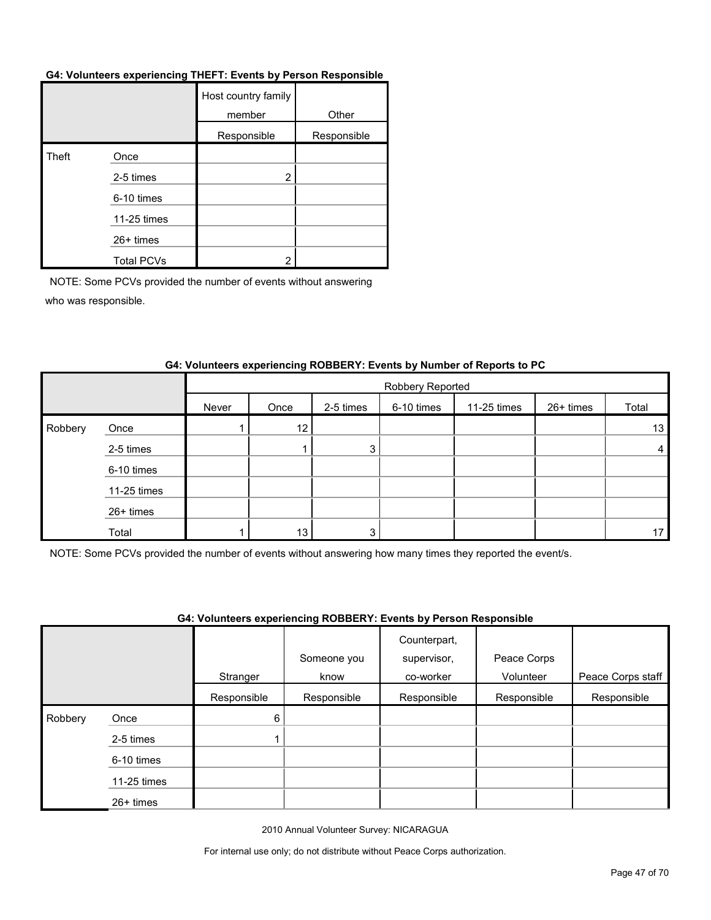**G4: Volunteers experiencing THEFT: Events by Person Responsible**

| | | Host country family member | Other |
|---|---|---|---|
| | | Responsible | Responsible |
| Theft | Once | | |
| | 2-5 times | 2 | |
| | 6-10 times | | |
| | 11-25 times | | |
| | 26+ times | | |
| | Total PCVs | 2 | |

NOTE: Some PCVs provided the number of events without answering who was responsible.

**G4: Volunteers experiencing ROBBERY: Events by Number of Reports to PC**

| | | Robbery Reported | | | | | | |
|---|---|---|---|---|---|---|---|---|
| | | Never | Once | 2-5 times | 6-10 times | 11-25 times | 26+ times | Total |
| Robbery | Once | 1 | 12 | | | | | 13 |
| | 2-5 times | | 1 | 3 | | | | 4 |
| | 6-10 times | | | | | | | |
| | 11-25 times | | | | | | | |
| | 26+ times | | | | | | | |
| | Total | 1 | 13 | 3 | | | | 17 |

NOTE: Some PCVs provided the number of events without answering how many times they reported the event/s.

**G4: Volunteers experiencing ROBBERY: Events by Person Responsible**

| | | Stranger | Someone you know | Counterpart, supervisor, co-worker | Peace Corps Volunteer | Peace Corps staff |
|---|---|---|---|---|---|---|
| | | Responsible | Responsible | Responsible | Responsible | Responsible |
| Robbery | Once | 6 | | | | |
| | 2-5 times | 1 | | | | |
| | 6-10 times | | | | | |
| | 11-25 times | | | | | |
| | 26+ times | | | | | |

2010 Annual Volunteer Survey: NICARAGUA

For internal use only; do not distribute without Peace Corps authorization.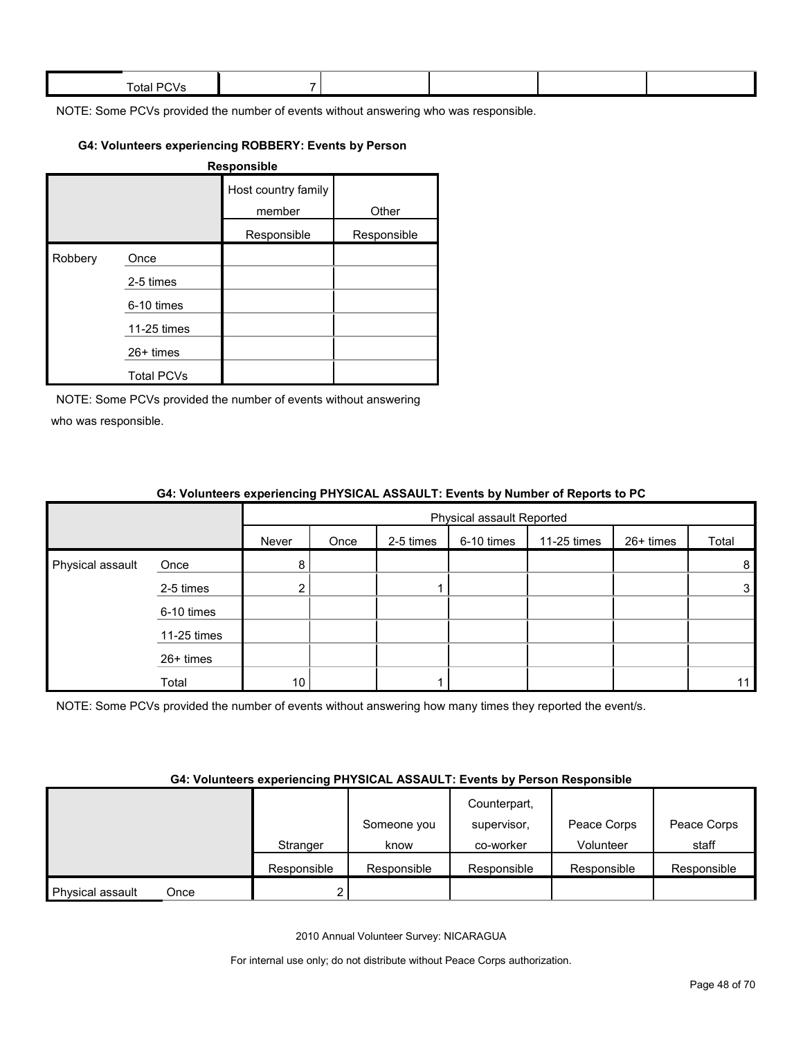| | Total PCVs | 7 | | | | |
|---|---|---|---|---|---|---|

NOTE: Some PCVs provided the number of events without answering who was responsible.

#### G4: Volunteers experiencing ROBBERY: Events by Person Responsible

| | | Host country family member | Other |
|---|---|---|---|
| | | Responsible | Responsible |
| Robbery | Once | | |
| | 2-5 times | | |
| | 6-10 times | | |
| | 11-25 times | | |
| | 26+ times | | |
| | Total PCVs | | |

NOTE: Some PCVs provided the number of events without answering who was responsible.

#### G4: Volunteers experiencing PHYSICAL ASSAULT: Events by Number of Reports to PC

| | | Physical assault Reported | | | | | | |
|---|---|---|---|---|---|---|---|---|
| | | Never | Once | 2-5 times | 6-10 times | 11-25 times | 26+ times | Total |
| Physical assault | Once | 8 | | | | | | 8 |
| | 2-5 times | 2 | | 1 | | | | 3 |
| | 6-10 times | | | | | | | |
| | 11-25 times | | | | | | | |
| | 26+ times | | | | | | | |
| | Total | 10 | | 1 | | | | 11 |

NOTE: Some PCVs provided the number of events without answering how many times they reported the event/s.

#### G4: Volunteers experiencing PHYSICAL ASSAULT: Events by Person Responsible

| | | Stranger | Someone you know | Counterpart, supervisor, co-worker | Peace Corps Volunteer | Peace Corps staff |
|---|---|---|---|---|---|---|
| | | Responsible | Responsible | Responsible | Responsible | Responsible |
| Physical assault | Once | 2 | | | | |

2010 Annual Volunteer Survey: NICARAGUA

For internal use only; do not distribute without Peace Corps authorization.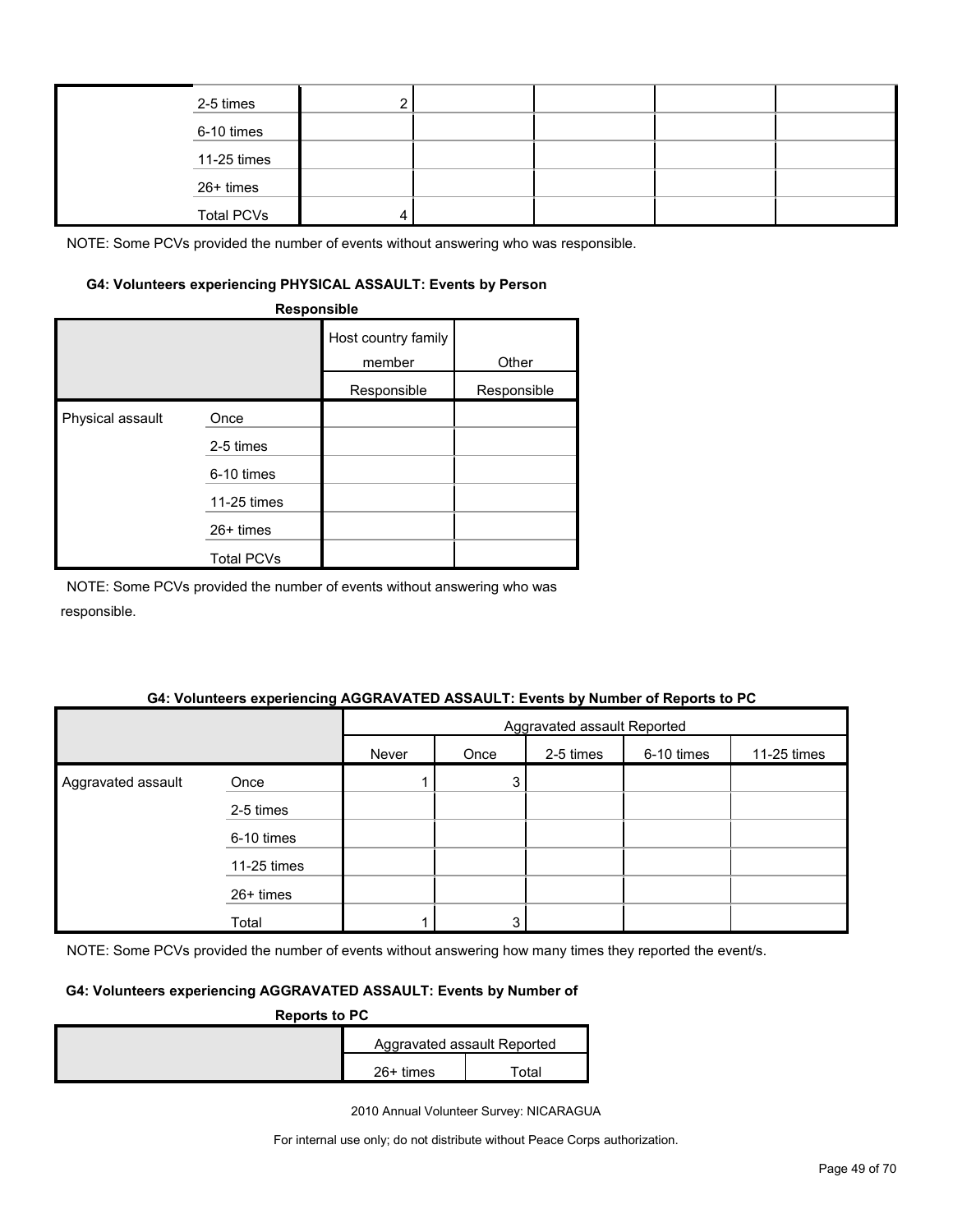| | | | | | | |
|---|---|---|---|---|---|---|
| | 2-5 times | 2 | | | | |
| | 6-10 times | | | | | |
| | 11-25 times | | | | | |
| | 26+ times | | | | | |
| | Total PCVs | 4 | | | | |

NOTE: Some PCVs provided the number of events without answering who was responsible.

#### G4: Volunteers experiencing PHYSICAL ASSAULT: Events by Person Responsible

| | | Host country family member | Other |
|---|---|---|---|
| | | Responsible | Responsible |
| Physical assault | Once | | |
| | 2-5 times | | |
| | 6-10 times | | |
| | 11-25 times | | |
| | 26+ times | | |
| | Total PCVs | | |

NOTE: Some PCVs provided the number of events without answering who was responsible.

#### G4: Volunteers experiencing AGGRAVATED ASSAULT: Events by Number of Reports to PC

| | | Aggravated assault Reported | | | | |
|---|---|---|---|---|---|---|
| | | Never | Once | 2-5 times | 6-10 times | 11-25 times |
| Aggravated assault | Once | 1 | 3 | | | |
| | 2-5 times | | | | | |
| | 6-10 times | | | | | |
| | 11-25 times | | | | | |
| | 26+ times | | | | | |
| | Total | 1 | 3 | | | |

NOTE: Some PCVs provided the number of events without answering how many times they reported the event/s.

#### G4: Volunteers experiencing AGGRAVATED ASSAULT: Events by Number of Reports to PC

| | Aggravated assault Reported | |
|---|---|---|
| | 26+ times | Total |

2010 Annual Volunteer Survey: NICARAGUA

For internal use only; do not distribute without Peace Corps authorization.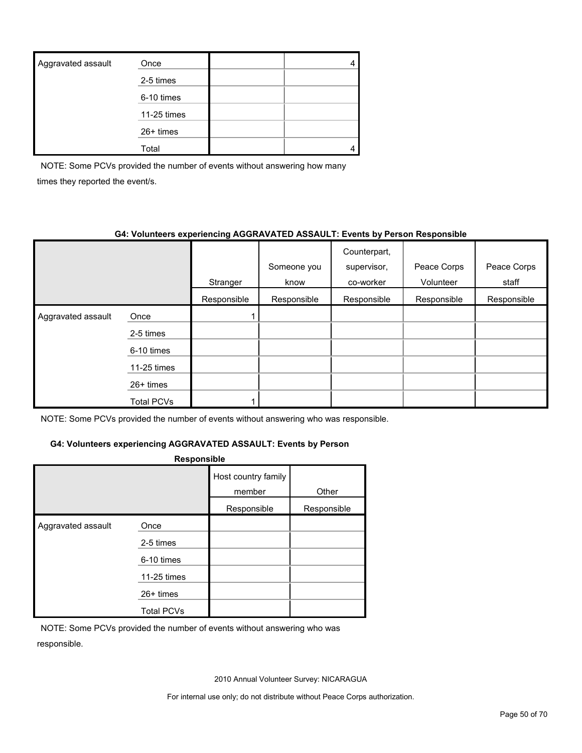| | | | |
|---|---|---|---|
| Aggravated assault | Once | | 4 |
| | 2-5 times | | |
| | 6-10 times | | |
| | 11-25 times | | |
| | 26+ times | | |
| | Total | | 4 |

NOTE: Some PCVs provided the number of events without answering how many times they reported the event/s.

**G4: Volunteers experiencing AGGRAVATED ASSAULT: Events by Person Responsible**

| | | Stranger | Someone you know | Counterpart, supervisor, co-worker | Peace Corps Volunteer | Peace Corps staff |
|---|---|---|---|---|---|---|
| | | Responsible | Responsible | Responsible | Responsible | Responsible |
| Aggravated assault | Once | 1 | | | | |
| | 2-5 times | | | | | |
| | 6-10 times | | | | | |
| | 11-25 times | | | | | |
| | 26+ times | | | | | |
| | Total PCVs | 1 | | | | |

NOTE: Some PCVs provided the number of events without answering who was responsible.

**G4: Volunteers experiencing AGGRAVATED ASSAULT: Events by Person Responsible**

| | | Host country family member | Other |
|---|---|---|---|
| | | Responsible | Responsible |
| Aggravated assault | Once | | |
| | 2-5 times | | |
| | 6-10 times | | |
| | 11-25 times | | |
| | 26+ times | | |
| | Total PCVs | | |

NOTE: Some PCVs provided the number of events without answering who was responsible.

2010 Annual Volunteer Survey: NICARAGUA

For internal use only; do not distribute without Peace Corps authorization.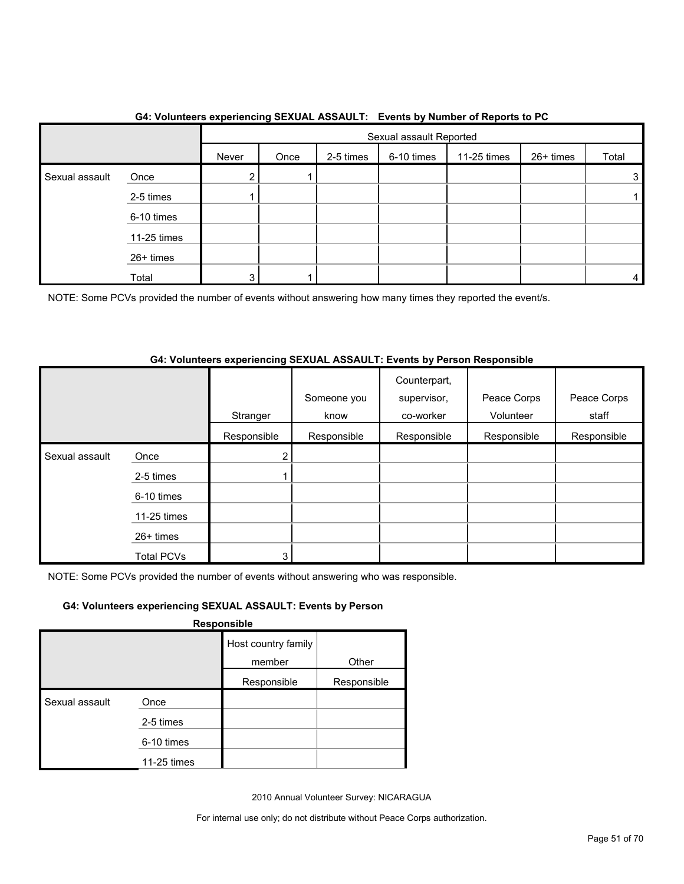### G4: Volunteers experiencing SEXUAL ASSAULT: Events by Number of Reports to PC

| | | Sexual assault Reported | | | | | | |
|---|---|---|---|---|---|---|---|---|
| | | Never | Once | 2-5 times | 6-10 times | 11-25 times | 26+ times | Total |
| Sexual assault | Once | 2 | 1 | | | | | 3 |
| | 2-5 times | 1 | | | | | | 1 |
| | 6-10 times | | | | | | | |
| | 11-25 times | | | | | | | |
| | 26+ times | | | | | | | |
| | Total | 3 | 1 | | | | | 4 |

NOTE: Some PCVs provided the number of events without answering how many times they reported the event/s.

### G4: Volunteers experiencing SEXUAL ASSAULT: Events by Person Responsible

| | | Stranger | Someone you know | Counterpart, supervisor, co-worker | Peace Corps Volunteer | Peace Corps staff |
|---|---|---|---|---|---|---|
| | | Responsible | Responsible | Responsible | Responsible | Responsible |
| Sexual assault | Once | 2 | | | | |
| | 2-5 times | 1 | | | | |
| | 6-10 times | | | | | |
| | 11-25 times | | | | | |
| | 26+ times | | | | | |
| | Total PCVs | 3 | | | | |

NOTE: Some PCVs provided the number of events without answering who was responsible.

### G4: Volunteers experiencing SEXUAL ASSAULT: Events by Person Responsible

| | | Host country family member | Other |
|---|---|---|---|
| | | Responsible | Responsible |
| Sexual assault | Once | | |
| | 2-5 times | | |
| | 6-10 times | | |
| | 11-25 times | | |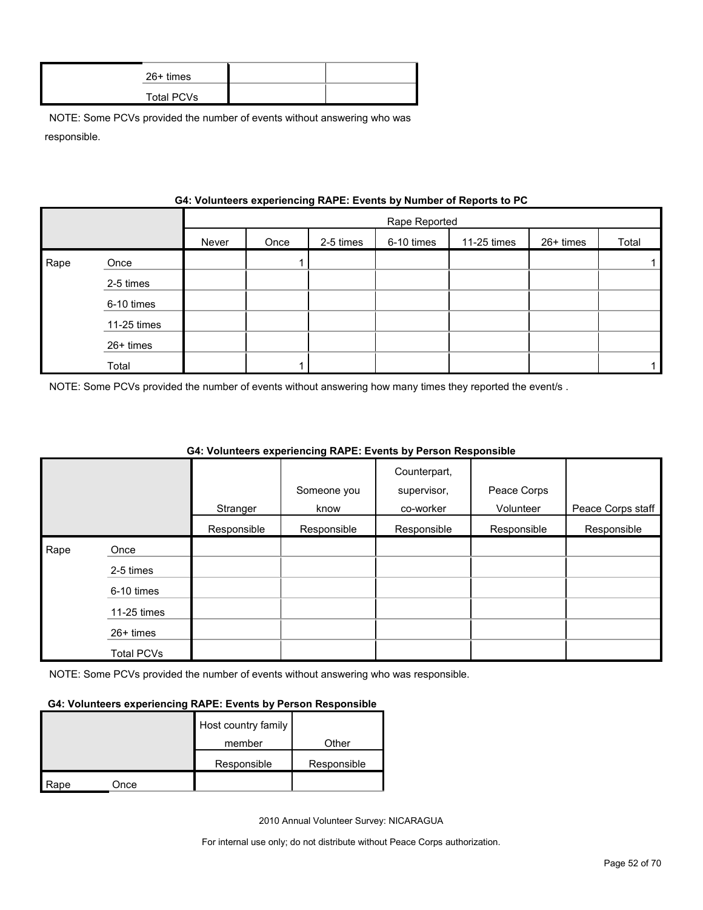| | | | |
|---|---|---|---|
| | 26+ times | | |
| | Total PCVs | | |

NOTE: Some PCVs provided the number of events without answering who was responsible.

**G4: Volunteers experiencing RAPE: Events by Number of Reports to PC**

| | | Rape Reported | | | | | | |
|---|---|---|---|---|---|---|---|---|
| | | Never | Once | 2-5 times | 6-10 times | 11-25 times | 26+ times | Total |
| Rape | Once | | 1 | | | | | 1 |
| | 2-5 times | | | | | | | |
| | 6-10 times | | | | | | | |
| | 11-25 times | | | | | | | |
| | 26+ times | | | | | | | |
| | Total | | 1 | | | | | 1 |

NOTE: Some PCVs provided the number of events without answering how many times they reported the event/s .

**G4: Volunteers experiencing RAPE: Events by Person Responsible**

| | | Stranger | Someone you know | Counterpart, supervisor, co-worker | Peace Corps Volunteer | Peace Corps staff |
|---|---|---|---|---|---|---|
| | | Responsible | Responsible | Responsible | Responsible | Responsible |
| Rape | Once | | | | | |
| | 2-5 times | | | | | |
| | 6-10 times | | | | | |
| | 11-25 times | | | | | |
| | 26+ times | | | | | |
| | Total PCVs | | | | | |

NOTE: Some PCVs provided the number of events without answering who was responsible.

**G4: Volunteers experiencing RAPE: Events by Person Responsible**

| | | Host country family member | Other |
|---|---|---|---|
| | | Responsible | Responsible |
| Rape | Once | | |

2010 Annual Volunteer Survey: NICARAGUA

For internal use only; do not distribute without Peace Corps authorization.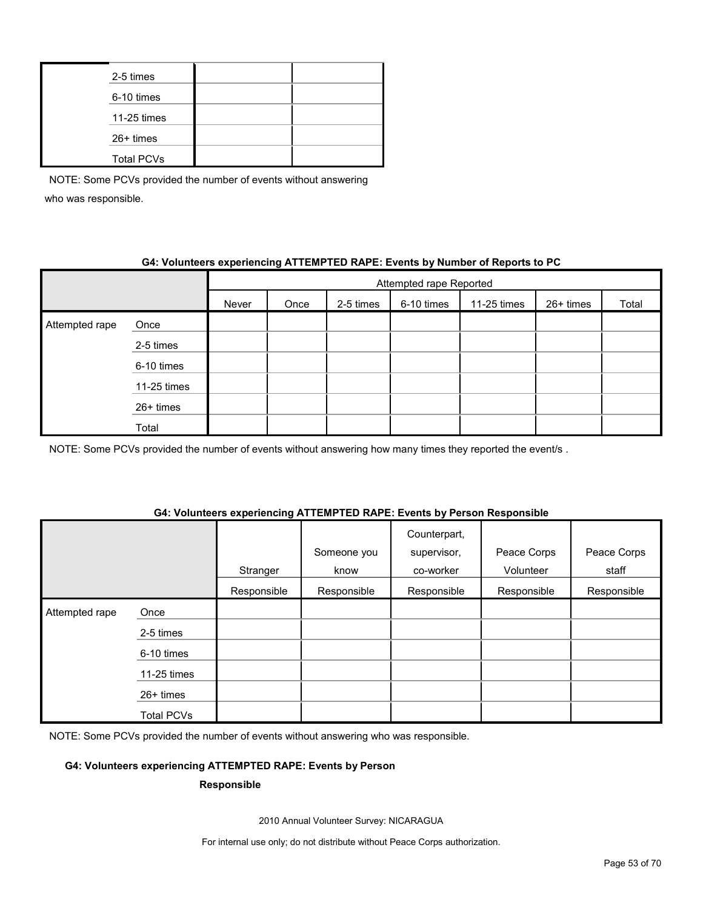| | | | |
|---|---|---|---|
| | 2-5 times | | |
| | 6-10 times | | |
| | 11-25 times | | |
| | 26+ times | | |
| | Total PCVs | | |

NOTE: Some PCVs provided the number of events without answering who was responsible.

**G4: Volunteers experiencing ATTEMPTED RAPE: Events by Number of Reports to PC**

| | | Attempted rape Reported | | | | | | |
|---|---|---|---|---|---|---|---|---|
| | | Never | Once | 2-5 times | 6-10 times | 11-25 times | 26+ times | Total |
| Attempted rape | Once | | | | | | | |
| | 2-5 times | | | | | | | |
| | 6-10 times | | | | | | | |
| | 11-25 times | | | | | | | |
| | 26+ times | | | | | | | |
| | Total | | | | | | | |

NOTE: Some PCVs provided the number of events without answering how many times they reported the event/s .

**G4: Volunteers experiencing ATTEMPTED RAPE: Events by Person Responsible**

| | | Stranger Responsible | Someone you know Responsible | Counterpart, supervisor, co-worker Responsible | Peace Corps Volunteer Responsible | Peace Corps staff Responsible |
|---|---|---|---|---|---|---|
| Attempted rape | Once | | | | | |
| | 2-5 times | | | | | |
| | 6-10 times | | | | | |
| | 11-25 times | | | | | |
| | 26+ times | | | | | |
| | Total PCVs | | | | | |

NOTE: Some PCVs provided the number of events without answering who was responsible.

**G4: Volunteers experiencing ATTEMPTED RAPE: Events by Person Responsible**

2010 Annual Volunteer Survey: NICARAGUA

For internal use only; do not distribute without Peace Corps authorization.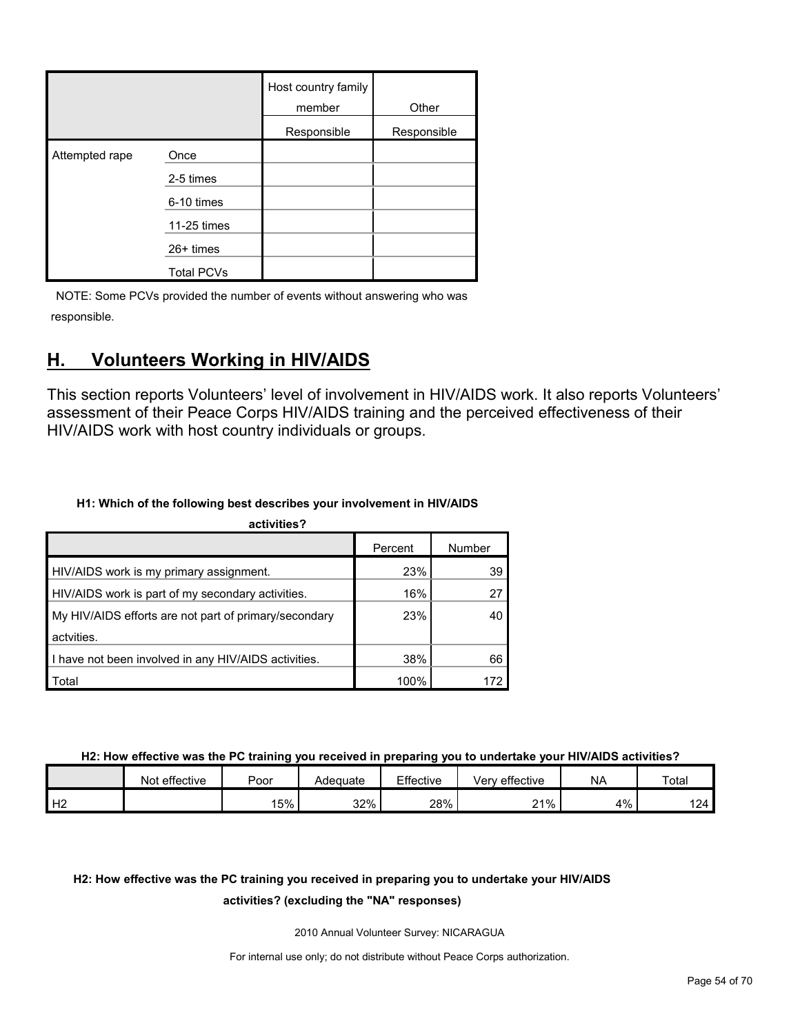| | | Host country family member | Other |
|---|---|---|---|
| | | Responsible | Responsible |
| Attempted rape | Once | | |
| | 2-5 times | | |
| | 6-10 times | | |
| | 11-25 times | | |
| | 26+ times | | |
| | Total PCVs | | |

NOTE: Some PCVs provided the number of events without answering who was responsible.

## H. Volunteers Working in HIV/AIDS

This section reports Volunteers' level of involvement in HIV/AIDS work. It also reports Volunteers' assessment of their Peace Corps HIV/AIDS training and the perceived effectiveness of their HIV/AIDS work with host country individuals or groups.

**H1: Which of the following best describes your involvement in HIV/AIDS activities?**

| | Percent | Number |
|---|---|---|
| HIV/AIDS work is my primary assignment. | 23% | 39 |
| HIV/AIDS work is part of my secondary activities. | 16% | 27 |
| My HIV/AIDS efforts are not part of primary/secondary actvities. | 23% | 40 |
| I have not been involved in any HIV/AIDS activities. | 38% | 66 |
| Total | 100% | 172 |

**H2: How effective was the PC training you received in preparing you to undertake your HIV/AIDS activities?**

| | Not effective | Poor | Adequate | Effective | Very effective | NA | Total |
|---|---|---|---|---|---|---|---|
| H2 | | 15% | 32% | 28% | 21% | 4% | 124 |

**H2: How effective was the PC training you received in preparing you to undertake your HIV/AIDS activities? (excluding the "NA" responses)**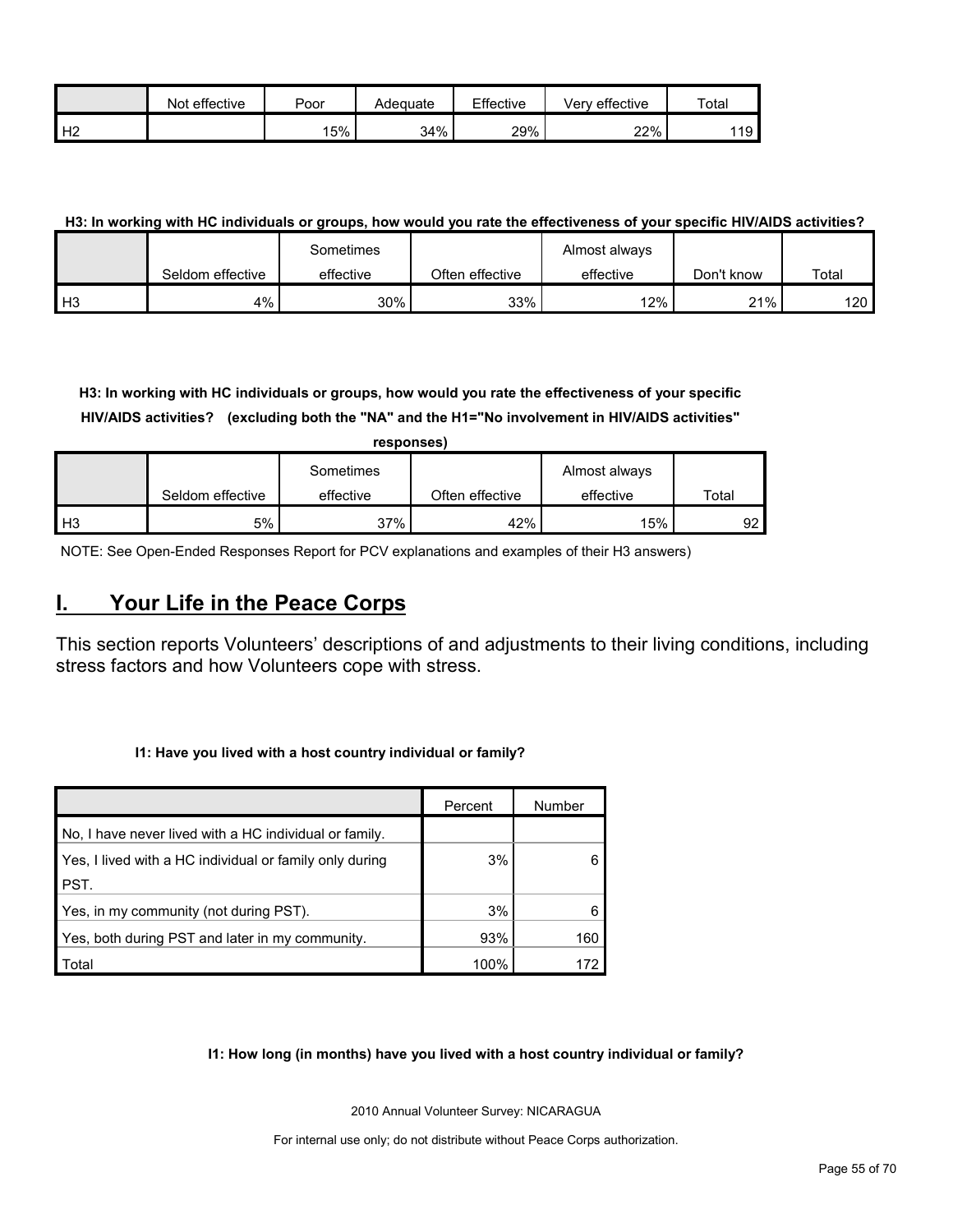|  | Not effective | Poor | Adequate | Effective | Very effective | Total |
|---|---|---|---|---|---|---|
| H2 |  | 15% | 34% | 29% | 22% | 119 |

**H3: In working with HC individuals or groups, how would you rate the effectiveness of your specific HIV/AIDS activities?**

|  | Seldom effective | Sometimes effective | Often effective | Almost always effective | Don't know | Total |
|---|---|---|---|---|---|---|
| H3 | 4% | 30% | 33% | 12% | 21% | 120 |

**H3: In working with HC individuals or groups, how would you rate the effectiveness of your specific HIV/AIDS activities? (excluding both the "NA" and the H1="No involvement in HIV/AIDS activities" responses)**

|  | Seldom effective | Sometimes effective | Often effective | Almost always effective | Total |
|---|---|---|---|---|---|
| H3 | 5% | 37% | 42% | 15% | 92 |

NOTE: See Open-Ended Responses Report for PCV explanations and examples of their H3 answers)

# I. Your Life in the Peace Corps

This section reports Volunteers' descriptions of and adjustments to their living conditions, including stress factors and how Volunteers cope with stress.

**I1: Have you lived with a host country individual or family?**

|  | Percent | Number |
|---|---|---|
| No, I have never lived with a HC individual or family. |  |  |
| Yes, I lived with a HC individual or family only during PST. | 3% | 6 |
| Yes, in my community (not during PST). | 3% | 6 |
| Yes, both during PST and later in my community. | 93% | 160 |
| Total | 100% | 172 |

**I1: How long (in months) have you lived with a host country individual or family?**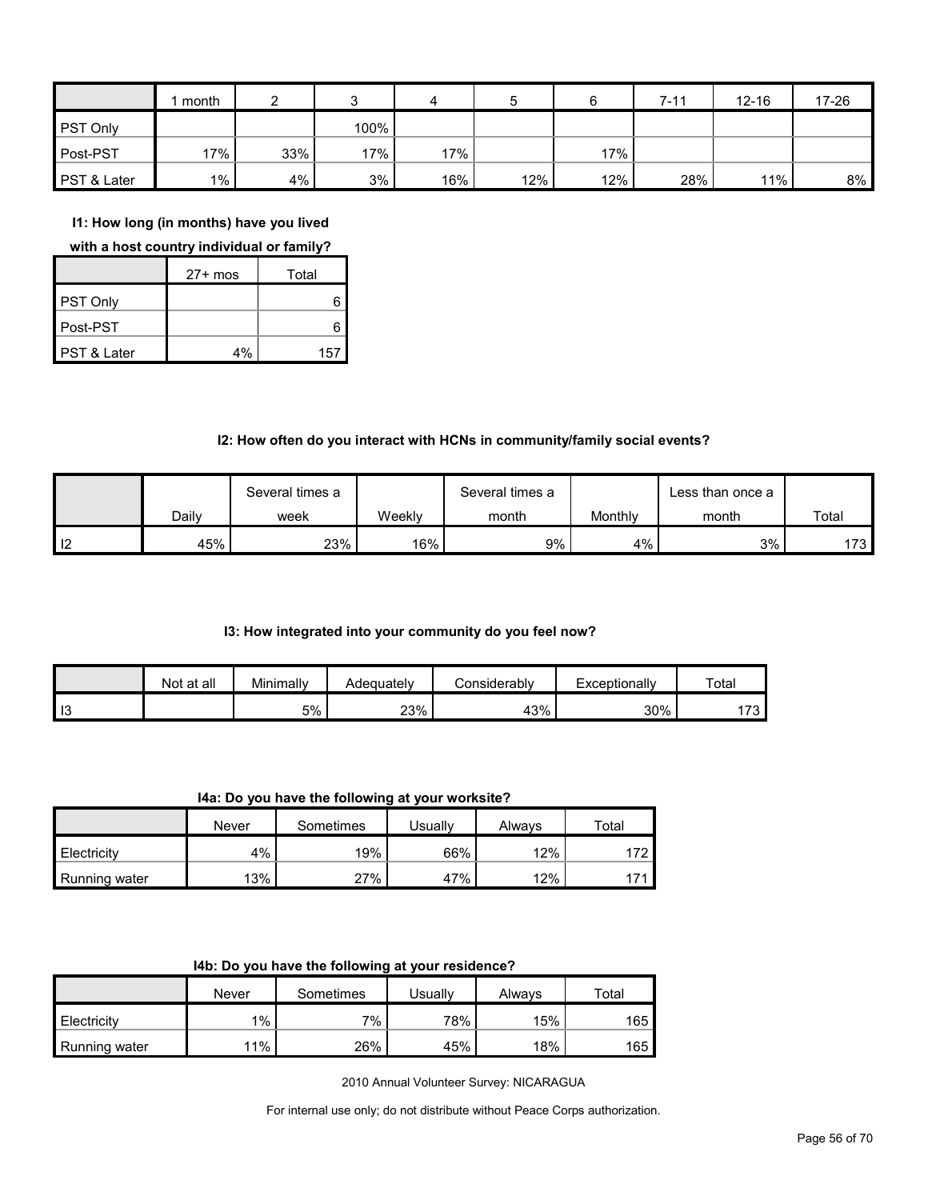| | 1 month | 2 | 3 | 4 | 5 | 6 | 7-11 | 12-16 | 17-26 |
|---|---|---|---|---|---|---|---|---|---|
| PST Only | | | 100% | | | | | | |
| Post-PST | 17% | 33% | 17% | 17% | | 17% | | | |
| PST & Later | 1% | 4% | 3% | 16% | 12% | 12% | 28% | 11% | 8% |

**I1: How long (in months) have you lived with a host country individual or family?**

| | 27+ mos | Total |
|---|---|---|
| PST Only | | 6 |
| Post-PST | | 6 |
| PST & Later | 4% | 157 |

**I2: How often do you interact with HCNs in community/family social events?**

| | Daily | Several times a week | Weekly | Several times a month | Monthly | Less than once a month | Total |
|---|---|---|---|---|---|---|---|
| I2 | 45% | 23% | 16% | 9% | 4% | 3% | 173 |

**I3: How integrated into your community do you feel now?**

| | Not at all | Minimally | Adequately | Considerably | Exceptionally | Total |
|---|---|---|---|---|---|---|
| I3 | | 5% | 23% | 43% | 30% | 173 |

**I4a: Do you have the following at your worksite?**

| | Never | Sometimes | Usually | Always | Total |
|---|---|---|---|---|---|
| Electricity | 4% | 19% | 66% | 12% | 172 |
| Running water | 13% | 27% | 47% | 12% | 171 |

**I4b: Do you have the following at your residence?**

| | Never | Sometimes | Usually | Always | Total |
|---|---|---|---|---|---|
| Electricity | 1% | 7% | 78% | 15% | 165 |
| Running water | 11% | 26% | 45% | 18% | 165 |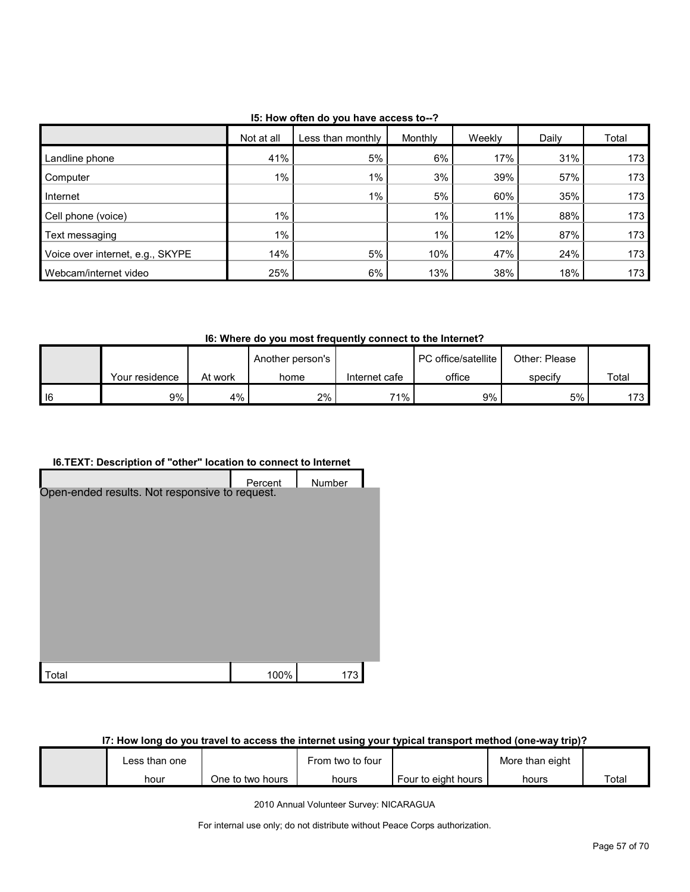**I5: How often do you have access to--?**

| | Not at all | Less than monthly | Monthly | Weekly | Daily | Total |
|---|---|---|---|---|---|---|
| Landline phone | 41% | 5% | 6% | 17% | 31% | 173 |
| Computer | 1% | 1% | 3% | 39% | 57% | 173 |
| Internet | | 1% | 5% | 60% | 35% | 173 |
| Cell phone (voice) | 1% | | 1% | 11% | 88% | 173 |
| Text messaging | 1% | | 1% | 12% | 87% | 173 |
| Voice over internet, e.g., SKYPE | 14% | 5% | 10% | 47% | 24% | 173 |
| Webcam/internet video | 25% | 6% | 13% | 38% | 18% | 173 |

**I6: Where do you most frequently connect to the Internet?**

| | Your residence | At work | Another person's home | Internet cafe | PC office/satellite office | Other: Please specify | Total |
|---|---|---|---|---|---|---|---|
| I6 | 9% | 4% | 2% | 71% | 9% | 5% | 173 |

**I6.TEXT: Description of "other" location to connect to Internet**

| | Percent | Number |
|---|---|---|
| Open-ended results. Not responsive to request. | | |
| Total | 100% | 173 |

**I7: How long do you travel to access the internet using your typical transport method (one-way trip)?**

| | Less than one hour | One to two hours | From two to four hours | Four to eight hours | More than eight hours | Total |
|---|---|---|---|---|---|---|

2010 Annual Volunteer Survey: NICARAGUA

For internal use only; do not distribute without Peace Corps authorization.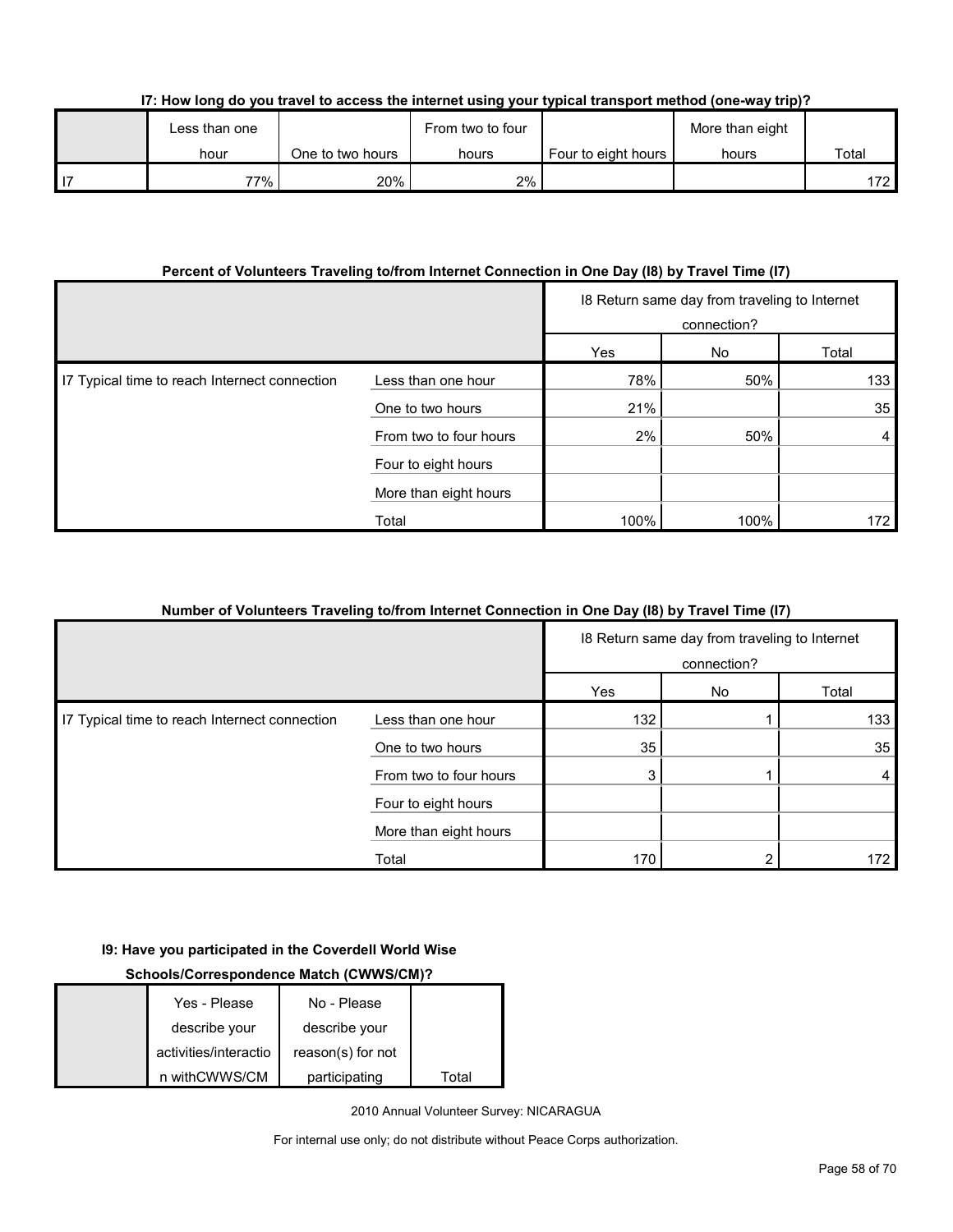**I7: How long do you travel to access the internet using your typical transport method (one-way trip)?**

| | Less than one hour | One to two hours | From two to four hours | Four to eight hours | More than eight hours | Total |
|---|---|---|---|---|---|---|
| I7 | 77% | 20% | 2% | | | 172 |

**Percent of Volunteers Traveling to/from Internet Connection in One Day (I8) by Travel Time (I7)**

| | | I8 Return same day from traveling to Internet connection? | | |
|---|---|---|---|---|
| | | Yes | No | Total |
| I7 Typical time to reach Internet connection | Less than one hour | 78% | 50% | 133 |
| | One to two hours | 21% | | 35 |
| | From two to four hours | 2% | 50% | 4 |
| | Four to eight hours | | | |
| | More than eight hours | | | |
| | Total | 100% | 100% | 172 |

**Number of Volunteers Traveling to/from Internet Connection in One Day (I8) by Travel Time (I7)**

| | | I8 Return same day from traveling to Internet connection? | | |
|---|---|---|---|---|
| | | Yes | No | Total |
| I7 Typical time to reach Internet connection | Less than one hour | 132 | 1 | 133 |
| | One to two hours | 35 | | 35 |
| | From two to four hours | 3 | 1 | 4 |
| | Four to eight hours | | | |
| | More than eight hours | | | |
| | Total | 170 | 2 | 172 |

**I9: Have you participated in the Coverdell World Wise Schools/Correspondence Match (CWWS/CM)?**

| | Yes - Please describe your activities/interaction withCWWS/CM | No - Please describe your reason(s) for not participating | Total |
|---|---|---|---|

2010 Annual Volunteer Survey: NICARAGUA

For internal use only; do not distribute without Peace Corps authorization.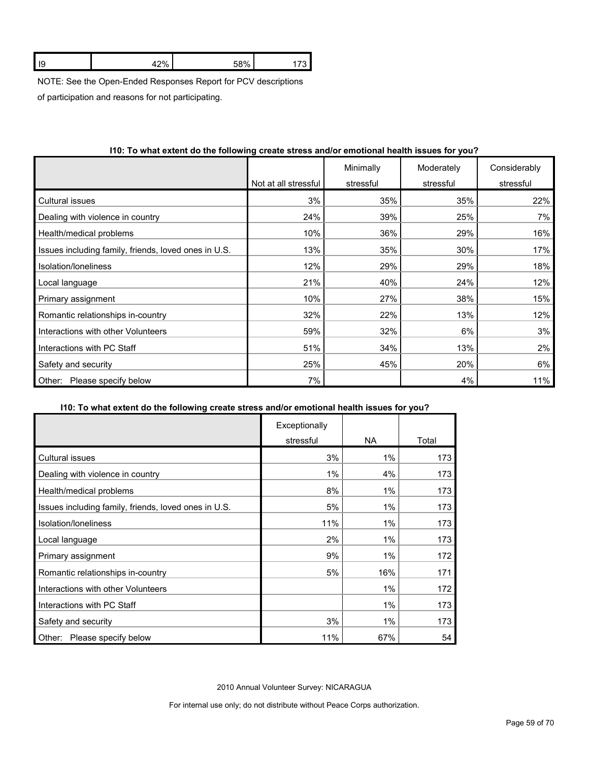| I9 | 42% | 58% | 173 |
|---|---|---|---|

NOTE: See the Open-Ended Responses Report for PCV descriptions of participation and reasons for not participating.

**I10: To what extent do the following create stress and/or emotional health issues for you?**

| | Not at all stressful | Minimally stressful | Moderately stressful | Considerably stressful |
|---|---|---|---|---|
| Cultural issues | 3% | 35% | 35% | 22% |
| Dealing with violence in country | 24% | 39% | 25% | 7% |
| Health/medical problems | 10% | 36% | 29% | 16% |
| Issues including family, friends, loved ones in U.S. | 13% | 35% | 30% | 17% |
| Isolation/loneliness | 12% | 29% | 29% | 18% |
| Local language | 21% | 40% | 24% | 12% |
| Primary assignment | 10% | 27% | 38% | 15% |
| Romantic relationships in-country | 32% | 22% | 13% | 12% |
| Interactions with other Volunteers | 59% | 32% | 6% | 3% |
| Interactions with PC Staff | 51% | 34% | 13% | 2% |
| Safety and security | 25% | 45% | 20% | 6% |
| Other: Please specify below | 7% | | 4% | 11% |

**I10: To what extent do the following create stress and/or emotional health issues for you?**

| | Exceptionally stressful | NA | Total |
|---|---|---|---|
| Cultural issues | 3% | 1% | 173 |
| Dealing with violence in country | 1% | 4% | 173 |
| Health/medical problems | 8% | 1% | 173 |
| Issues including family, friends, loved ones in U.S. | 5% | 1% | 173 |
| Isolation/loneliness | 11% | 1% | 173 |
| Local language | 2% | 1% | 173 |
| Primary assignment | 9% | 1% | 172 |
| Romantic relationships in-country | 5% | 16% | 171 |
| Interactions with other Volunteers | | 1% | 172 |
| Interactions with PC Staff | | 1% | 173 |
| Safety and security | 3% | 1% | 173 |
| Other: Please specify below | 11% | 67% | 54 |

2010 Annual Volunteer Survey: NICARAGUA

For internal use only; do not distribute without Peace Corps authorization.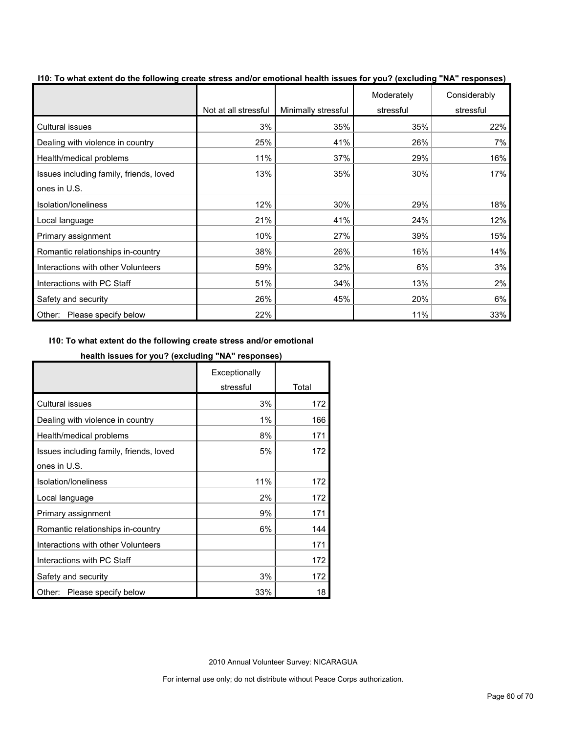**I10: To what extent do the following create stress and/or emotional health issues for you? (excluding "NA" responses)**

| | Not at all stressful | Minimally stressful | Moderately stressful | Considerably stressful |
|---|---|---|---|---|
| Cultural issues | 3% | 35% | 35% | 22% |
| Dealing with violence in country | 25% | 41% | 26% | 7% |
| Health/medical problems | 11% | 37% | 29% | 16% |
| Issues including family, friends, loved ones in U.S. | 13% | 35% | 30% | 17% |
| Isolation/loneliness | 12% | 30% | 29% | 18% |
| Local language | 21% | 41% | 24% | 12% |
| Primary assignment | 10% | 27% | 39% | 15% |
| Romantic relationships in-country | 38% | 26% | 16% | 14% |
| Interactions with other Volunteers | 59% | 32% | 6% | 3% |
| Interactions with PC Staff | 51% | 34% | 13% | 2% |
| Safety and security | 26% | 45% | 20% | 6% |
| Other: Please specify below | 22% | | 11% | 33% |

**I10: To what extent do the following create stress and/or emotional health issues for you? (excluding "NA" responses)**

| | Exceptionally stressful | Total |
|---|---|---|
| Cultural issues | 3% | 172 |
| Dealing with violence in country | 1% | 166 |
| Health/medical problems | 8% | 171 |
| Issues including family, friends, loved ones in U.S. | 5% | 172 |
| Isolation/loneliness | 11% | 172 |
| Local language | 2% | 172 |
| Primary assignment | 9% | 171 |
| Romantic relationships in-country | 6% | 144 |
| Interactions with other Volunteers | | 171 |
| Interactions with PC Staff | | 172 |
| Safety and security | 3% | 172 |
| Other: Please specify below | 33% | 18 |

2010 Annual Volunteer Survey: NICARAGUA

For internal use only; do not distribute without Peace Corps authorization.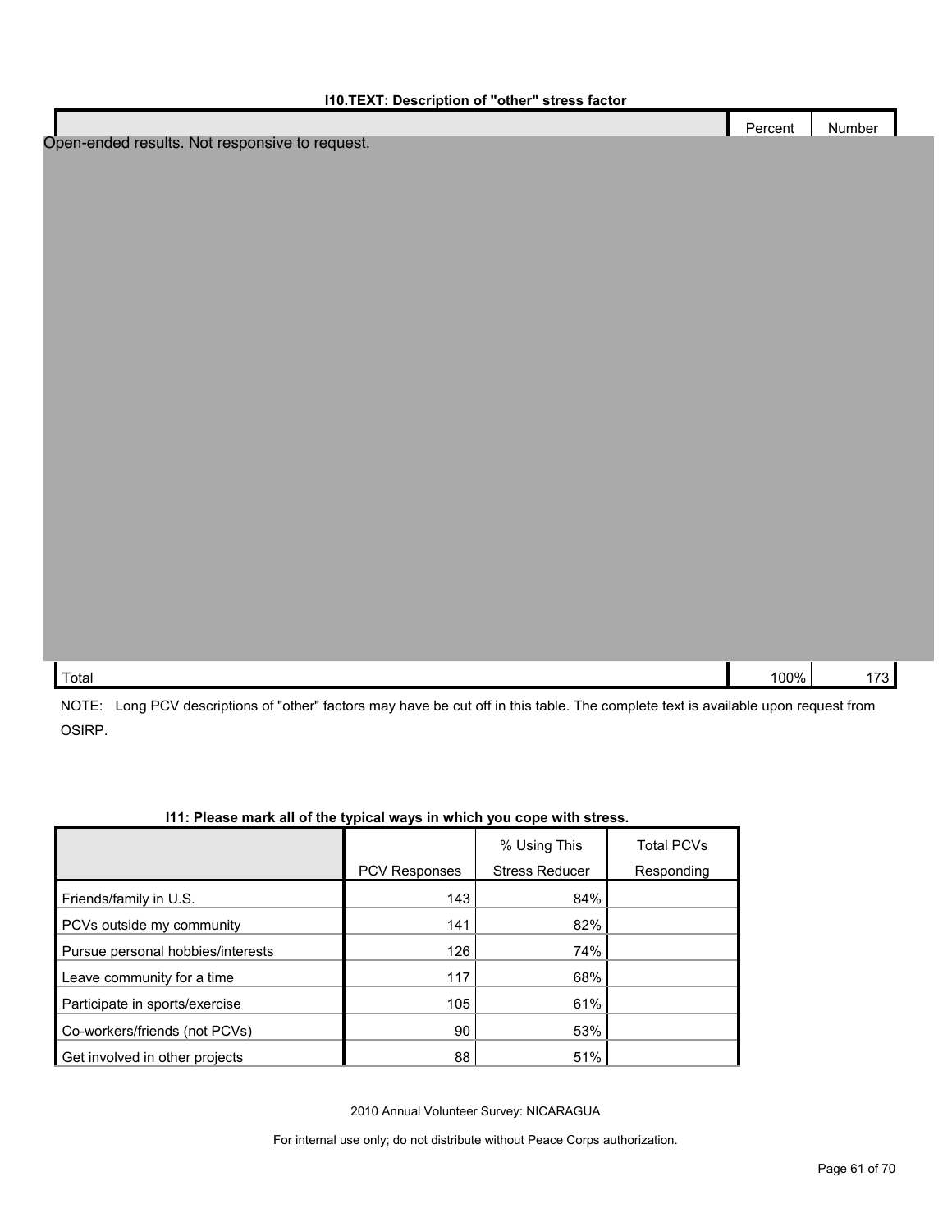**I10.TEXT: Description of "other" stress factor**

| | Percent | Number |
|---|---|---|
| Open-ended results. Not responsive to request. | | |
| Total | 100% | 173 |

NOTE: Long PCV descriptions of "other" factors may have be cut off in this table. The complete text is available upon request from OSIRP.

**I11: Please mark all of the typical ways in which you cope with stress.**

| | PCV Responses | % Using This Stress Reducer | Total PCVs Responding |
|---|---|---|---|
| Friends/family in U.S. | 143 | 84% | |
| PCVs outside my community | 141 | 82% | |
| Pursue personal hobbies/interests | 126 | 74% | |
| Leave community for a time | 117 | 68% | |
| Participate in sports/exercise | 105 | 61% | |
| Co-workers/friends (not PCVs) | 90 | 53% | |
| Get involved in other projects | 88 | 51% | |

2010 Annual Volunteer Survey: NICARAGUA

For internal use only; do not distribute without Peace Corps authorization.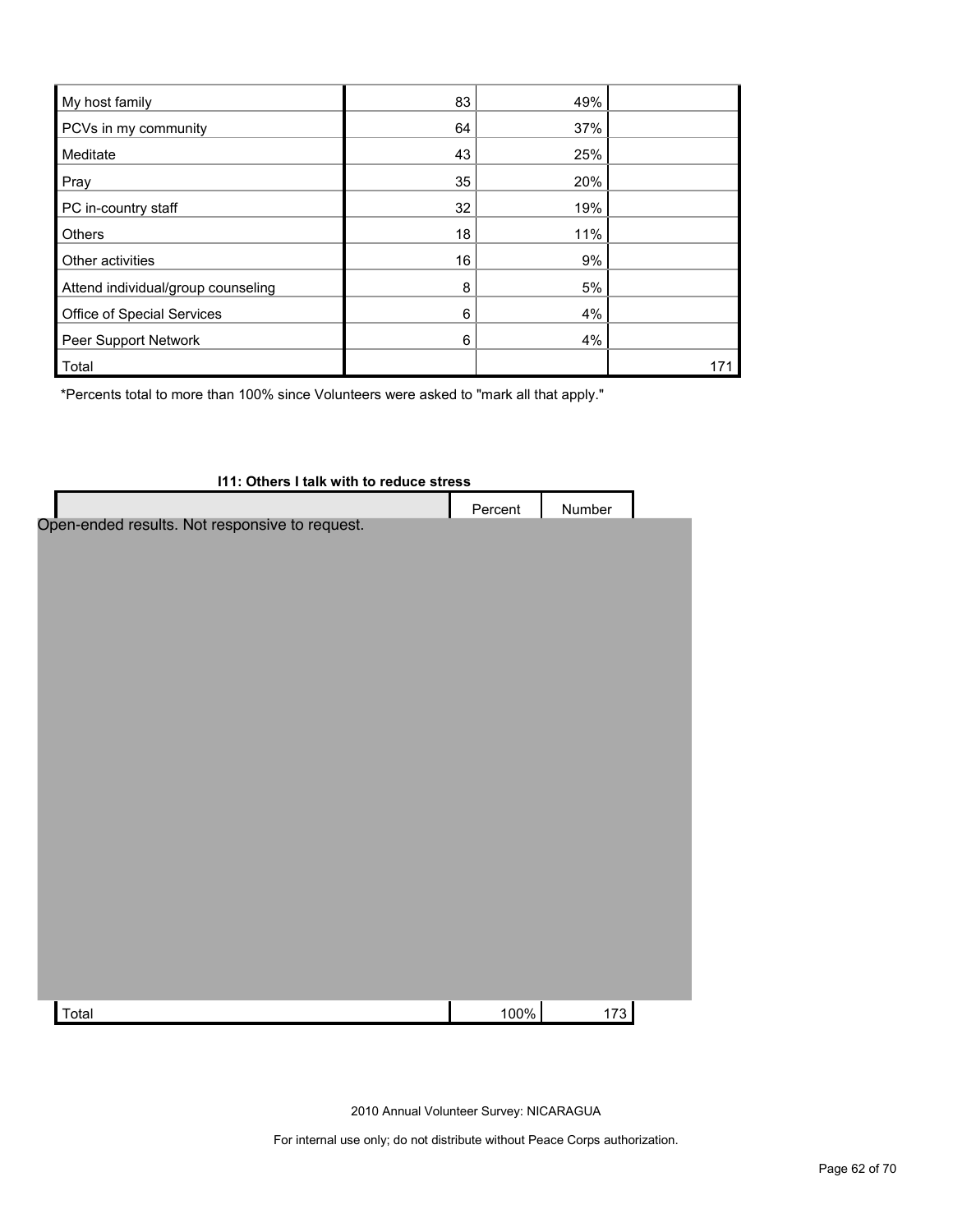| My host family | 83 | 49% | |
|---|---|---|---|
| PCVs in my community | 64 | 37% | |
| Meditate | 43 | 25% | |
| Pray | 35 | 20% | |
| PC in-country staff | 32 | 19% | |
| Others | 18 | 11% | |
| Other activities | 16 | 9% | |
| Attend individual/group counseling | 8 | 5% | |
| Office of Special Services | 6 | 4% | |
| Peer Support Network | 6 | 4% | |
| Total | | | 171 |

*Percents total to more than 100% since Volunteers were asked to "mark all that apply."

**I11: Others I talk with to reduce stress**

| | Percent | Number |
|---|---|---|
| Open-ended results. Not responsive to request. | | |
| Total | 100% | 173 |

2010 Annual Volunteer Survey: NICARAGUA

For internal use only; do not distribute without Peace Corps authorization.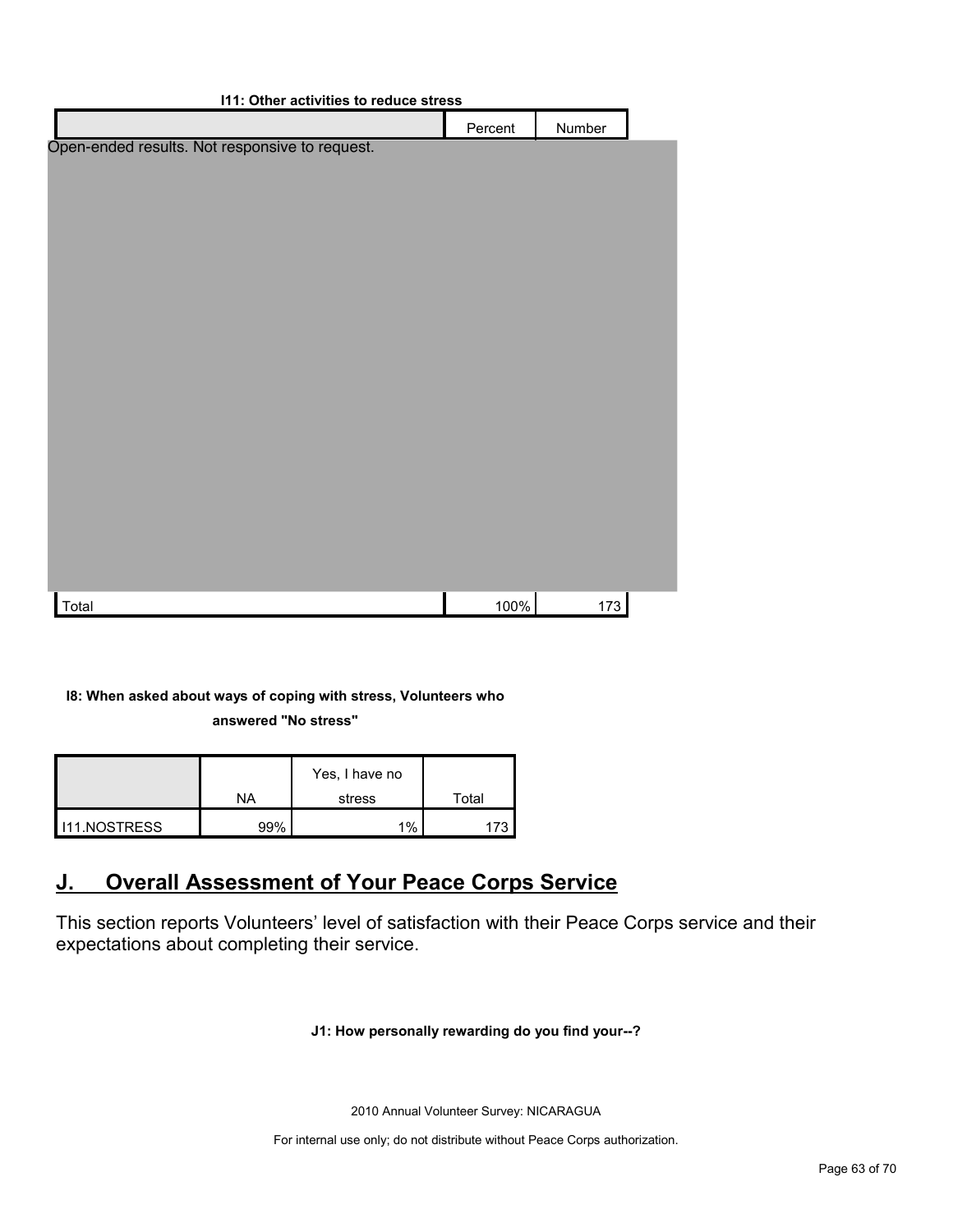**I11: Other activities to reduce stress**

| | Percent | Number |
|---|---|---|
| Open-ended results. Not responsive to request. | | |
| Total | 100% | 173 |

**I8: When asked about ways of coping with stress, Volunteers who answered "No stress"**

| | NA | Yes, I have no stress | Total |
|---|---|---|---|
| I11.NOSTRESS | 99% | 1% | 173 |

## J. Overall Assessment of Your Peace Corps Service

This section reports Volunteers' level of satisfaction with their Peace Corps service and their expectations about completing their service.

**J1: How personally rewarding do you find your--?**

2010 Annual Volunteer Survey: NICARAGUA

For internal use only; do not distribute without Peace Corps authorization.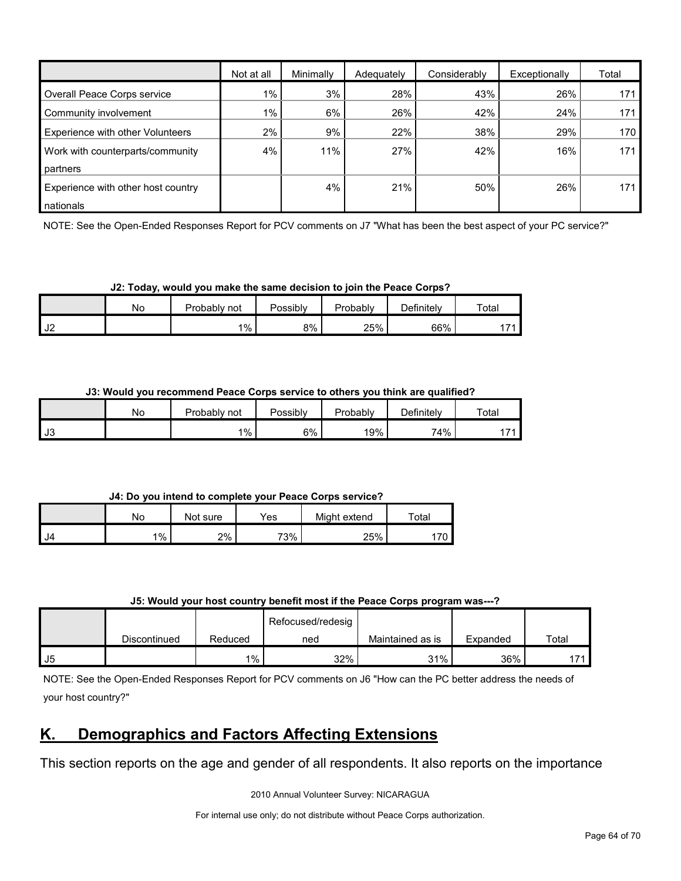| | Not at all | Minimally | Adequately | Considerably | Exceptionally | Total |
|---|---|---|---|---|---|---|
| Overall Peace Corps service | 1% | 3% | 28% | 43% | 26% | 171 |
| Community involvement | 1% | 6% | 26% | 42% | 24% | 171 |
| Experience with other Volunteers | 2% | 9% | 22% | 38% | 29% | 170 |
| Work with counterparts/community partners | 4% | 11% | 27% | 42% | 16% | 171 |
| Experience with other host country nationals | | 4% | 21% | 50% | 26% | 171 |

NOTE: See the Open-Ended Responses Report for PCV comments on J7 "What has been the best aspect of your PC service?"

**J2: Today, would you make the same decision to join the Peace Corps?**

| | No | Probably not | Possibly | Probably | Definitely | Total |
|---|---|---|---|---|---|---|
| J2 | | 1% | 8% | 25% | 66% | 171 |

**J3: Would you recommend Peace Corps service to others you think are qualified?**

| | No | Probably not | Possibly | Probably | Definitely | Total |
|---|---|---|---|---|---|---|
| J3 | | 1% | 6% | 19% | 74% | 171 |

**J4: Do you intend to complete your Peace Corps service?**

| | No | Not sure | Yes | Might extend | Total |
|---|---|---|---|---|---|
| J4 | 1% | 2% | 73% | 25% | 170 |

**J5: Would your host country benefit most if the Peace Corps program was---?**

| | Discontinued | Reduced | Refocused/redesigned | Maintained as is | Expanded | Total |
|---|---|---|---|---|---|---|
| J5 | | 1% | 32% | 31% | 36% | 171 |

NOTE: See the Open-Ended Responses Report for PCV comments on J6 "How can the PC better address the needs of your host country?"

## K. Demographics and Factors Affecting Extensions

This section reports on the age and gender of all respondents. It also reports on the importance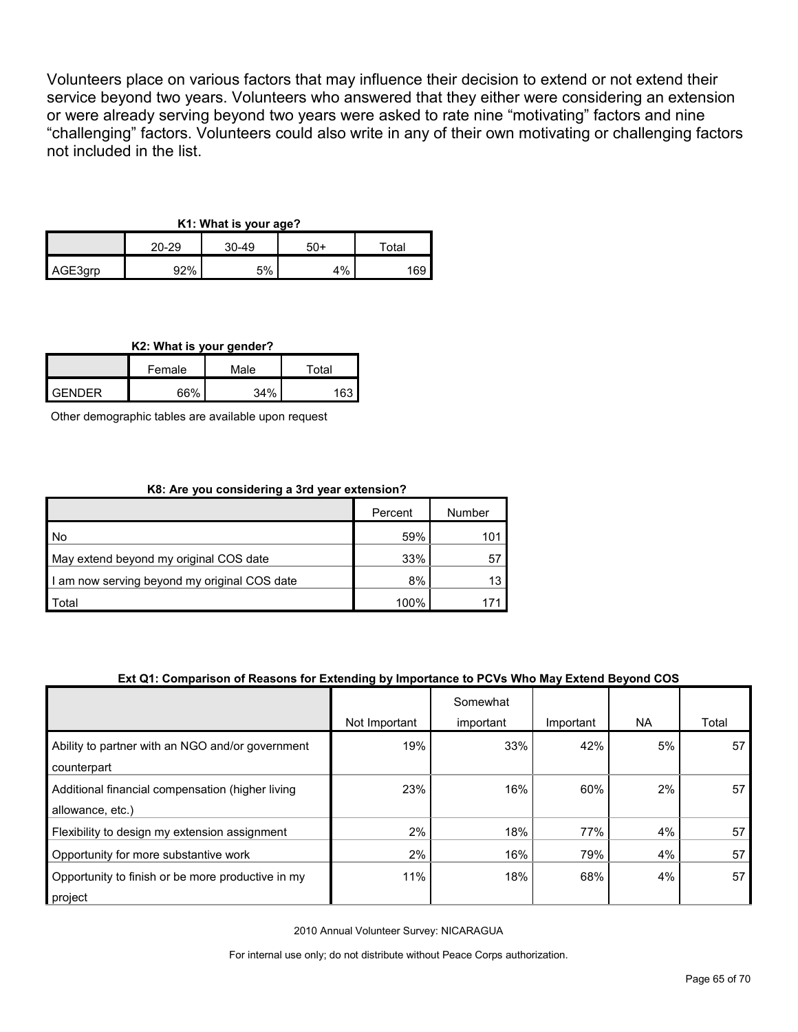Volunteers place on various factors that may influence their decision to extend or not extend their service beyond two years. Volunteers who answered that they either were considering an extension or were already serving beyond two years were asked to rate nine "motivating" factors and nine "challenging" factors. Volunteers could also write in any of their own motivating or challenging factors not included in the list.

**K1: What is your age?**

| | 20-29 | 30-49 | 50+ | Total |
|---|---|---|---|---|
| AGE3grp | 92% | 5% | 4% | 169 |

**K2: What is your gender?**

| | Female | Male | Total |
|---|---|---|---|
| GENDER | 66% | 34% | 163 |

Other demographic tables are available upon request

**K8: Are you considering a 3rd year extension?**

| | Percent | Number |
|---|---|---|
| No | 59% | 101 |
| May extend beyond my original COS date | 33% | 57 |
| I am now serving beyond my original COS date | 8% | 13 |
| Total | 100% | 171 |

**Ext Q1: Comparison of Reasons for Extending by Importance to PCVs Who May Extend Beyond COS**

| | Not Important | Somewhat important | Important | NA | Total |
|---|---|---|---|---|---|
| Ability to partner with an NGO and/or government counterpart | 19% | 33% | 42% | 5% | 57 |
| Additional financial compensation (higher living allowance, etc.) | 23% | 16% | 60% | 2% | 57 |
| Flexibility to design my extension assignment | 2% | 18% | 77% | 4% | 57 |
| Opportunity for more substantive work | 2% | 16% | 79% | 4% | 57 |
| Opportunity to finish or be more productive in my project | 11% | 18% | 68% | 4% | 57 |

2010 Annual Volunteer Survey: NICARAGUA

For internal use only; do not distribute without Peace Corps authorization.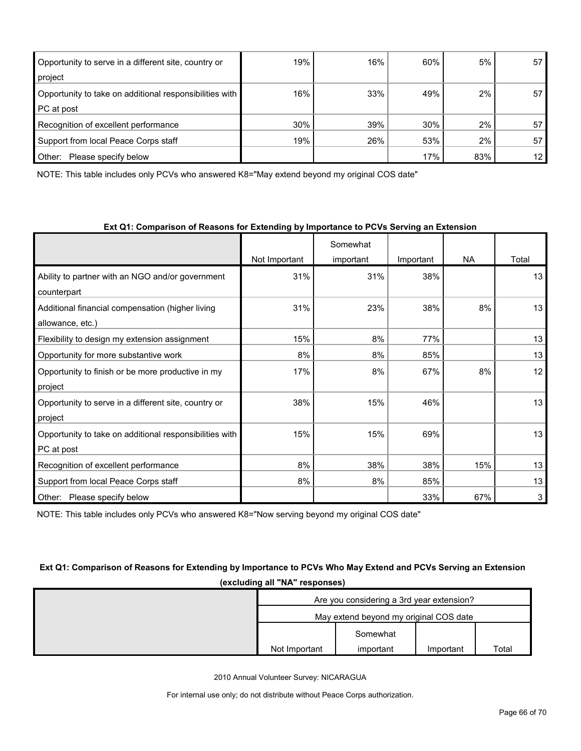| | | | | | |
|---|---|---|---|---|---|
| Opportunity to serve in a different site, country or project | 19% | 16% | 60% | 5% | 57 |
| Opportunity to take on additional responsibilities with PC at post | 16% | 33% | 49% | 2% | 57 |
| Recognition of excellent performance | 30% | 39% | 30% | 2% | 57 |
| Support from local Peace Corps staff | 19% | 26% | 53% | 2% | 57 |
| Other: Please specify below | | | 17% | 83% | 12 |

NOTE: This table includes only PCVs who answered K8="May extend beyond my original COS date"

**Ext Q1: Comparison of Reasons for Extending by Importance to PCVs Serving an Extension**

| | Not Important | Somewhat important | Important | NA | Total |
|---|---|---|---|---|---|
| Ability to partner with an NGO and/or government counterpart | 31% | 31% | 38% | | 13 |
| Additional financial compensation (higher living allowance, etc.) | 31% | 23% | 38% | 8% | 13 |
| Flexibility to design my extension assignment | 15% | 8% | 77% | | 13 |
| Opportunity for more substantive work | 8% | 8% | 85% | | 13 |
| Opportunity to finish or be more productive in my project | 17% | 8% | 67% | 8% | 12 |
| Opportunity to serve in a different site, country or project | 38% | 15% | 46% | | 13 |
| Opportunity to take on additional responsibilities with PC at post | 15% | 15% | 69% | | 13 |
| Recognition of excellent performance | 8% | 38% | 38% | 15% | 13 |
| Support from local Peace Corps staff | 8% | 8% | 85% | | 13 |
| Other: Please specify below | | | 33% | 67% | 3 |

NOTE: This table includes only PCVs who answered K8="Now serving beyond my original COS date"

**Ext Q1: Comparison of Reasons for Extending by Importance to PCVs Who May Extend and PCVs Serving an Extension (excluding all "NA" responses)**

| | Are you considering a 3rd year extension? | | | |
|---|---|---|---|---|
| | May extend beyond my original COS date | | | |
| | Not Important | Somewhat important | Important | Total |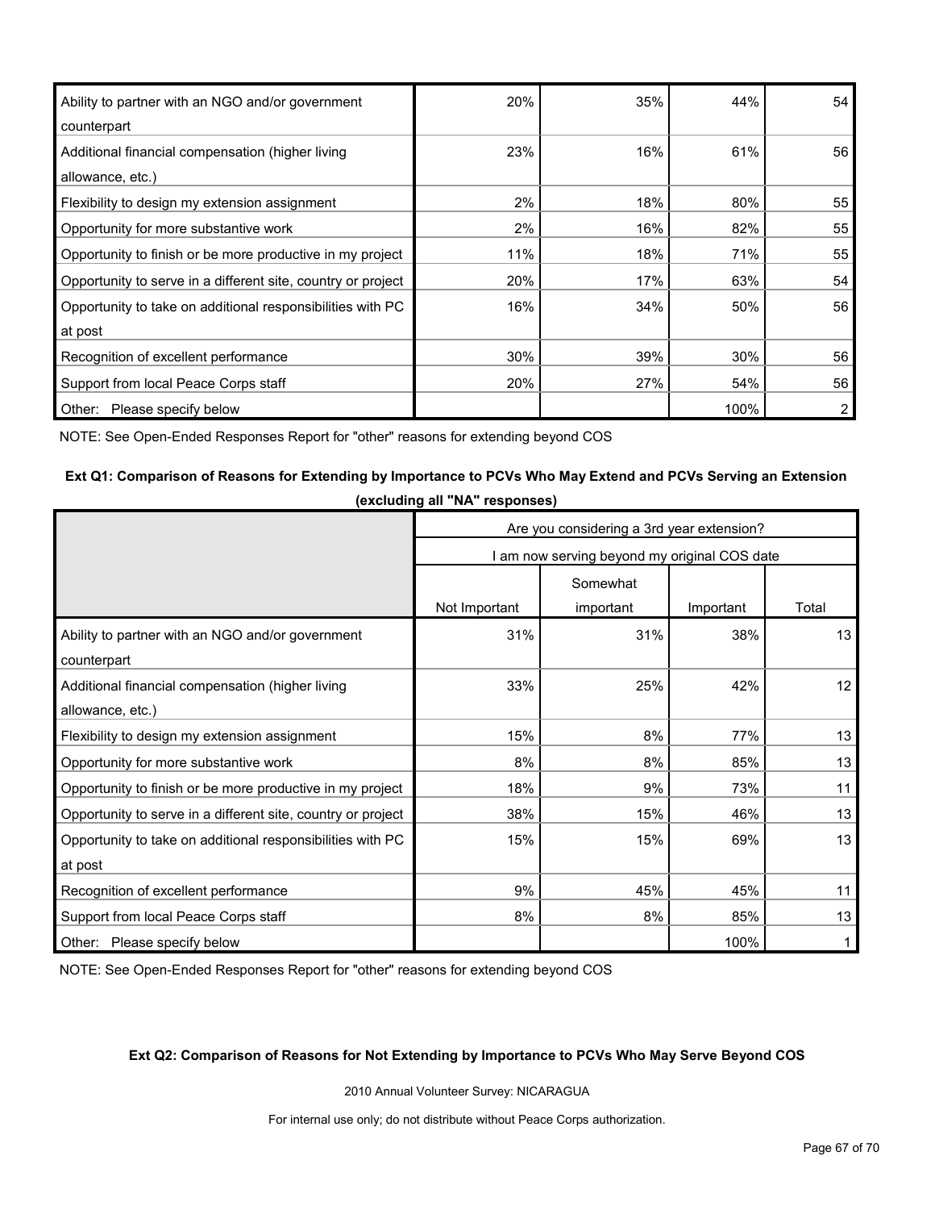| | | | | |
|---|---|---|---|---|
| Ability to partner with an NGO and/or government counterpart | 20% | 35% | 44% | 54 |
| Additional financial compensation (higher living allowance, etc.) | 23% | 16% | 61% | 56 |
| Flexibility to design my extension assignment | 2% | 18% | 80% | 55 |
| Opportunity for more substantive work | 2% | 16% | 82% | 55 |
| Opportunity to finish or be more productive in my project | 11% | 18% | 71% | 55 |
| Opportunity to serve in a different site, country or project | 20% | 17% | 63% | 54 |
| Opportunity to take on additional responsibilities with PC at post | 16% | 34% | 50% | 56 |
| Recognition of excellent performance | 30% | 39% | 30% | 56 |
| Support from local Peace Corps staff | 20% | 27% | 54% | 56 |
| Other: Please specify below | | | 100% | 2 |

NOTE: See Open-Ended Responses Report for "other" reasons for extending beyond COS

**Ext Q1: Comparison of Reasons for Extending by Importance to PCVs Who May Extend and PCVs Serving an Extension (excluding all "NA" responses)**

| | Are you considering a 3rd year extension? | | | |
|---|---|---|---|---|
| | I am now serving beyond my original COS date | | | |
| | Not Important | Somewhat important | Important | Total |
| Ability to partner with an NGO and/or government counterpart | 31% | 31% | 38% | 13 |
| Additional financial compensation (higher living allowance, etc.) | 33% | 25% | 42% | 12 |
| Flexibility to design my extension assignment | 15% | 8% | 77% | 13 |
| Opportunity for more substantive work | 8% | 8% | 85% | 13 |
| Opportunity to finish or be more productive in my project | 18% | 9% | 73% | 11 |
| Opportunity to serve in a different site, country or project | 38% | 15% | 46% | 13 |
| Opportunity to take on additional responsibilities with PC at post | 15% | 15% | 69% | 13 |
| Recognition of excellent performance | 9% | 45% | 45% | 11 |
| Support from local Peace Corps staff | 8% | 8% | 85% | 13 |
| Other: Please specify below | | | 100% | 1 |

NOTE: See Open-Ended Responses Report for "other" reasons for extending beyond COS

**Ext Q2: Comparison of Reasons for Not Extending by Importance to PCVs Who May Serve Beyond COS**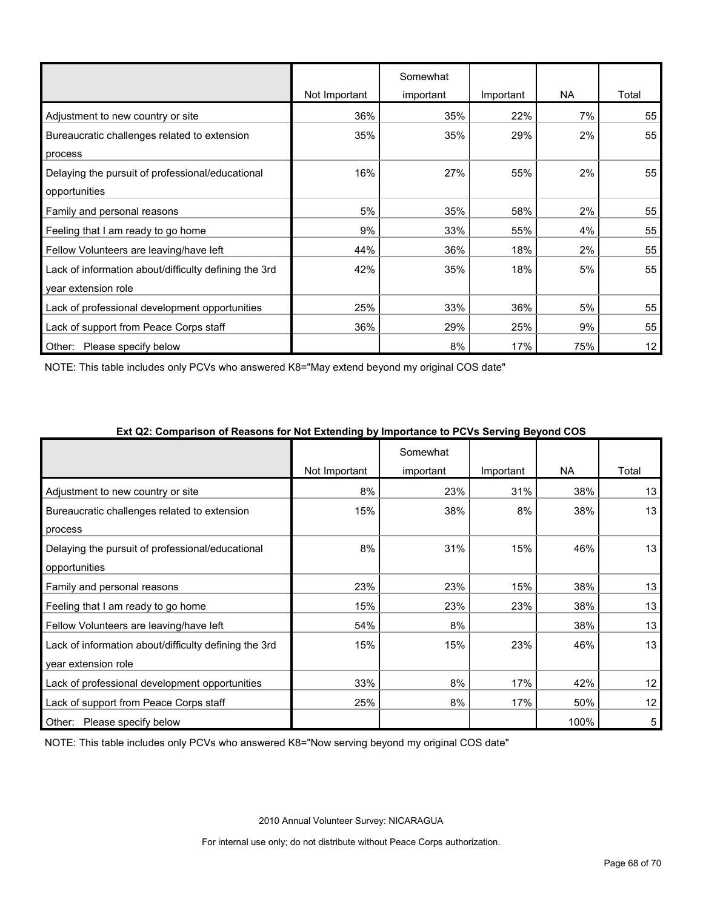| | Not Important | Somewhat important | Important | NA | Total |
|---|---|---|---|---|---|
| Adjustment to new country or site | 36% | 35% | 22% | 7% | 55 |
| Bureaucratic challenges related to extension process | 35% | 35% | 29% | 2% | 55 |
| Delaying the pursuit of professional/educational opportunities | 16% | 27% | 55% | 2% | 55 |
| Family and personal reasons | 5% | 35% | 58% | 2% | 55 |
| Feeling that I am ready to go home | 9% | 33% | 55% | 4% | 55 |
| Fellow Volunteers are leaving/have left | 44% | 36% | 18% | 2% | 55 |
| Lack of information about/difficulty defining the 3rd year extension role | 42% | 35% | 18% | 5% | 55 |
| Lack of professional development opportunities | 25% | 33% | 36% | 5% | 55 |
| Lack of support from Peace Corps staff | 36% | 29% | 25% | 9% | 55 |
| Other: Please specify below | | 8% | 17% | 75% | 12 |

NOTE: This table includes only PCVs who answered K8="May extend beyond my original COS date"

**Ext Q2: Comparison of Reasons for Not Extending by Importance to PCVs Serving Beyond COS**

| | Not Important | Somewhat important | Important | NA | Total |
|---|---|---|---|---|---|
| Adjustment to new country or site | 8% | 23% | 31% | 38% | 13 |
| Bureaucratic challenges related to extension process | 15% | 38% | 8% | 38% | 13 |
| Delaying the pursuit of professional/educational opportunities | 8% | 31% | 15% | 46% | 13 |
| Family and personal reasons | 23% | 23% | 15% | 38% | 13 |
| Feeling that I am ready to go home | 15% | 23% | 23% | 38% | 13 |
| Fellow Volunteers are leaving/have left | 54% | 8% | | 38% | 13 |
| Lack of information about/difficulty defining the 3rd year extension role | 15% | 15% | 23% | 46% | 13 |
| Lack of professional development opportunities | 33% | 8% | 17% | 42% | 12 |
| Lack of support from Peace Corps staff | 25% | 8% | 17% | 50% | 12 |
| Other: Please specify below | | | | 100% | 5 |

NOTE: This table includes only PCVs who answered K8="Now serving beyond my original COS date"

2010 Annual Volunteer Survey: NICARAGUA

For internal use only; do not distribute without Peace Corps authorization.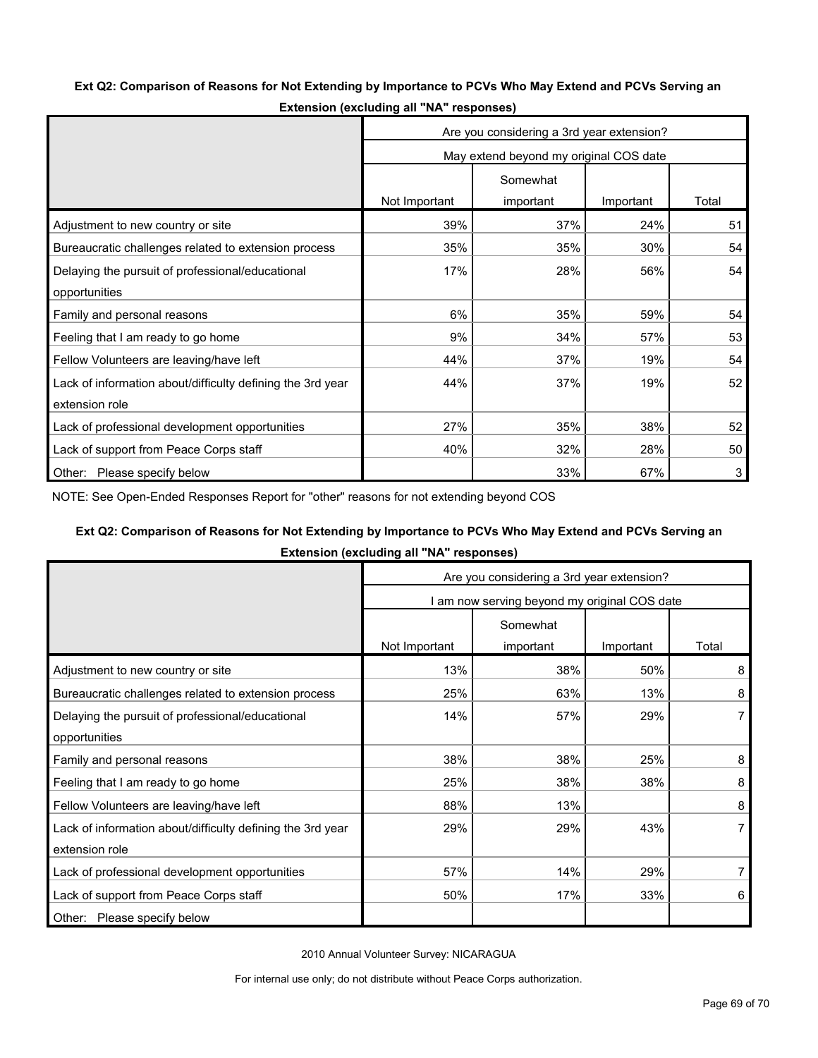**Ext Q2: Comparison of Reasons for Not Extending by Importance to PCVs Who May Extend and PCVs Serving an Extension (excluding all "NA" responses)**

| | Are you considering a 3rd year extension? | | | |
|---|---|---|---|---|
| | May extend beyond my original COS date | | | |
| | Not Important | Somewhat important | Important | Total |
| Adjustment to new country or site | 39% | 37% | 24% | 51 |
| Bureaucratic challenges related to extension process | 35% | 35% | 30% | 54 |
| Delaying the pursuit of professional/educational opportunities | 17% | 28% | 56% | 54 |
| Family and personal reasons | 6% | 35% | 59% | 54 |
| Feeling that I am ready to go home | 9% | 34% | 57% | 53 |
| Fellow Volunteers are leaving/have left | 44% | 37% | 19% | 54 |
| Lack of information about/difficulty defining the 3rd year extension role | 44% | 37% | 19% | 52 |
| Lack of professional development opportunities | 27% | 35% | 38% | 52 |
| Lack of support from Peace Corps staff | 40% | 32% | 28% | 50 |
| Other: Please specify below | | 33% | 67% | 3 |

NOTE: See Open-Ended Responses Report for "other" reasons for not extending beyond COS

**Ext Q2: Comparison of Reasons for Not Extending by Importance to PCVs Who May Extend and PCVs Serving an Extension (excluding all "NA" responses)**

| | Are you considering a 3rd year extension? | | | |
|---|---|---|---|---|
| | I am now serving beyond my original COS date | | | |
| | Not Important | Somewhat important | Important | Total |
| Adjustment to new country or site | 13% | 38% | 50% | 8 |
| Bureaucratic challenges related to extension process | 25% | 63% | 13% | 8 |
| Delaying the pursuit of professional/educational opportunities | 14% | 57% | 29% | 7 |
| Family and personal reasons | 38% | 38% | 25% | 8 |
| Feeling that I am ready to go home | 25% | 38% | 38% | 8 |
| Fellow Volunteers are leaving/have left | 88% | 13% | | 8 |
| Lack of information about/difficulty defining the 3rd year extension role | 29% | 29% | 43% | 7 |
| Lack of professional development opportunities | 57% | 14% | 29% | 7 |
| Lack of support from Peace Corps staff | 50% | 17% | 33% | 6 |
| Other: Please specify below | | | | |

2010 Annual Volunteer Survey: NICARAGUA

For internal use only; do not distribute without Peace Corps authorization.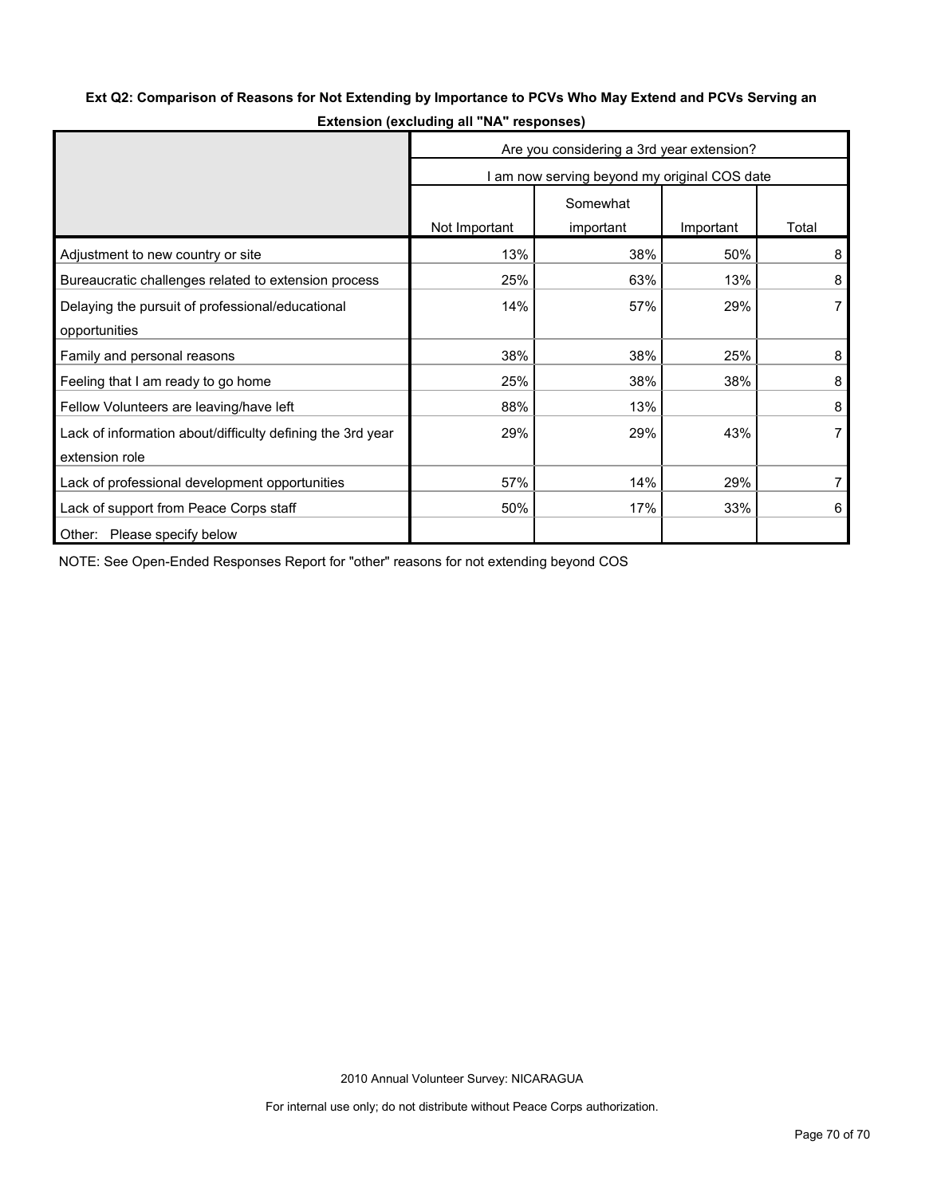**Ext Q2: Comparison of Reasons for Not Extending by Importance to PCVs Who May Extend and PCVs Serving an Extension (excluding all "NA" responses)**

| | Are you considering a 3rd year extension? | | | |
|---|---|---|---|---|
| | I am now serving beyond my original COS date | | | |
| | Not Important | Somewhat important | Important | Total |
| Adjustment to new country or site | 13% | 38% | 50% | 8 |
| Bureaucratic challenges related to extension process | 25% | 63% | 13% | 8 |
| Delaying the pursuit of professional/educational opportunities | 14% | 57% | 29% | 7 |
| Family and personal reasons | 38% | 38% | 25% | 8 |
| Feeling that I am ready to go home | 25% | 38% | 38% | 8 |
| Fellow Volunteers are leaving/have left | 88% | 13% | | 8 |
| Lack of information about/difficulty defining the 3rd year extension role | 29% | 29% | 43% | 7 |
| Lack of professional development opportunities | 57% | 14% | 29% | 7 |
| Lack of support from Peace Corps staff | 50% | 17% | 33% | 6 |
| Other: Please specify below | | | | |

NOTE: See Open-Ended Responses Report for "other" reasons for not extending beyond COS

2010 Annual Volunteer Survey: NICARAGUA

For internal use only; do not distribute without Peace Corps authorization.